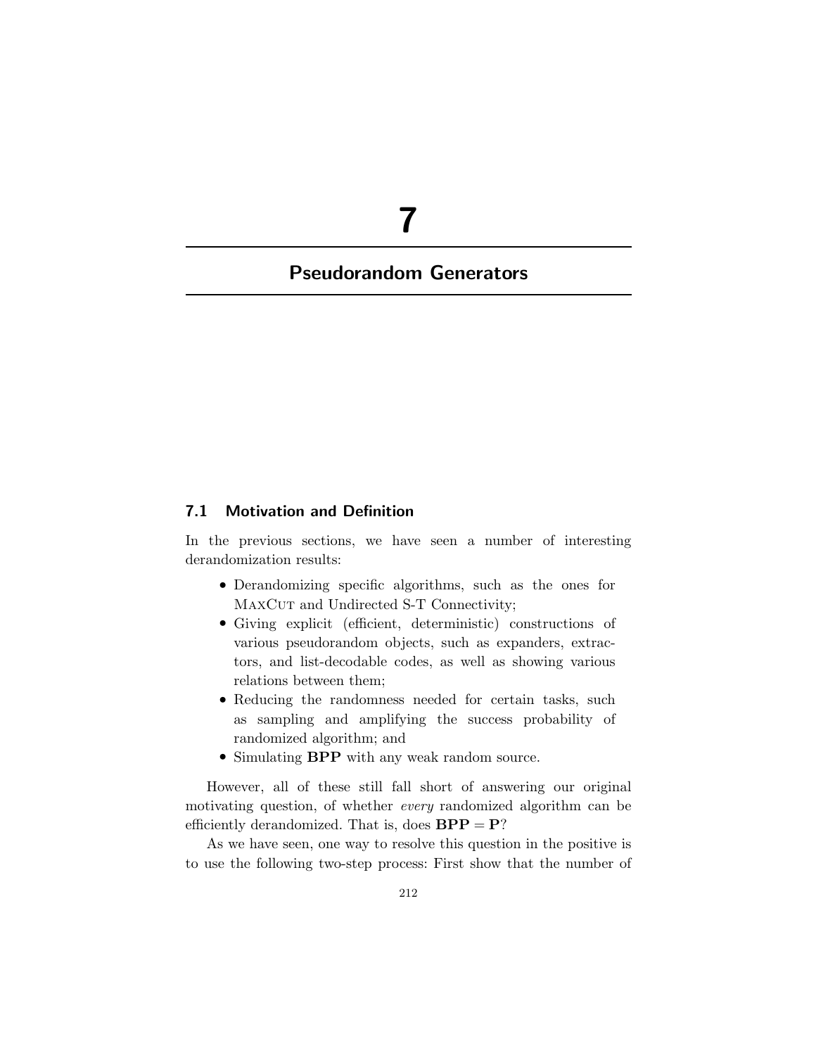# 7

# Pseudorandom Generators

## 7.1 Motivation and Definition

In the previous sections, we have seen a number of interesting derandomization results:

- Derandomizing specific algorithms, such as the ones for MaxCut and Undirected S-T Connectivity;
- Giving explicit (efficient, deterministic) constructions of various pseudorandom objects, such as expanders, extractors, and list-decodable codes, as well as showing various relations between them;
- Reducing the randomness needed for certain tasks, such as sampling and amplifying the success probability of randomized algorithm; and
- Simulating **BPP** with any weak random source.

However, all of these still fall short of answering our original motivating question, of whether *every* randomized algorithm can be efficiently derandomized. That is, does **BPP** = **P**?

As we have seen, one way to resolve this question in the positive is to use the following two-step process: First show that the number of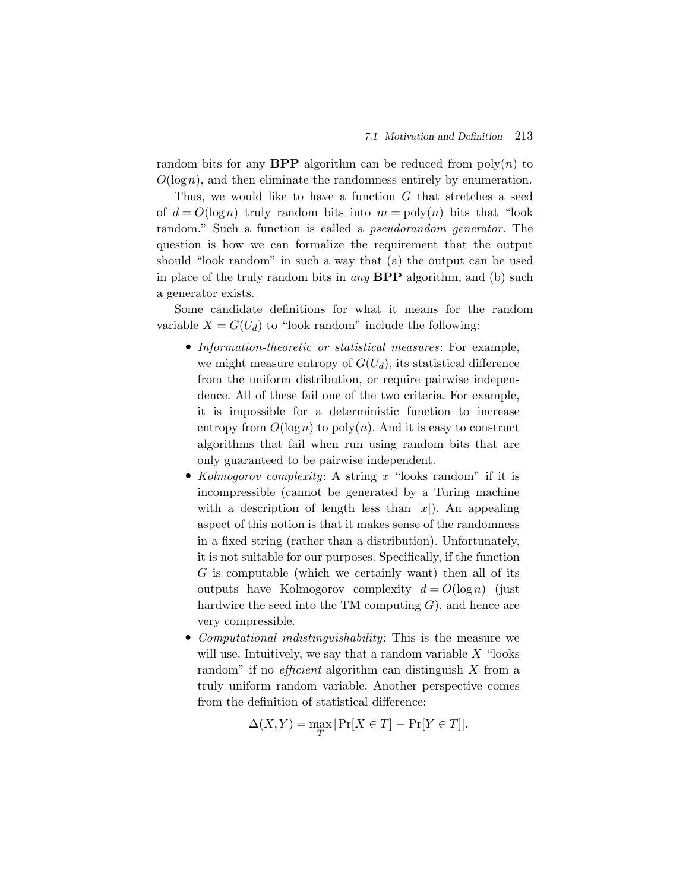random bits for any **BPP** algorithm can be reduced from $\mathrm{poly}(n)$ to $O(\log n)$, and then eliminate the randomness entirely by enumeration.

Thus, we would like to have a function $G$ that stretches a seed of $d = O(\log n)$ truly random bits into $m = \mathrm{poly}(n)$ bits that "look random." Such a function is called a *pseudorandom generator*. The question is how we can formalize the requirement that the output should "look random" in such a way that (a) the output can be used in place of the truly random bits in *any* **BPP** algorithm, and (b) such a generator exists.

Some candidate definitions for what it means for the random variable $X = G(U_d)$ to "look random" include the following:

- *Information-theoretic or statistical measures*: For example, we might measure entropy of $G(U_d)$, its statistical difference from the uniform distribution, or require pairwise independence. All of these fail one of the two criteria. For example, it is impossible for a deterministic function to increase entropy from $O(\log n)$ to $\mathrm{poly}(n)$. And it is easy to construct algorithms that fail when run using random bits that are only guaranteed to be pairwise independent.
- *Kolmogorov complexity*: A string $x$ "looks random" if it is incompressible (cannot be generated by a Turing machine with a description of length less than $|x|$). An appealing aspect of this notion is that it makes sense of the randomness in a fixed string (rather than a distribution). Unfortunately, it is not suitable for our purposes. Specifically, if the function $G$ is computable (which we certainly want) then all of its outputs have Kolmogorov complexity $d = O(\log n)$ (just hardwire the seed into the TM computing $G$), and hence are very compressible.
- *Computational indistinguishability*: This is the measure we will use. Intuitively, we say that a random variable $X$ "looks random" if no *efficient* algorithm can distinguish $X$ from a truly uniform random variable. Another perspective comes from the definition of statistical difference:

$$\Delta(X,Y) = \max_{T} |\Pr[X \in T] - \Pr[Y \in T]|.$$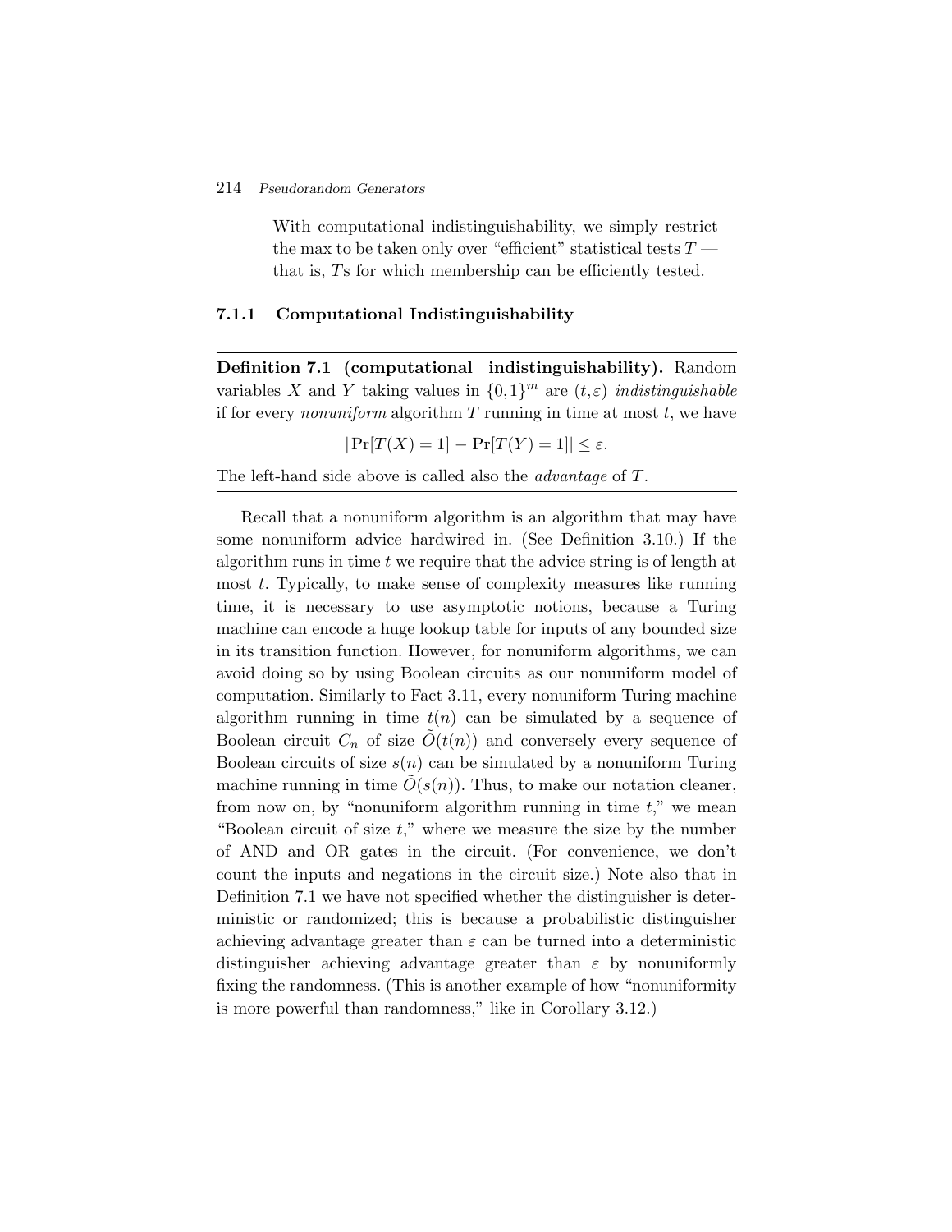With computational indistinguishability, we simply restrict the max to be taken only over "efficient" statistical tests $T$ — that is, $T$s for which membership can be efficiently tested.

### 7.1.1 Computational Indistinguishability

---

**Definition 7.1 (computational indistinguishability).** Random variables $X$ and $Y$ taking values in $\{0,1\}^m$ are $(t,\varepsilon)$ *indistinguishable* if for every *nonuniform* algorithm $T$ running in time at most $t$, we have

$$|\Pr[T(X) = 1] - \Pr[T(Y) = 1]| \leq \varepsilon.$$

The left-hand side above is called also the *advantage* of $T$.

---

Recall that a nonuniform algorithm is an algorithm that may have some nonuniform advice hardwired in. (See Definition 3.10.) If the algorithm runs in time $t$ we require that the advice string is of length at most $t$. Typically, to make sense of complexity measures like running time, it is necessary to use asymptotic notions, because a Turing machine can encode a huge lookup table for inputs of any bounded size in its transition function. However, for nonuniform algorithms, we can avoid doing so by using Boolean circuits as our nonuniform model of computation. Similarly to Fact 3.11, every nonuniform Turing machine algorithm running in time $t(n)$ can be simulated by a sequence of Boolean circuit $C_n$ of size $\tilde{O}(t(n))$ and conversely every sequence of Boolean circuits of size $s(n)$ can be simulated by a nonuniform Turing machine running in time $\tilde{O}(s(n))$. Thus, to make our notation cleaner, from now on, by "nonuniform algorithm running in time $t$," we mean "Boolean circuit of size $t$," where we measure the size by the number of AND and OR gates in the circuit. (For convenience, we don't count the inputs and negations in the circuit size.) Note also that in Definition 7.1 we have not specified whether the distinguisher is deterministic or randomized; this is because a probabilistic distinguisher achieving advantage greater than $\varepsilon$ can be turned into a deterministic distinguisher achieving advantage greater than $\varepsilon$ by nonuniformly fixing the randomness. (This is another example of how "nonuniformity is more powerful than randomness," like in Corollary 3.12.)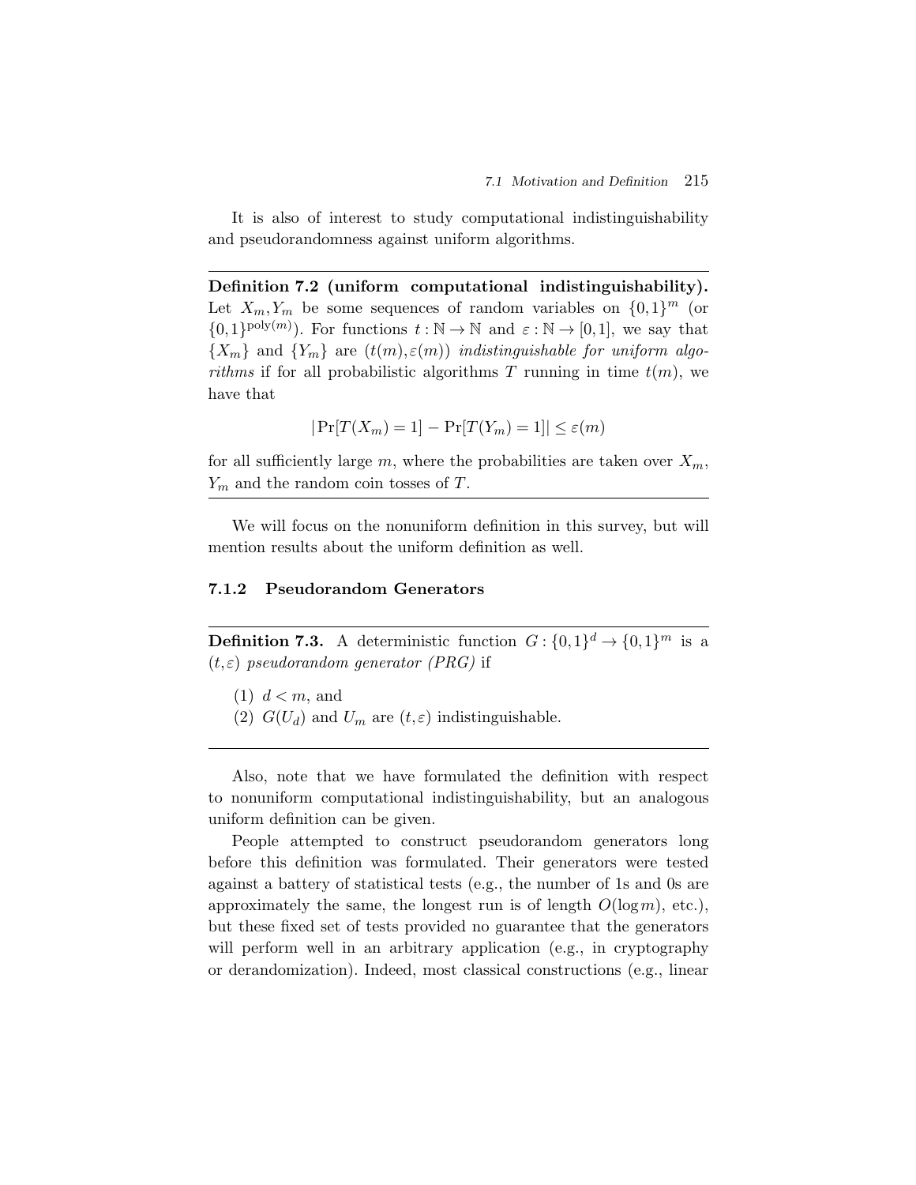It is also of interest to study computational indistinguishability and pseudorandomness against uniform algorithms.

---

**Definition 7.2 (uniform computational indistinguishability).** Let $X_m, Y_m$ be some sequences of random variables on $\{0,1\}^m$ (or $\{0,1\}^{\mathrm{poly}(m)}$). For functions $t : \mathbb{N} \to \mathbb{N}$ and $\varepsilon : \mathbb{N} \to [0,1]$, we say that $\{X_m\}$ and $\{Y_m\}$ are $(t(m), \varepsilon(m))$ *indistinguishable for uniform algorithms* if for all probabilistic algorithms $T$ running in time $t(m)$, we have that

$$|\Pr[T(X_m) = 1] - \Pr[T(Y_m) = 1]| \leq \varepsilon(m)$$

for all sufficiently large $m$, where the probabilities are taken over $X_m$, $Y_m$ and the random coin tosses of $T$.

---

We will focus on the nonuniform definition in this survey, but will mention results about the uniform definition as well.

### 7.1.2 Pseudorandom Generators

---

**Definition 7.3.** A deterministic function $G : \{0,1\}^d \to \{0,1\}^m$ is a $(t, \varepsilon)$ *pseudorandom generator (PRG)* if

(1) $d < m$, and
(2) $G(U_d)$ and $U_m$ are $(t, \varepsilon)$ indistinguishable.

---

Also, note that we have formulated the definition with respect to nonuniform computational indistinguishability, but an analogous uniform definition can be given.

People attempted to construct pseudorandom generators long before this definition was formulated. Their generators were tested against a battery of statistical tests (e.g., the number of 1s and 0s are approximately the same, the longest run is of length $O(\log m)$, etc.), but these fixed set of tests provided no guarantee that the generators will perform well in an arbitrary application (e.g., in cryptography or derandomization). Indeed, most classical constructions (e.g., linear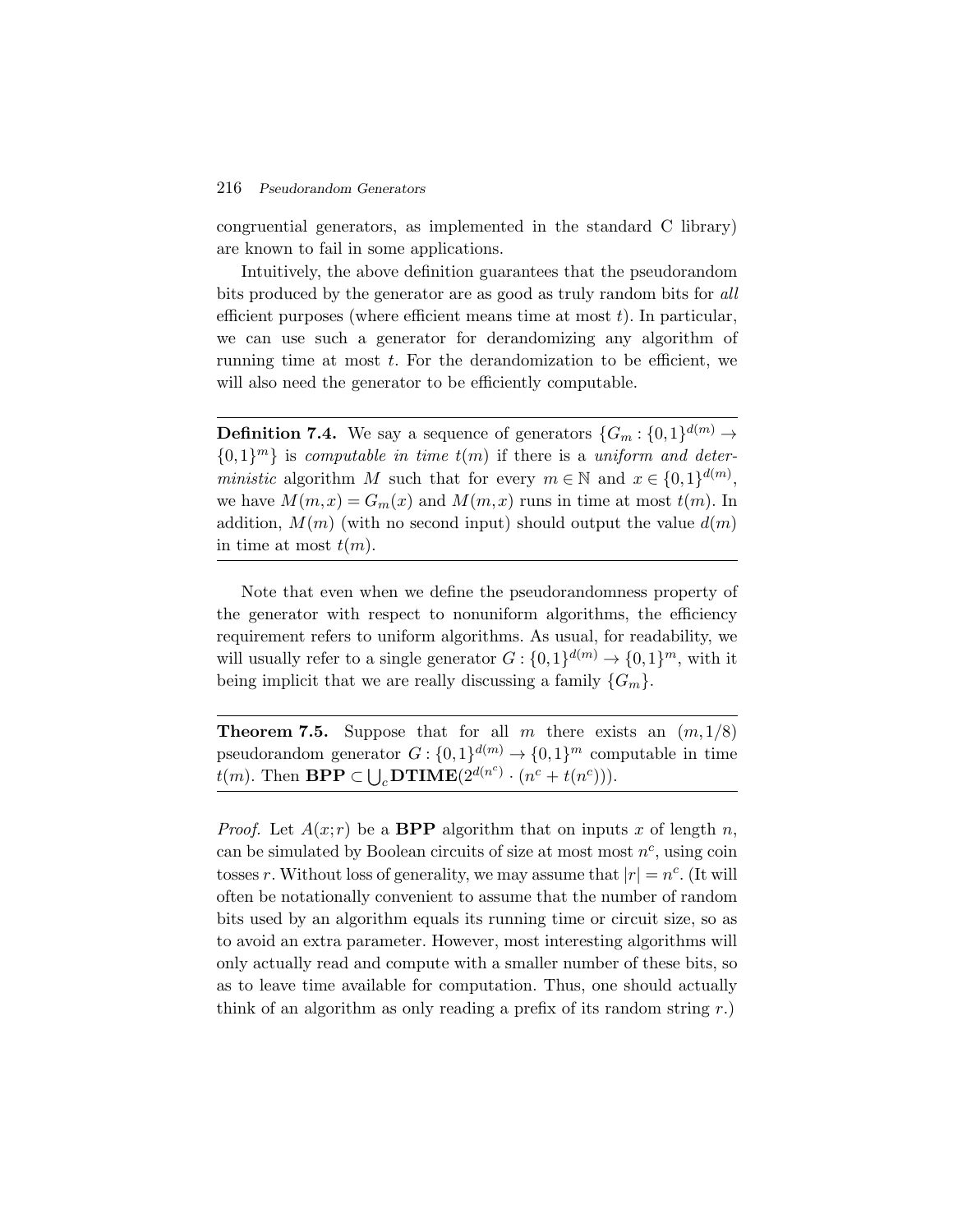congruential generators, as implemented in the standard C library) are known to fail in some applications.

Intuitively, the above definition guarantees that the pseudorandom bits produced by the generator are as good as truly random bits for *all* efficient purposes (where efficient means time at most $t$). In particular, we can use such a generator for derandomizing any algorithm of running time at most $t$. For the derandomization to be efficient, we will also need the generator to be efficiently computable.

---

**Definition 7.4.** We say a sequence of generators $\{G_m : \{0,1\}^{d(m)} \to \{0,1\}^m\}$ is *computable in time* $t(m)$ if there is a *uniform and deterministic* algorithm $M$ such that for every $m \in \mathbb{N}$ and $x \in \{0,1\}^{d(m)}$, we have $M(m,x) = G_m(x)$ and $M(m,x)$ runs in time at most $t(m)$. In addition, $M(m)$ (with no second input) should output the value $d(m)$ in time at most $t(m)$.

---

Note that even when we define the pseudorandomness property of the generator with respect to nonuniform algorithms, the efficiency requirement refers to uniform algorithms. As usual, for readability, we will usually refer to a single generator $G : \{0,1\}^{d(m)} \to \{0,1\}^m$, with it being implicit that we are really discussing a family $\{G_m\}$.

---

**Theorem 7.5.** Suppose that for all $m$ there exists an $(m, 1/8)$ pseudorandom generator $G : \{0,1\}^{d(m)} \to \{0,1\}^m$ computable in time $t(m)$. Then $\mathbf{BPP} \subset \bigcup_c \mathbf{DTIME}(2^{d(n^c)} \cdot (n^c + t(n^c)))$.

---

*Proof.* Let $A(x;r)$ be a **BPP** algorithm that on inputs $x$ of length $n$, can be simulated by Boolean circuits of size at most most $n^c$, using coin tosses $r$. Without loss of generality, we may assume that $|r| = n^c$. (It will often be notationally convenient to assume that the number of random bits used by an algorithm equals its running time or circuit size, so as to avoid an extra parameter. However, most interesting algorithms will only actually read and compute with a smaller number of these bits, so as to leave time available for computation. Thus, one should actually think of an algorithm as only reading a prefix of its random string $r$.)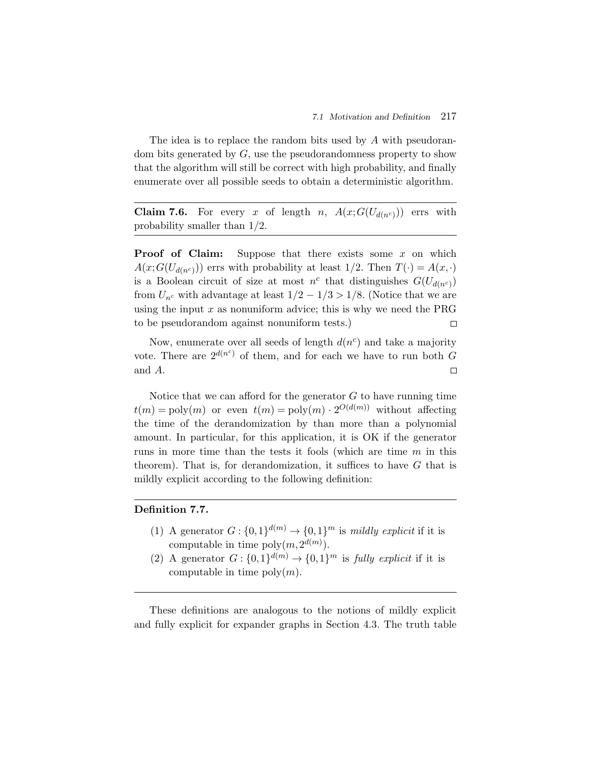The idea is to replace the random bits used by $A$ with pseudorandom bits generated by $G$, use the pseudorandomness property to show that the algorithm will still be correct with high probability, and finally enumerate over all possible seeds to obtain a deterministic algorithm.

---

**Claim 7.6.** For every $x$ of length $n$, $A(x; G(U_{d(n^c)}))$ errs with probability smaller than $1/2$.

---

**Proof of Claim:** Suppose that there exists some $x$ on which $A(x; G(U_{d(n^c)}))$ errs with probability at least $1/2$. Then $T(\cdot) = A(x, \cdot)$ is a Boolean circuit of size at most $n^c$ that distinguishes $G(U_{d(n^c)})$ from $U_{n^c}$ with advantage at least $1/2 - 1/3 > 1/8$. (Notice that we are using the input $x$ as nonuniform advice; this is why we need the PRG to be pseudorandom against nonuniform tests.) $\square$

Now, enumerate over all seeds of length $d(n^c)$ and take a majority vote. There are $2^{d(n^c)}$ of them, and for each we have to run both $G$ and $A$. $\square$

Notice that we can afford for the generator $G$ to have running time $t(m) = \text{poly}(m)$ or even $t(m) = \text{poly}(m) \cdot 2^{O(d(m))}$ without affecting the time of the derandomization by than more than a polynomial amount. In particular, for this application, it is OK if the generator runs in more time than the tests it fools (which are time $m$ in this theorem). That is, for derandomization, it suffices to have $G$ that is mildly explicit according to the following definition:

---

**Definition 7.7.**

1. A generator $G : \{0,1\}^{d(m)} \to \{0,1\}^m$ is *mildly explicit* if it is computable in time $\text{poly}(m, 2^{d(m)})$.
2. A generator $G : \{0,1\}^{d(m)} \to \{0,1\}^m$ is *fully explicit* if it is computable in time $\text{poly}(m)$.

---

These definitions are analogous to the notions of mildly explicit and fully explicit for expander graphs in Section 4.3. The truth table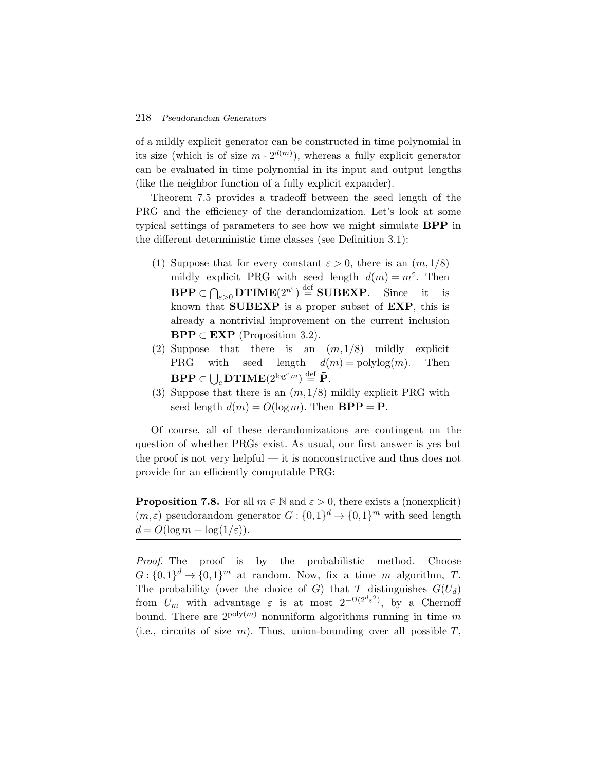of a mildly explicit generator can be constructed in time polynomial in its size (which is of size $m \cdot 2^{d(m)}$), whereas a fully explicit generator can be evaluated in time polynomial in its input and output lengths (like the neighbor function of a fully explicit expander).

Theorem 7.5 provides a tradeoff between the seed length of the PRG and the efficiency of the derandomization. Let's look at some typical settings of parameters to see how we might simulate **BPP** in the different deterministic time classes (see Definition 3.1):

(1) Suppose that for every constant $\varepsilon > 0$, there is an $(m, 1/8)$ mildly explicit PRG with seed length $d(m) = m^{\varepsilon}$. Then $\mathbf{BPP} \subset \bigcap_{\varepsilon>0} \mathbf{DTIME}(2^{n^{\varepsilon}}) \stackrel{\text{def}}{=} \mathbf{SUBEXP}$. Since it is known that **SUBEXP** is a proper subset of **EXP**, this is already a nontrivial improvement on the current inclusion $\mathbf{BPP} \subset \mathbf{EXP}$ (Proposition 3.2).

(2) Suppose that there is an $(m, 1/8)$ mildly explicit PRG with seed length $d(m) = \text{polylog}(m)$. Then $\mathbf{BPP} \subset \bigcup_c \mathbf{DTIME}(2^{\log^c m}) \stackrel{\text{def}}{=} \tilde{\mathbf{P}}$.

(3) Suppose that there is an $(m, 1/8)$ mildly explicit PRG with seed length $d(m) = O(\log m)$. Then $\mathbf{BPP} = \mathbf{P}$.

Of course, all of these derandomizations are contingent on the question of whether PRGs exist. As usual, our first answer is yes but the proof is not very helpful — it is nonconstructive and thus does not provide for an efficiently computable PRG:

---

**Proposition 7.8.** For all $m \in \mathbb{N}$ and $\varepsilon > 0$, there exists a (nonexplicit) $(m, \varepsilon)$ pseudorandom generator $G : \{0,1\}^d \to \{0,1\}^m$ with seed length $d = O(\log m + \log(1/\varepsilon))$.

---

*Proof.* The proof is by the probabilistic method. Choose $G : \{0,1\}^d \to \{0,1\}^m$ at random. Now, fix a time $m$ algorithm, $T$. The probability (over the choice of $G$) that $T$ distinguishes $G(U_d)$ from $U_m$ with advantage $\varepsilon$ is at most $2^{-\Omega(2^d \varepsilon^2)}$, by a Chernoff bound. There are $2^{\text{poly}(m)}$ nonuniform algorithms running in time $m$ (i.e., circuits of size $m$). Thus, union-bounding over all possible $T$,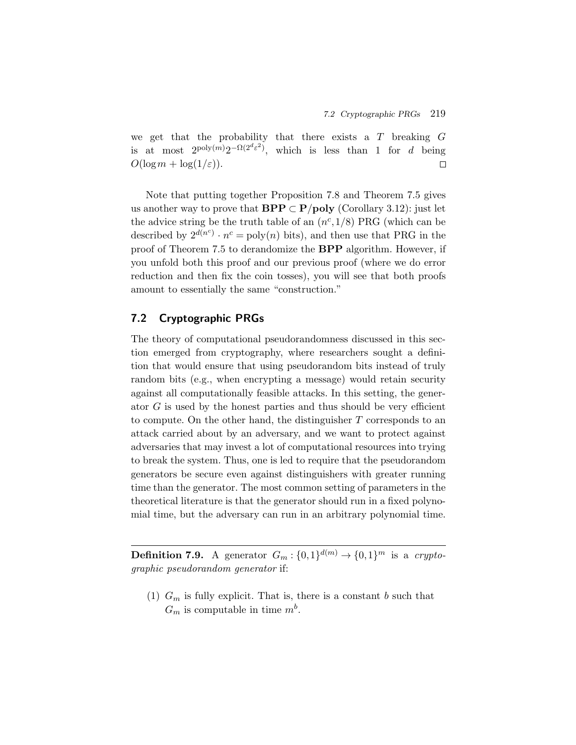we get that the probability that there exists a $T$ breaking $G$ is at most $2^{\text{poly}(m)}2^{-\Omega(2^d\varepsilon^2)}$, which is less than 1 for $d$ being $O(\log m + \log(1/\varepsilon))$. □

Note that putting together Proposition 7.8 and Theorem 7.5 gives us another way to prove that $\mathbf{BPP} \subset \mathbf{P/poly}$ (Corollary 3.12): just let the advice string be the truth table of an $(n^c, 1/8)$ PRG (which can be described by $2^{d(n^c)} \cdot n^c = \text{poly}(n)$ bits), and then use that PRG in the proof of Theorem 7.5 to derandomize the $\mathbf{BPP}$ algorithm. However, if you unfold both this proof and our previous proof (where we do error reduction and then fix the coin tosses), you will see that both proofs amount to essentially the same "construction."

## 7.2 Cryptographic PRGs

The theory of computational pseudorandomness discussed in this section emerged from cryptography, where researchers sought a definition that would ensure that using pseudorandom bits instead of truly random bits (e.g., when encrypting a message) would retain security against all computationally feasible attacks. In this setting, the generator $G$ is used by the honest parties and thus should be very efficient to compute. On the other hand, the distinguisher $T$ corresponds to an attack carried about by an adversary, and we want to protect against adversaries that may invest a lot of computational resources into trying to break the system. Thus, one is led to require that the pseudorandom generators be secure even against distinguishers with greater running time than the generator. The most common setting of parameters in the theoretical literature is that the generator should run in a fixed polynomial time, but the adversary can run in an arbitrary polynomial time.

---

**Definition 7.9.** A generator $G_m : \{0,1\}^{d(m)} \to \{0,1\}^m$ is a *cryptographic pseudorandom generator* if:

(1) $G_m$ is fully explicit. That is, there is a constant $b$ such that $G_m$ is computable in time $m^b$.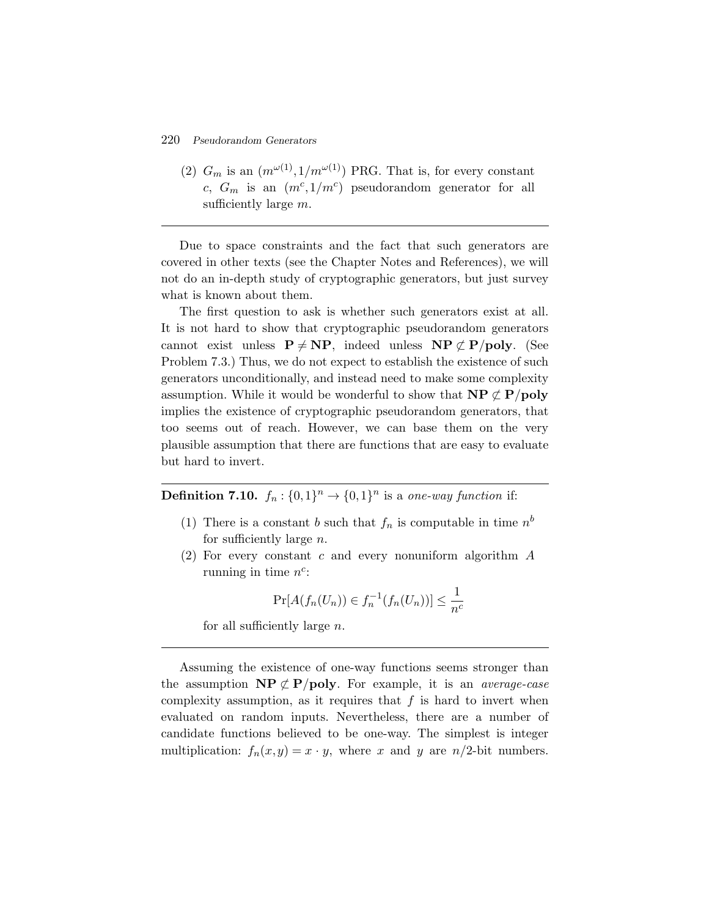(2) $G_m$ is an $(m^{\omega(1)}, 1/m^{\omega(1)})$ PRG. That is, for every constant $c$, $G_m$ is an $(m^c, 1/m^c)$ pseudorandom generator for all sufficiently large $m$.

---

Due to space constraints and the fact that such generators are covered in other texts (see the Chapter Notes and References), we will not do an in-depth study of cryptographic generators, but just survey what is known about them.

The first question to ask is whether such generators exist at all. It is not hard to show that cryptographic pseudorandom generators cannot exist unless $\mathbf{P} \neq \mathbf{NP}$, indeed unless $\mathbf{NP} \not\subset \mathbf{P/poly}$. (See Problem 7.3.) Thus, we do not expect to establish the existence of such generators unconditionally, and instead need to make some complexity assumption. While it would be wonderful to show that $\mathbf{NP} \not\subset \mathbf{P/poly}$ implies the existence of cryptographic pseudorandom generators, that too seems out of reach. However, we can base them on the very plausible assumption that there are functions that are easy to evaluate but hard to invert.

---

**Definition 7.10.** $f_n : \{0,1\}^n \to \{0,1\}^n$ is a *one-way function* if:

(1) There is a constant $b$ such that $f_n$ is computable in time $n^b$ for sufficiently large $n$.

(2) For every constant $c$ and every nonuniform algorithm $A$ running in time $n^c$:

$$\Pr[A(f_n(U_n)) \in f_n^{-1}(f_n(U_n))] \leq \frac{1}{n^c}$$

for all sufficiently large $n$.

---

Assuming the existence of one-way functions seems stronger than the assumption $\mathbf{NP} \not\subset \mathbf{P/poly}$. For example, it is an *average-case* complexity assumption, as it requires that $f$ is hard to invert when evaluated on random inputs. Nevertheless, there are a number of candidate functions believed to be one-way. The simplest is integer multiplication: $f_n(x,y) = x \cdot y$, where $x$ and $y$ are $n/2$-bit numbers.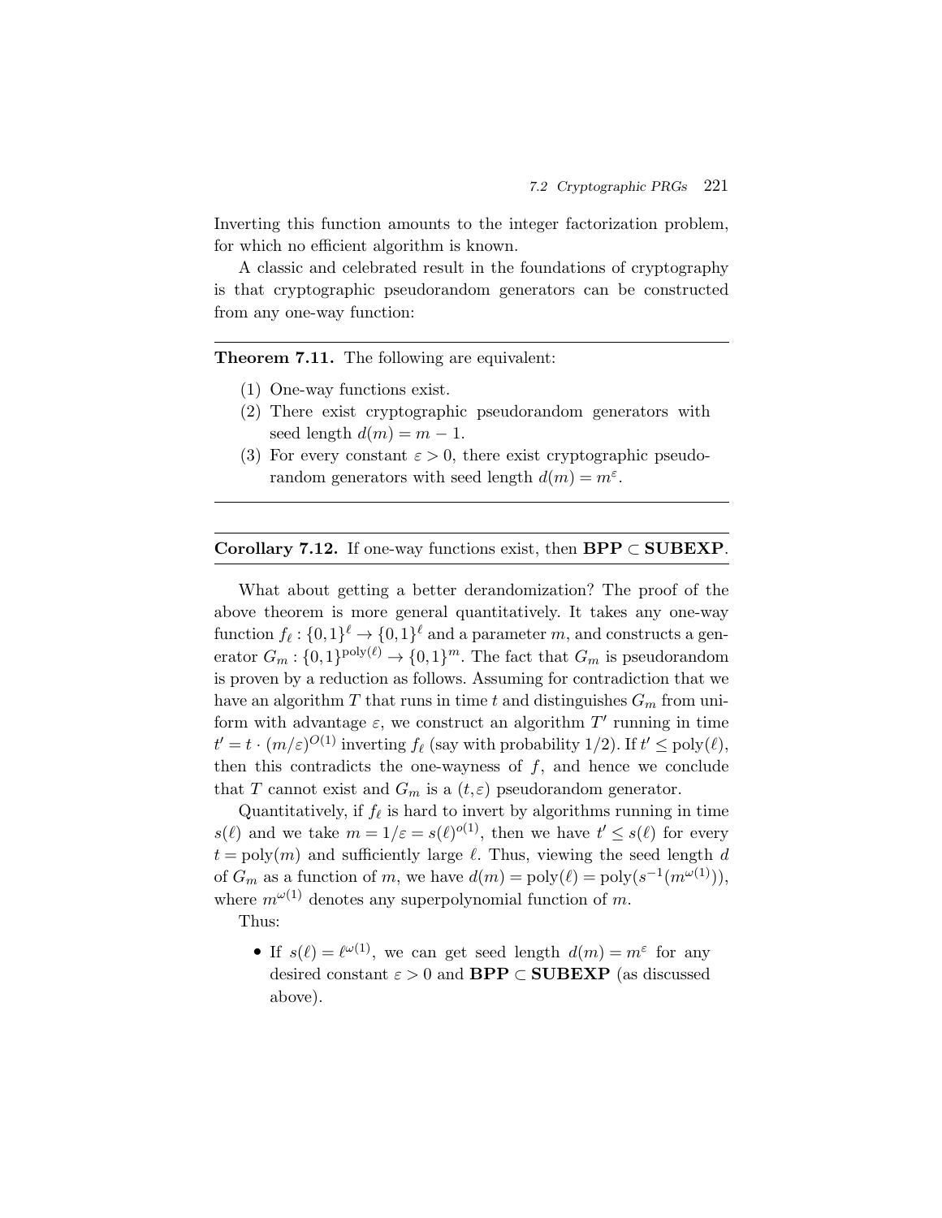Inverting this function amounts to the integer factorization problem, for which no efficient algorithm is known.

A classic and celebrated result in the foundations of cryptography is that cryptographic pseudorandom generators can be constructed from any one-way function:

---

**Theorem 7.11.** The following are equivalent:

1. One-way functions exist.
2. There exist cryptographic pseudorandom generators with seed length $d(m) = m - 1$.
3. For every constant $\varepsilon > 0$, there exist cryptographic pseudorandom generators with seed length $d(m) = m^{\varepsilon}$.

---

**Corollary 7.12.** If one-way functions exist, then $\mathbf{BPP} \subset \mathbf{SUBEXP}$.

---

What about getting a better derandomization? The proof of the above theorem is more general quantitatively. It takes any one-way function $f_\ell : \{0,1\}^\ell \to \{0,1\}^\ell$ and a parameter $m$, and constructs a generator $G_m : \{0,1\}^{\mathrm{poly}(\ell)} \to \{0,1\}^m$. The fact that $G_m$ is pseudorandom is proven by a reduction as follows. Assuming for contradiction that we have an algorithm $T$ that runs in time $t$ and distinguishes $G_m$ from uniform with advantage $\varepsilon$, we construct an algorithm $T'$ running in time $t' = t \cdot (m/\varepsilon)^{O(1)}$ inverting $f_\ell$ (say with probability 1/2). If $t' \le \mathrm{poly}(\ell)$, then this contradicts the one-wayness of $f$, and hence we conclude that $T$ cannot exist and $G_m$ is a $(t, \varepsilon)$ pseudorandom generator.

Quantitatively, if $f_\ell$ is hard to invert by algorithms running in time $s(\ell)$ and we take $m = 1/\varepsilon = s(\ell)^{o(1)}$, then we have $t' \le s(\ell)$ for every $t = \mathrm{poly}(m)$ and sufficiently large $\ell$. Thus, viewing the seed length $d$ of $G_m$ as a function of $m$, we have $d(m) = \mathrm{poly}(\ell) = \mathrm{poly}(s^{-1}(m^{\omega(1)}))$, where $m^{\omega(1)}$ denotes any superpolynomial function of $m$.

Thus:

- If $s(\ell) = \ell^{\omega(1)}$, we can get seed length $d(m) = m^{\varepsilon}$ for any desired constant $\varepsilon > 0$ and $\mathbf{BPP} \subset \mathbf{SUBEXP}$ (as discussed above).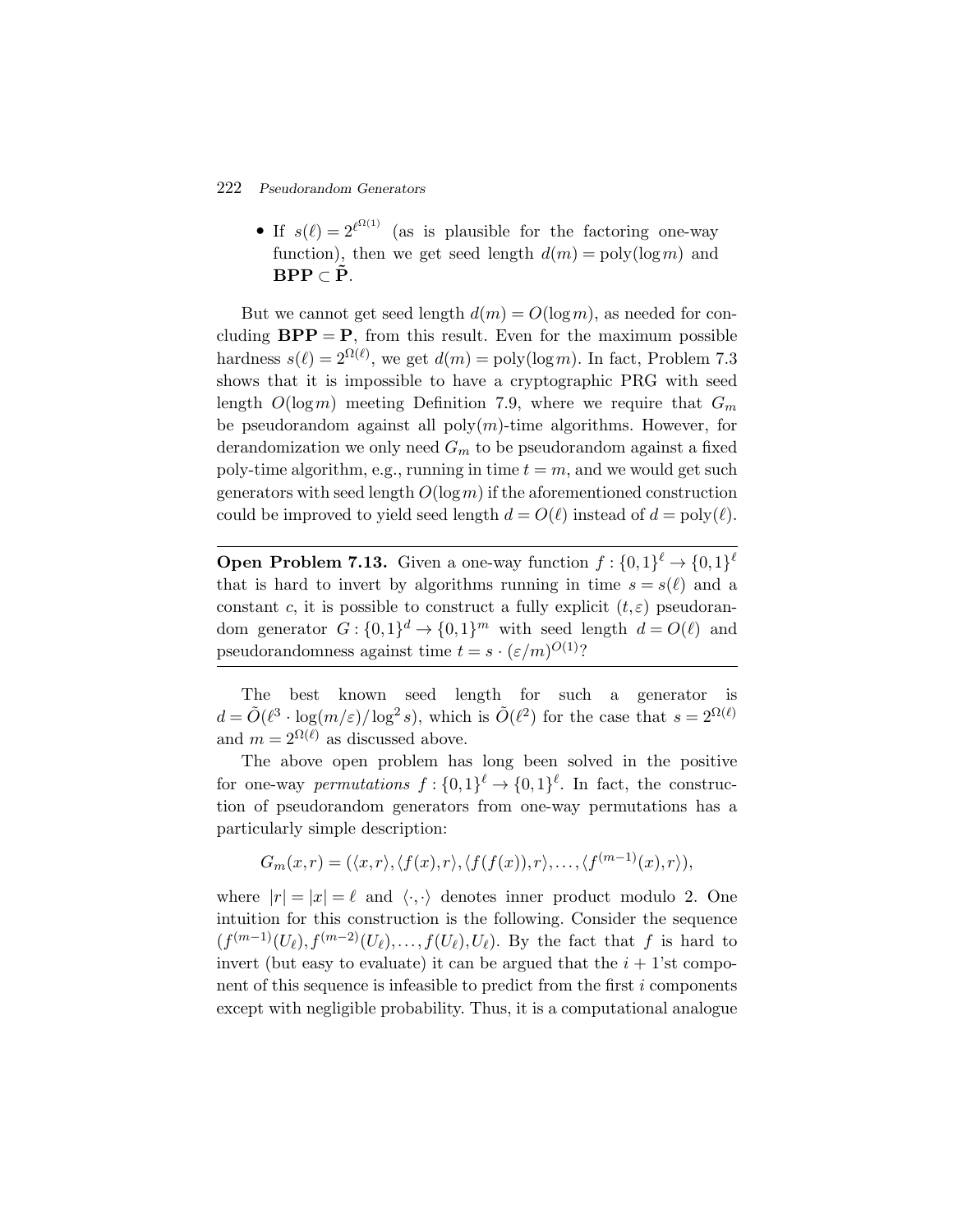- If $s(\ell) = 2^{\ell^{\Omega(1)}}$ (as is plausible for the factoring one-way function), then we get seed length $d(m) = \mathrm{poly}(\log m)$ and $\mathbf{BPP} \subset \tilde{\mathbf{P}}$.

But we cannot get seed length $d(m) = O(\log m)$, as needed for concluding $\mathbf{BPP} = \mathbf{P}$, from this result. Even for the maximum possible hardness $s(\ell) = 2^{\Omega(\ell)}$, we get $d(m) = \mathrm{poly}(\log m)$. In fact, Problem 7.3 shows that it is impossible to have a cryptographic PRG with seed length $O(\log m)$ meeting Definition 7.9, where we require that $G_m$ be pseudorandom against all $\mathrm{poly}(m)$-time algorithms. However, for derandomization we only need $G_m$ to be pseudorandom against a fixed poly-time algorithm, e.g., running in time $t = m$, and we would get such generators with seed length $O(\log m)$ if the aforementioned construction could be improved to yield seed length $d = O(\ell)$ instead of $d = \mathrm{poly}(\ell)$.

---

**Open Problem 7.13.** Given a one-way function $f : \{0,1\}^\ell \to \{0,1\}^\ell$ that is hard to invert by algorithms running in time $s = s(\ell)$ and a constant $c$, it is possible to construct a fully explicit $(t,\varepsilon)$ pseudorandom generator $G : \{0,1\}^d \to \{0,1\}^m$ with seed length $d = O(\ell)$ and pseudorandomness against time $t = s \cdot (\varepsilon/m)^{O(1)}$?

---

The best known seed length for such a generator is $d = \tilde{O}(\ell^3 \cdot \log(m/\varepsilon)/\log^2 s)$, which is $\tilde{O}(\ell^2)$ for the case that $s = 2^{\Omega(\ell)}$ and $m = 2^{\Omega(\ell)}$ as discussed above.

The above open problem has long been solved in the positive for one-way *permutations* $f : \{0,1\}^\ell \to \{0,1\}^\ell$. In fact, the construction of pseudorandom generators from one-way permutations has a particularly simple description:

$$G_m(x,r) = (\langle x,r\rangle, \langle f(x),r\rangle, \langle f(f(x)),r\rangle, \ldots, \langle f^{(m-1)}(x),r\rangle),$$

where $|r| = |x| = \ell$ and $\langle \cdot,\cdot\rangle$ denotes inner product modulo 2. One intuition for this construction is the following. Consider the sequence $(f^{(m-1)}(U_\ell), f^{(m-2)}(U_\ell), \ldots, f(U_\ell), U_\ell)$. By the fact that $f$ is hard to invert (but easy to evaluate) it can be argued that the $i+1$'st component of this sequence is infeasible to predict from the first $i$ components except with negligible probability. Thus, it is a computational analogue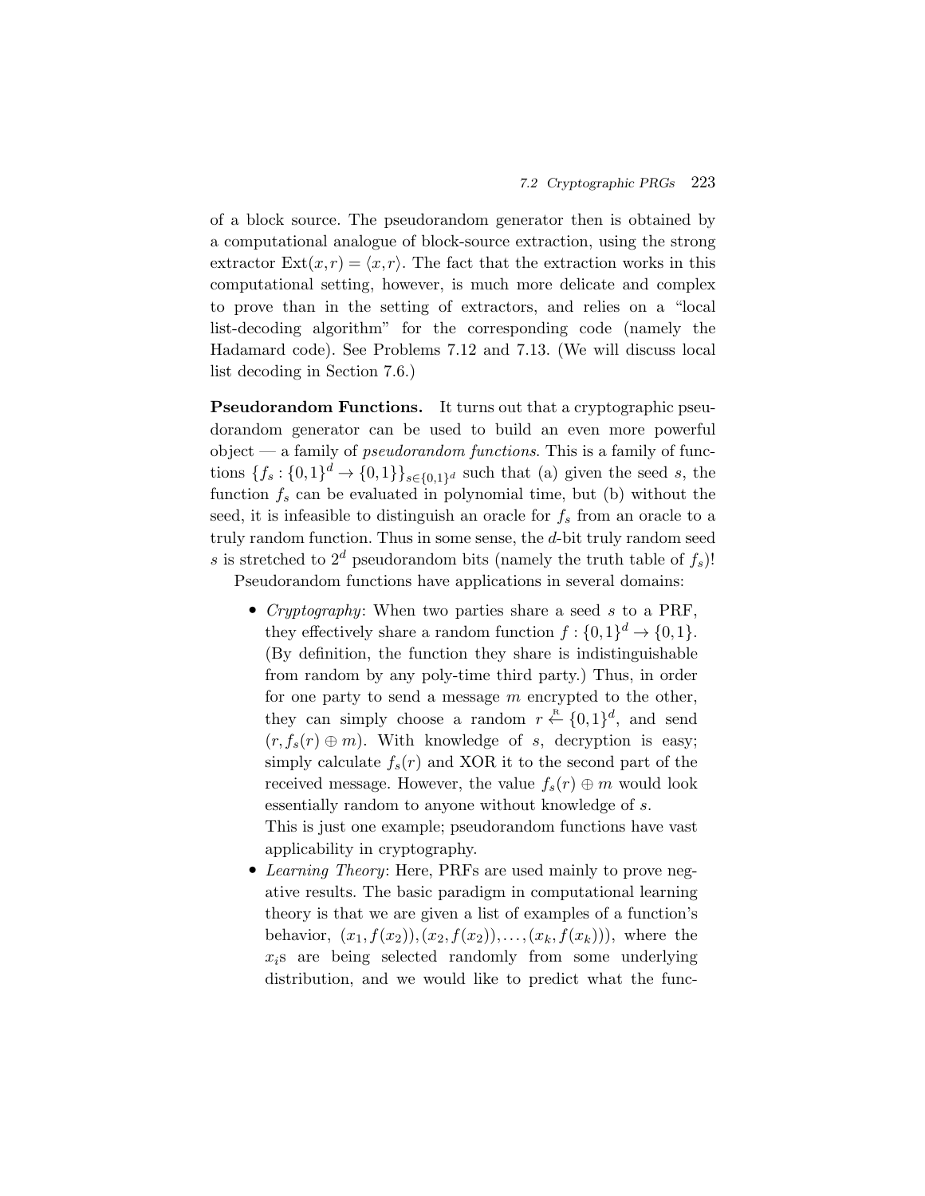of a block source. The pseudorandom generator then is obtained by a computational analogue of block-source extraction, using the strong extractor $\mathrm{Ext}(x,r) = \langle x, r \rangle$. The fact that the extraction works in this computational setting, however, is much more delicate and complex to prove than in the setting of extractors, and relies on a "local list-decoding algorithm" for the corresponding code (namely the Hadamard code). See Problems 7.12 and 7.13. (We will discuss local list decoding in Section 7.6.)

**Pseudorandom Functions.** It turns out that a cryptographic pseudorandom generator can be used to build an even more powerful object — a family of *pseudorandom functions*. This is a family of functions $\{f_s : \{0,1\}^d \to \{0,1\}\}_{s \in \{0,1\}^d}$ such that (a) given the seed $s$, the function $f_s$ can be evaluated in polynomial time, but (b) without the seed, it is infeasible to distinguish an oracle for $f_s$ from an oracle to a truly random function. Thus in some sense, the $d$-bit truly random seed $s$ is stretched to $2^d$ pseudorandom bits (namely the truth table of $f_s$)!

Pseudorandom functions have applications in several domains:

- *Cryptography*: When two parties share a seed $s$ to a PRF, they effectively share a random function $f : \{0,1\}^d \to \{0,1\}$. (By definition, the function they share is indistinguishable from random by any poly-time third party.) Thus, in order for one party to send a message $m$ encrypted to the other, they can simply choose a random $r \stackrel{\mathrm{R}}{\leftarrow} \{0,1\}^d$, and send $(r, f_s(r) \oplus m)$. With knowledge of $s$, decryption is easy; simply calculate $f_s(r)$ and XOR it to the second part of the received message. However, the value $f_s(r) \oplus m$ would look essentially random to anyone without knowledge of $s$.
  This is just one example; pseudorandom functions have vast applicability in cryptography.
- *Learning Theory*: Here, PRFs are used mainly to prove negative results. The basic paradigm in computational learning theory is that we are given a list of examples of a function's behavior, $(x_1, f(x_2)), (x_2, f(x_2)), \ldots, (x_k, f(x_k)))$, where the $x_i$s are being selected randomly from some underlying distribution, and we would like to predict what the func-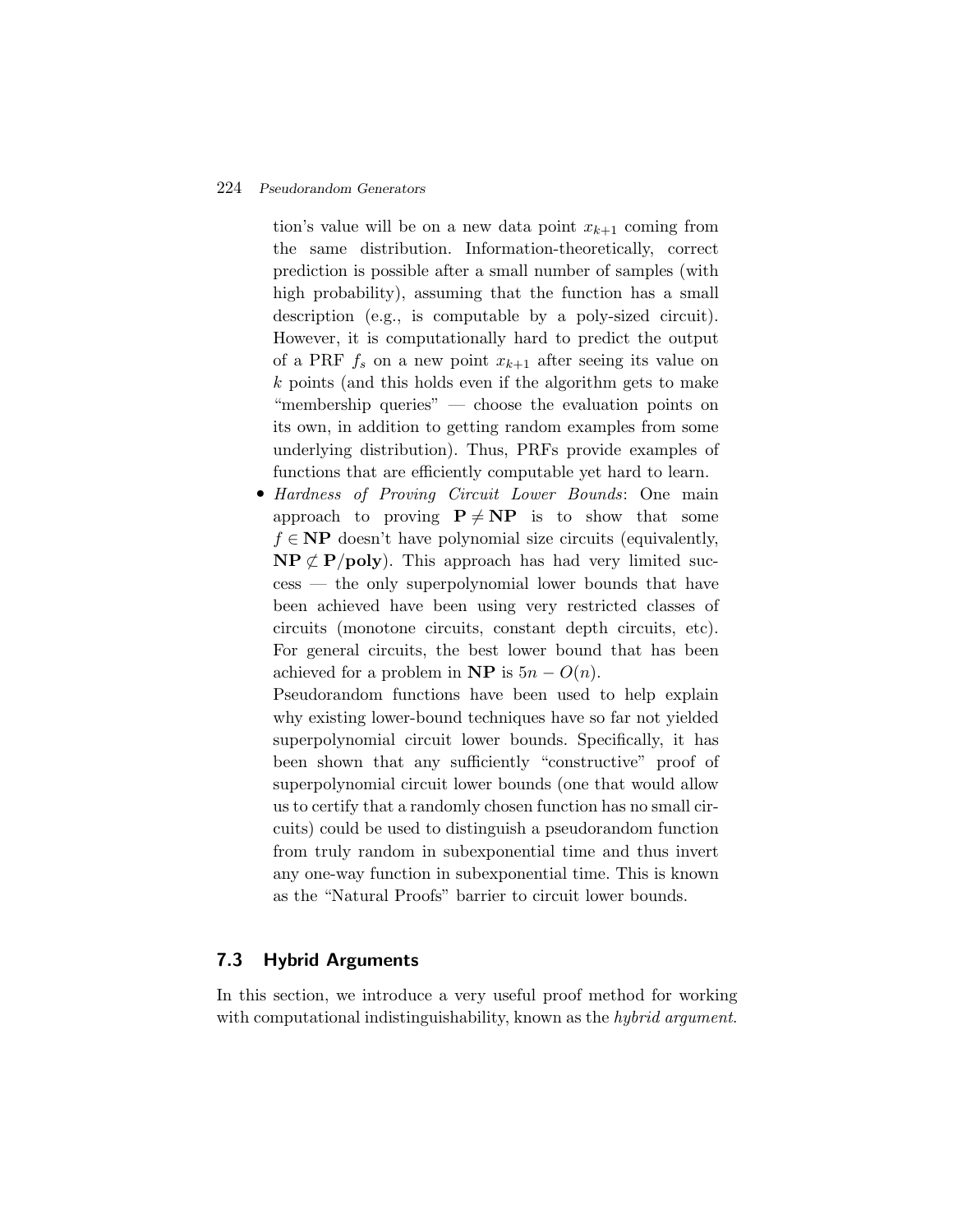tion's value will be on a new data point $x_{k+1}$ coming from the same distribution. Information-theoretically, correct prediction is possible after a small number of samples (with high probability), assuming that the function has a small description (e.g., is computable by a poly-sized circuit). However, it is computationally hard to predict the output of a PRF $f_s$ on a new point $x_{k+1}$ after seeing its value on $k$ points (and this holds even if the algorithm gets to make "membership queries" — choose the evaluation points on its own, in addition to getting random examples from some underlying distribution). Thus, PRFs provide examples of functions that are efficiently computable yet hard to learn.

- *Hardness of Proving Circuit Lower Bounds*: One main approach to proving $\mathbf{P} \neq \mathbf{NP}$ is to show that some $f \in \mathbf{NP}$ doesn't have polynomial size circuits (equivalently, $\mathbf{NP} \not\subset \mathbf{P/poly}$). This approach has had very limited success — the only superpolynomial lower bounds that have been achieved have been using very restricted classes of circuits (monotone circuits, constant depth circuits, etc). For general circuits, the best lower bound that has been achieved for a problem in $\mathbf{NP}$ is $5n - O(n)$.

  Pseudorandom functions have been used to help explain why existing lower-bound techniques have so far not yielded superpolynomial circuit lower bounds. Specifically, it has been shown that any sufficiently "constructive" proof of superpolynomial circuit lower bounds (one that would allow us to certify that a randomly chosen function has no small circuits) could be used to distinguish a pseudorandom function from truly random in subexponential time and thus invert any one-way function in subexponential time. This is known as the "Natural Proofs" barrier to circuit lower bounds.

## 7.3 Hybrid Arguments

In this section, we introduce a very useful proof method for working with computational indistinguishability, known as the *hybrid argument*.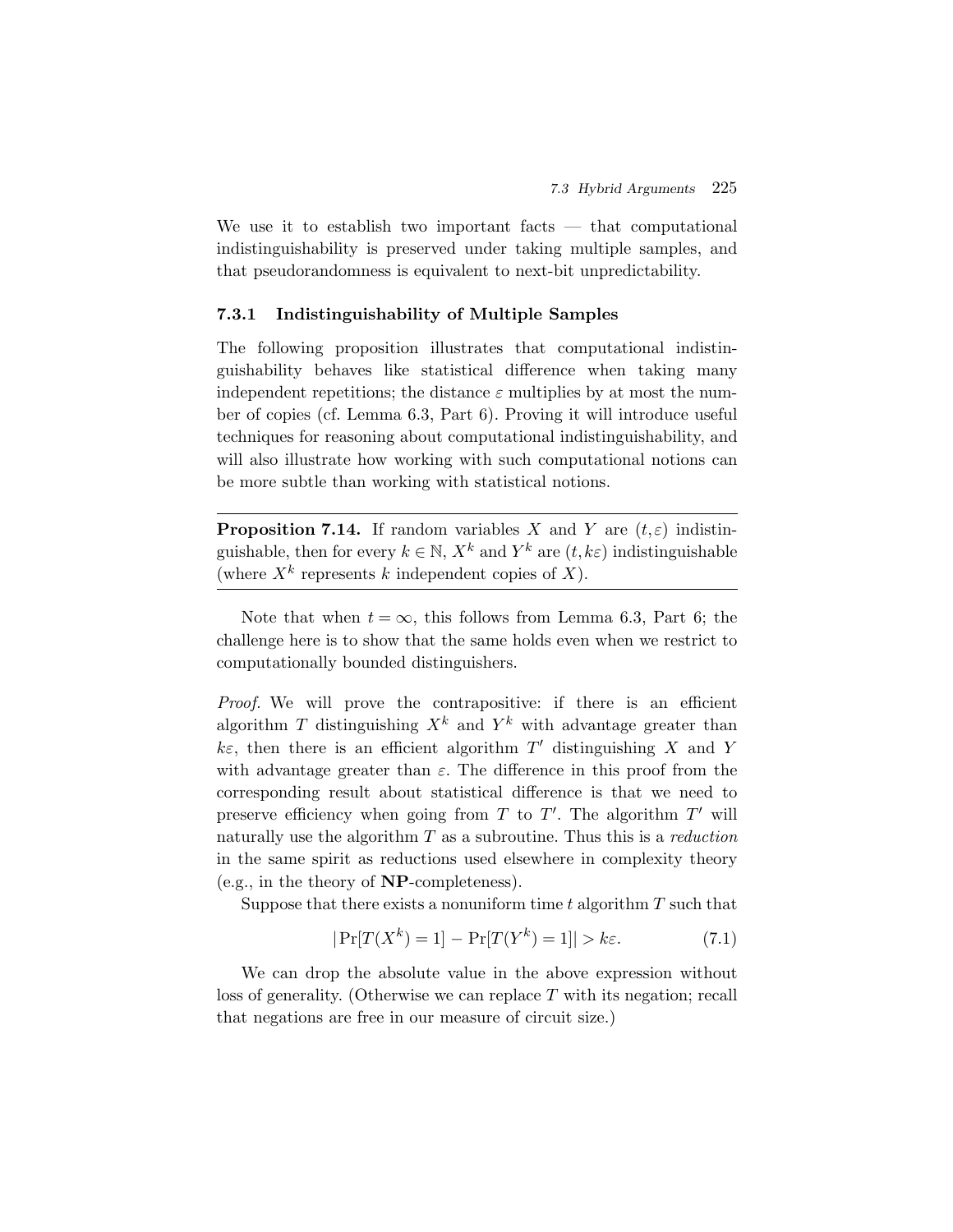We use it to establish two important facts — that computational indistinguishability is preserved under taking multiple samples, and that pseudorandomness is equivalent to next-bit unpredictability.

### 7.3.1 Indistinguishability of Multiple Samples

The following proposition illustrates that computational indistinguishability behaves like statistical difference when taking many independent repetitions; the distance $\varepsilon$ multiplies by at most the number of copies (cf. Lemma 6.3, Part 6). Proving it will introduce useful techniques for reasoning about computational indistinguishability, and will also illustrate how working with such computational notions can be more subtle than working with statistical notions.

---

**Proposition 7.14.** If random variables $X$ and $Y$ are $(t, \varepsilon)$ indistinguishable, then for every $k \in \mathbb{N}$, $X^k$ and $Y^k$ are $(t, k\varepsilon)$ indistinguishable (where $X^k$ represents $k$ independent copies of $X$).

---

Note that when $t = \infty$, this follows from Lemma 6.3, Part 6; the challenge here is to show that the same holds even when we restrict to computationally bounded distinguishers.

*Proof.* We will prove the contrapositive: if there is an efficient algorithm $T$ distinguishing $X^k$ and $Y^k$ with advantage greater than $k\varepsilon$, then there is an efficient algorithm $T'$ distinguishing $X$ and $Y$ with advantage greater than $\varepsilon$. The difference in this proof from the corresponding result about statistical difference is that we need to preserve efficiency when going from $T$ to $T'$. The algorithm $T'$ will naturally use the algorithm $T$ as a subroutine. Thus this is a *reduction* in the same spirit as reductions used elsewhere in complexity theory (e.g., in the theory of **NP**-completeness).

Suppose that there exists a nonuniform time $t$ algorithm $T$ such that

$$|\Pr[T(X^k) = 1] - \Pr[T(Y^k) = 1]| > k\varepsilon. \tag{7.1}$$

We can drop the absolute value in the above expression without loss of generality. (Otherwise we can replace $T$ with its negation; recall that negations are free in our measure of circuit size.)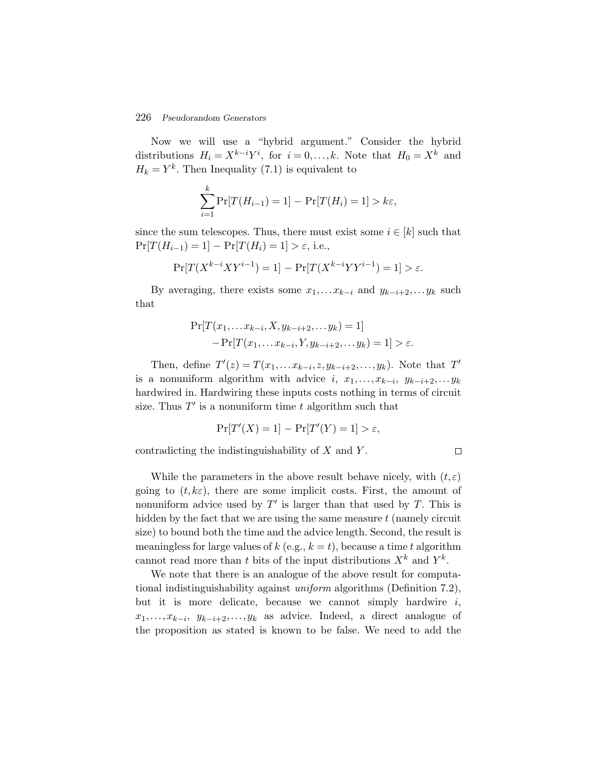Now we will use a "hybrid argument." Consider the hybrid distributions $H_i = X^{k-i}Y^i$, for $i = 0,\ldots,k$. Note that $H_0 = X^k$ and $H_k = Y^k$. Then Inequality (7.1) is equivalent to

$$\sum_{i=1}^{k} \Pr[T(H_{i-1}) = 1] - \Pr[T(H_i) = 1] > k\varepsilon,$$

since the sum telescopes. Thus, there must exist some $i \in [k]$ such that $\Pr[T(H_{i-1}) = 1] - \Pr[T(H_i) = 1] > \varepsilon$, i.e.,

$$\Pr[T(X^{k-i}XY^{i-1}) = 1] - \Pr[T(X^{k-i}YY^{i-1}) = 1] > \varepsilon.$$

By averaging, there exists some $x_1,\ldots x_{k-i}$ and $y_{k-i+2},\ldots y_k$ such that

$$\begin{aligned}\Pr[T(x_1,\ldots x_{k-i},X,y_{k-i+2},\ldots y_k) = 1]\\ -\Pr[T(x_1,\ldots x_{k-i},Y,y_{k-i+2},\ldots y_k) = 1] > \varepsilon.\end{aligned}$$

Then, define $T'(z) = T(x_1,\ldots x_{k-i},z,y_{k-i+2},\ldots,y_k)$. Note that $T'$ is a nonuniform algorithm with advice $i$, $x_1,\ldots,x_{k-i}$, $y_{k-i+2},\ldots y_k$ hardwired in. Hardwiring these inputs costs nothing in terms of circuit size. Thus $T'$ is a nonuniform time $t$ algorithm such that

$$\Pr[T'(X) = 1] - \Pr[T'(Y) = 1] > \varepsilon,$$

contradicting the indistinguishability of $X$ and $Y$. □

While the parameters in the above result behave nicely, with $(t,\varepsilon)$ going to $(t,k\varepsilon)$, there are some implicit costs. First, the amount of nonuniform advice used by $T'$ is larger than that used by $T$. This is hidden by the fact that we are using the same measure $t$ (namely circuit size) to bound both the time and the advice length. Second, the result is meaningless for large values of $k$ (e.g., $k = t$), because a time $t$ algorithm cannot read more than $t$ bits of the input distributions $X^k$ and $Y^k$.

We note that there is an analogue of the above result for computational indistinguishability against *uniform* algorithms (Definition 7.2), but it is more delicate, because we cannot simply hardwire $i$, $x_1,\ldots,x_{k-i}$, $y_{k-i+2},\ldots,y_k$ as advice. Indeed, a direct analogue of the proposition as stated is known to be false. We need to add the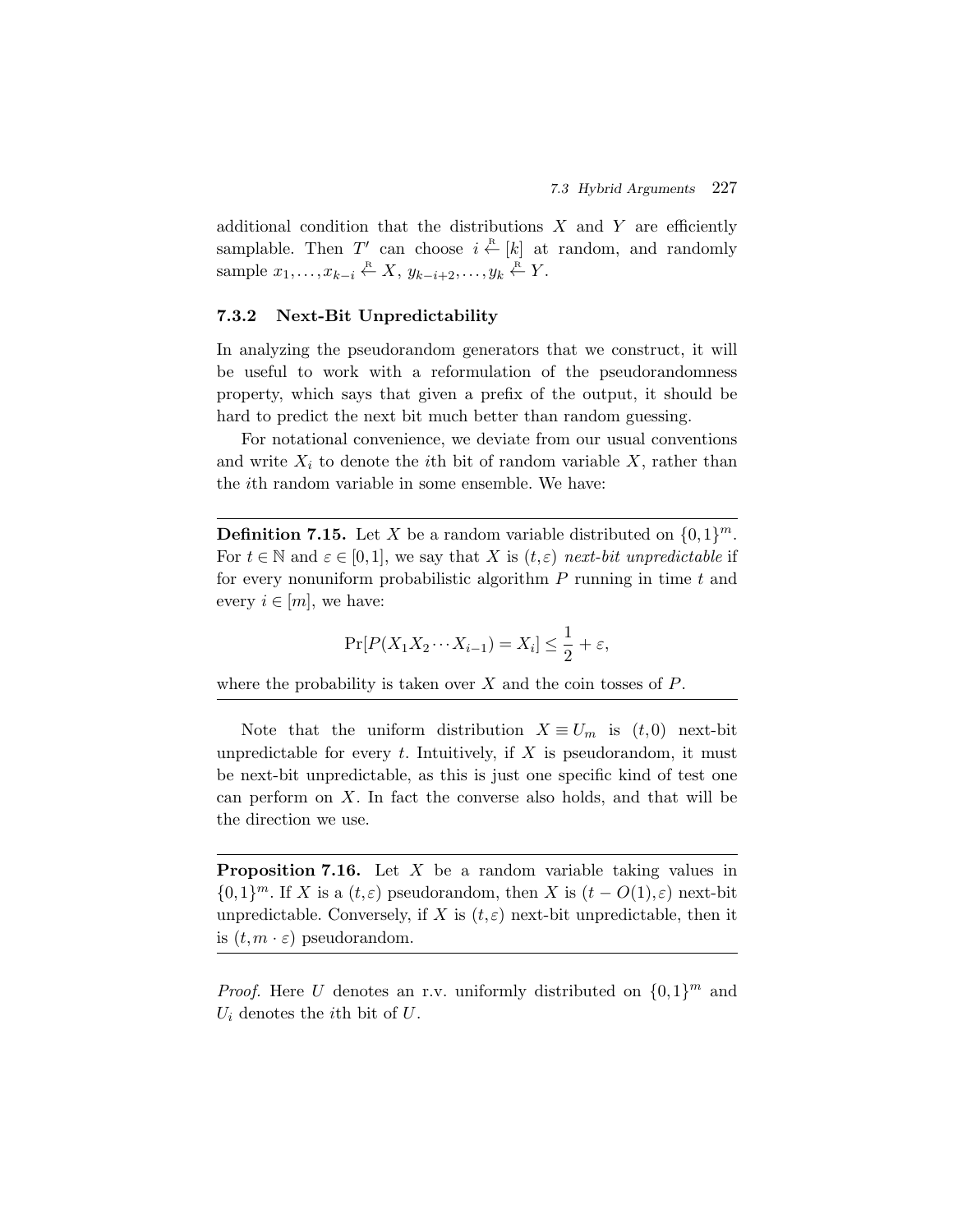additional condition that the distributions $X$ and $Y$ are efficiently samplable. Then $T'$ can choose $i \stackrel{\text{R}}{\leftarrow} [k]$ at random, and randomly sample $x_1, \ldots, x_{k-i} \stackrel{\text{R}}{\leftarrow} X$, $y_{k-i+2}, \ldots, y_k \stackrel{\text{R}}{\leftarrow} Y$.

### 7.3.2 Next-Bit Unpredictability

In analyzing the pseudorandom generators that we construct, it will be useful to work with a reformulation of the pseudorandomness property, which says that given a prefix of the output, it should be hard to predict the next bit much better than random guessing.

For notational convenience, we deviate from our usual conventions and write $X_i$ to denote the $i$th bit of random variable $X$, rather than the $i$th random variable in some ensemble. We have:

---

**Definition 7.15.** Let $X$ be a random variable distributed on $\{0,1\}^m$. For $t \in \mathbb{N}$ and $\varepsilon \in [0,1]$, we say that $X$ is $(t, \varepsilon)$ *next-bit unpredictable* if for every nonuniform probabilistic algorithm $P$ running in time $t$ and every $i \in [m]$, we have:

$$\Pr[P(X_1 X_2 \cdots X_{i-1}) = X_i] \leq \frac{1}{2} + \varepsilon,$$

where the probability is taken over $X$ and the coin tosses of $P$.

---

Note that the uniform distribution $X \equiv U_m$ is $(t, 0)$ next-bit unpredictable for every $t$. Intuitively, if $X$ is pseudorandom, it must be next-bit unpredictable, as this is just one specific kind of test one can perform on $X$. In fact the converse also holds, and that will be the direction we use.

---

**Proposition 7.16.** Let $X$ be a random variable taking values in $\{0,1\}^m$. If $X$ is a $(t, \varepsilon)$ pseudorandom, then $X$ is $(t - O(1), \varepsilon)$ next-bit unpredictable. Conversely, if $X$ is $(t, \varepsilon)$ next-bit unpredictable, then it is $(t, m \cdot \varepsilon)$ pseudorandom.

---

*Proof.* Here $U$ denotes an r.v. uniformly distributed on $\{0,1\}^m$ and $U_i$ denotes the $i$th bit of $U$.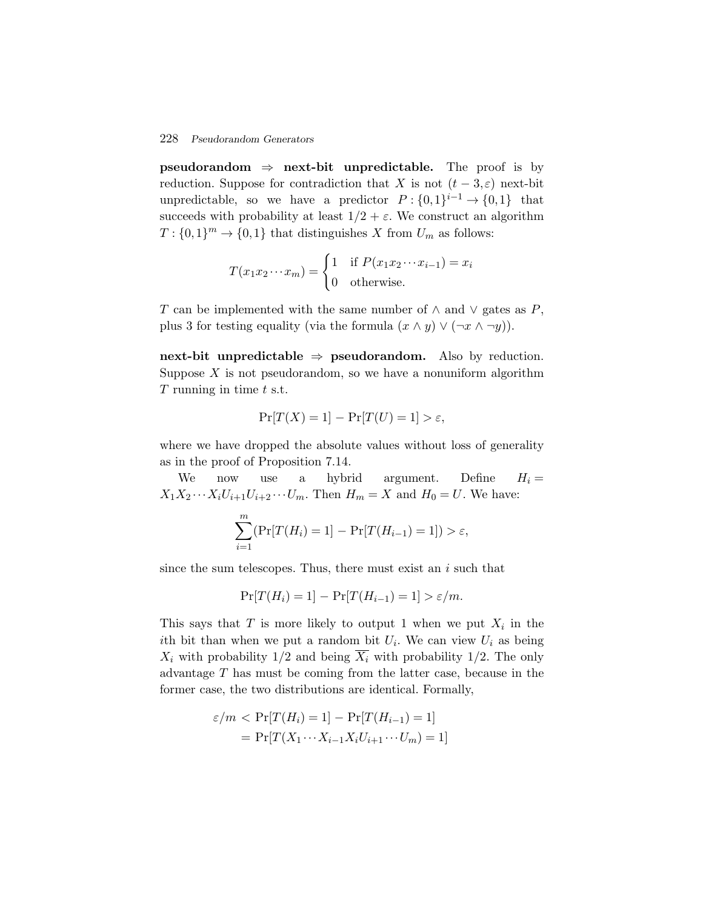**pseudorandom ⇒ next-bit unpredictable.** The proof is by reduction. Suppose for contradiction that $X$ is not $(t-3,\varepsilon)$ next-bit unpredictable, so we have a predictor $P : \{0,1\}^{i-1} \to \{0,1\}$ that succeeds with probability at least $1/2+\varepsilon$. We construct an algorithm $T : \{0,1\}^m \to \{0,1\}$ that distinguishes $X$ from $U_m$ as follows:

$$T(x_1 x_2 \cdots x_m) = \begin{cases} 1 & \text{if } P(x_1 x_2 \cdots x_{i-1}) = x_i \\ 0 & \text{otherwise.} \end{cases}$$

$T$ can be implemented with the same number of $\wedge$ and $\vee$ gates as $P$, plus 3 for testing equality (via the formula $(x \wedge y) \vee (\neg x \wedge \neg y)$).

**next-bit unpredictable ⇒ pseudorandom.** Also by reduction. Suppose $X$ is not pseudorandom, so we have a nonuniform algorithm $T$ running in time $t$ s.t.

$$\Pr[T(X)=1] - \Pr[T(U)=1] > \varepsilon,$$

where we have dropped the absolute values without loss of generality as in the proof of Proposition 7.14.

We now use a hybrid argument. Define $H_i = X_1 X_2 \cdots X_i U_{i+1} U_{i+2} \cdots U_m$. Then $H_m = X$ and $H_0 = U$. We have:

$$\sum_{i=1}^{m} (\Pr[T(H_i)=1] - \Pr[T(H_{i-1})=1]) > \varepsilon,$$

since the sum telescopes. Thus, there must exist an $i$ such that

$$\Pr[T(H_i)=1] - \Pr[T(H_{i-1})=1] > \varepsilon/m.$$

This says that $T$ is more likely to output 1 when we put $X_i$ in the $i$th bit than when we put a random bit $U_i$. We can view $U_i$ as being $X_i$ with probability $1/2$ and being $\overline{X_i}$ with probability $1/2$. The only advantage $T$ has must be coming from the latter case, because in the former case, the two distributions are identical. Formally,

$$\begin{aligned} \varepsilon/m &< \Pr[T(H_i)=1] - \Pr[T(H_{i-1})=1] \\ &= \Pr[T(X_1 \cdots X_{i-1} X_i U_{i+1} \cdots U_m)=1] \end{aligned}$$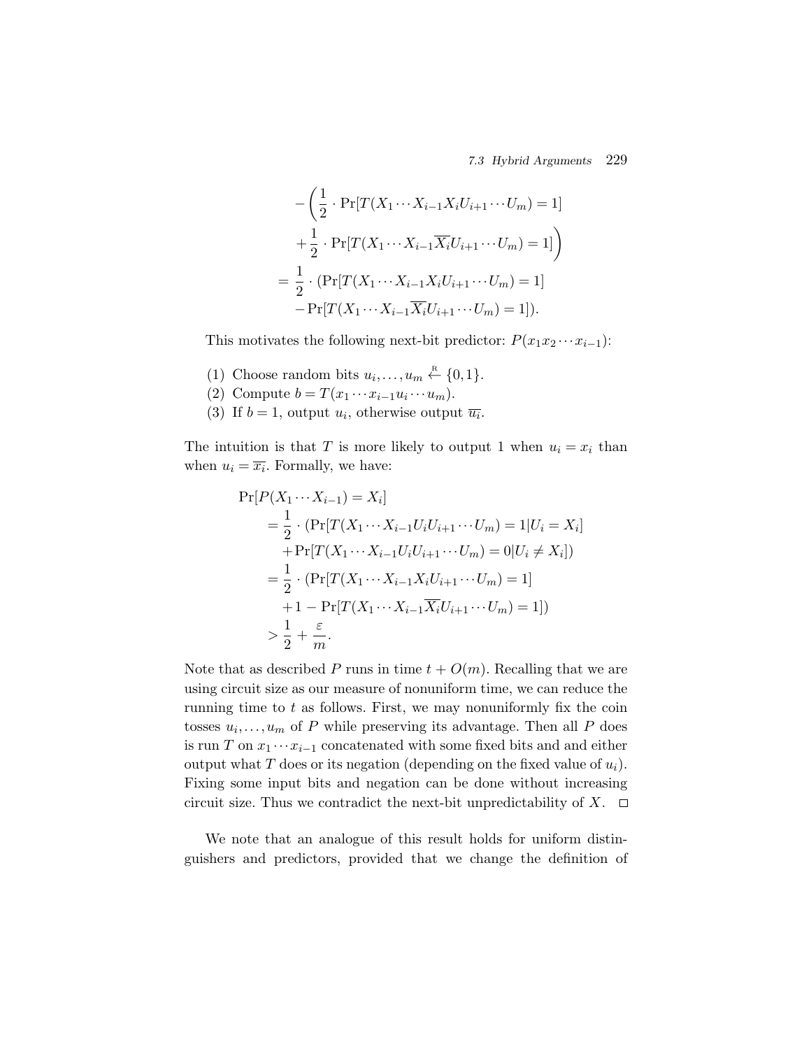$$
\begin{aligned}
&-\left(\frac{1}{2}\cdot \Pr[T(X_1\cdots X_{i-1}X_iU_{i+1}\cdots U_m)=1]\right.\\
&\left.+\frac{1}{2}\cdot \Pr[T(X_1\cdots X_{i-1}\overline{X_i}U_{i+1}\cdots U_m)=1]\right)\\
=&\ \frac{1}{2}\cdot (\Pr[T(X_1\cdots X_{i-1}X_iU_{i+1}\cdots U_m)=1]\\
&-\Pr[T(X_1\cdots X_{i-1}\overline{X_i}U_{i+1}\cdots U_m)=1]).
\end{aligned}
$$

This motivates the following next-bit predictor: $P(x_1x_2\cdots x_{i-1})$:

(1) Choose random bits $u_i,\ldots,u_m \stackrel{\text{R}}{\leftarrow} \{0,1\}$.
(2) Compute $b = T(x_1\cdots x_{i-1}u_i\cdots u_m)$.
(3) If $b=1$, output $u_i$, otherwise output $\overline{u_i}$.

The intuition is that $T$ is more likely to output 1 when $u_i = x_i$ than when $u_i = \overline{x_i}$. Formally, we have:

$$
\begin{aligned}
&\Pr[P(X_1\cdots X_{i-1}) = X_i]\\
&\quad= \frac{1}{2}\cdot (\Pr[T(X_1\cdots X_{i-1}U_iU_{i+1}\cdots U_m)=1|U_i = X_i]\\
&\qquad+\Pr[T(X_1\cdots X_{i-1}U_iU_{i+1}\cdots U_m)=0|U_i \neq X_i])\\
&\quad= \frac{1}{2}\cdot (\Pr[T(X_1\cdots X_{i-1}X_iU_{i+1}\cdots U_m)=1]\\
&\qquad+1-\Pr[T(X_1\cdots X_{i-1}\overline{X_i}U_{i+1}\cdots U_m)=1])\\
&\quad> \frac{1}{2}+\frac{\varepsilon}{m}.
\end{aligned}
$$

Note that as described $P$ runs in time $t + O(m)$. Recalling that we are using circuit size as our measure of nonuniform time, we can reduce the running time to $t$ as follows. First, we may nonuniformly fix the coin tosses $u_i,\ldots,u_m$ of $P$ while preserving its advantage. Then all $P$ does is run $T$ on $x_1\cdots x_{i-1}$ concatenated with some fixed bits and and either output what $T$ does or its negation (depending on the fixed value of $u_i$). Fixing some input bits and negation can be done without increasing circuit size. Thus we contradict the next-bit unpredictability of $X$. □

We note that an analogue of this result holds for uniform distinguishers and predictors, provided that we change the definition of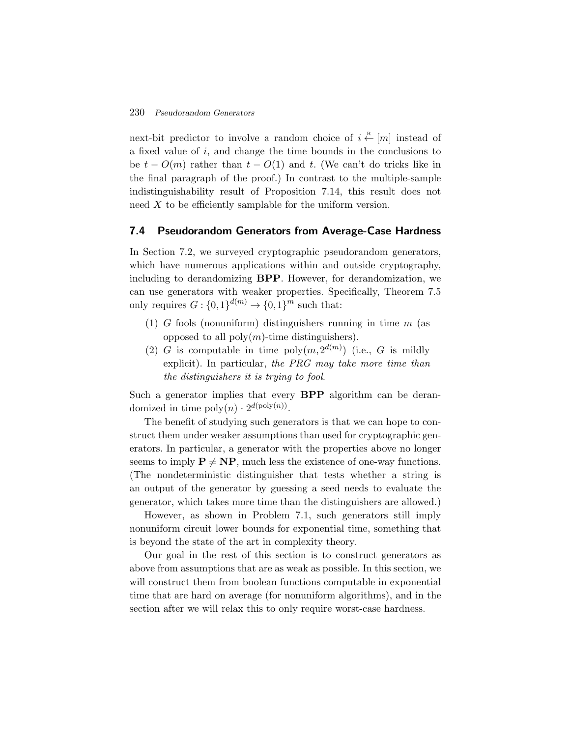next-bit predictor to involve a random choice of $i \stackrel{\text{R}}{\leftarrow} [m]$ instead of a fixed value of $i$, and change the time bounds in the conclusions to be $t - O(m)$ rather than $t - O(1)$ and $t$. (We can't do tricks like in the final paragraph of the proof.) In contrast to the multiple-sample indistinguishability result of Proposition 7.14, this result does not need $X$ to be efficiently samplable for the uniform version.

## 7.4 Pseudorandom Generators from Average-Case Hardness

In Section 7.2, we surveyed cryptographic pseudorandom generators, which have numerous applications within and outside cryptography, including to derandomizing **BPP**. However, for derandomization, we can use generators with weaker properties. Specifically, Theorem 7.5 only requires $G : \{0,1\}^{d(m)} \to \{0,1\}^m$ such that:

(1) $G$ fools (nonuniform) distinguishers running in time $m$ (as opposed to all $\text{poly}(m)$-time distinguishers).

(2) $G$ is computable in time $\text{poly}(m, 2^{d(m)})$ (i.e., $G$ is mildly explicit). In particular, *the PRG may take more time than the distinguishers it is trying to fool*.

Such a generator implies that every **BPP** algorithm can be derandomized in time $\text{poly}(n) \cdot 2^{d(\text{poly}(n))}$.

The benefit of studying such generators is that we can hope to construct them under weaker assumptions than used for cryptographic generators. In particular, a generator with the properties above no longer seems to imply $\mathbf{P} \neq \mathbf{NP}$, much less the existence of one-way functions. (The nondeterministic distinguisher that tests whether a string is an output of the generator by guessing a seed needs to evaluate the generator, which takes more time than the distinguishers are allowed.)

However, as shown in Problem 7.1, such generators still imply nonuniform circuit lower bounds for exponential time, something that is beyond the state of the art in complexity theory.

Our goal in the rest of this section is to construct generators as above from assumptions that are as weak as possible. In this section, we will construct them from boolean functions computable in exponential time that are hard on average (for nonuniform algorithms), and in the section after we will relax this to only require worst-case hardness.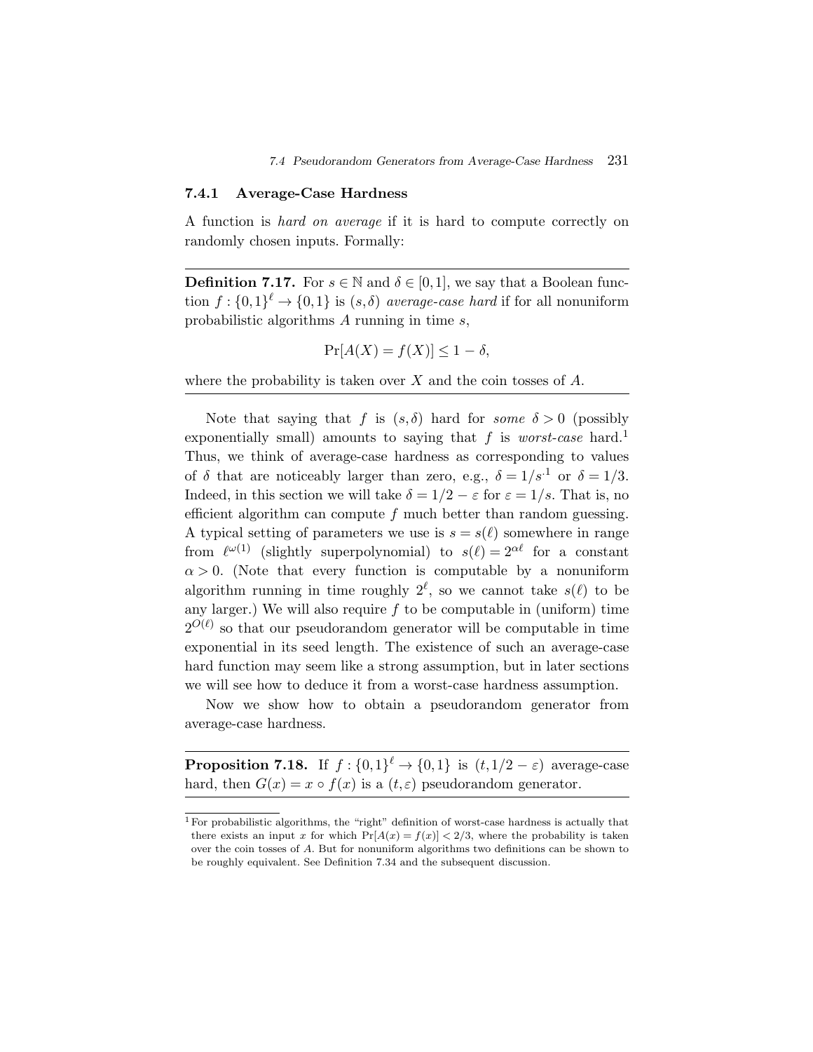### 7.4.1 Average-Case Hardness

A function is *hard on average* if it is hard to compute correctly on randomly chosen inputs. Formally:

**Definition 7.17.** For $s \in \mathbb{N}$ and $\delta \in [0,1]$, we say that a Boolean function $f : \{0,1\}^\ell \to \{0,1\}$ is $(s,\delta)$ *average-case hard* if for all nonuniform probabilistic algorithms $A$ running in time $s$,

$$\Pr[A(X) = f(X)] \le 1 - \delta,$$

where the probability is taken over $X$ and the coin tosses of $A$.

Note that saying that $f$ is $(s,\delta)$ hard for *some* $\delta > 0$ (possibly exponentially small) amounts to saying that $f$ is *worst-case* hard.[1] Thus, we think of average-case hardness as corresponding to values of $\delta$ that are noticeably larger than zero, e.g., $\delta = 1/s^{.1}$ or $\delta = 1/3$. Indeed, in this section we will take $\delta = 1/2 - \varepsilon$ for $\varepsilon = 1/s$. That is, no efficient algorithm can compute $f$ much better than random guessing. A typical setting of parameters we use is $s = s(\ell)$ somewhere in range from $\ell^{\omega(1)}$ (slightly superpolynomial) to $s(\ell) = 2^{\alpha\ell}$ for a constant $\alpha > 0$. (Note that every function is computable by a nonuniform algorithm running in time roughly $2^\ell$, so we cannot take $s(\ell)$ to be any larger.) We will also require $f$ to be computable in (uniform) time $2^{O(\ell)}$ so that our pseudorandom generator will be computable in time exponential in its seed length. The existence of such an average-case hard function may seem like a strong assumption, but in later sections we will see how to deduce it from a worst-case hardness assumption.

Now we show how to obtain a pseudorandom generator from average-case hardness.

**Proposition 7.18.** If $f : \{0,1\}^\ell \to \{0,1\}$ is $(t, 1/2 - \varepsilon)$ average-case hard, then $G(x) = x \circ f(x)$ is a $(t,\varepsilon)$ pseudorandom generator.

[1] For probabilistic algorithms, the "right" definition of worst-case hardness is actually that there exists an input $x$ for which $\Pr[A(x) = f(x)] < 2/3$, where the probability is taken over the coin tosses of $A$. But for nonuniform algorithms two definitions can be shown to be roughly equivalent. See Definition 7.34 and the subsequent discussion.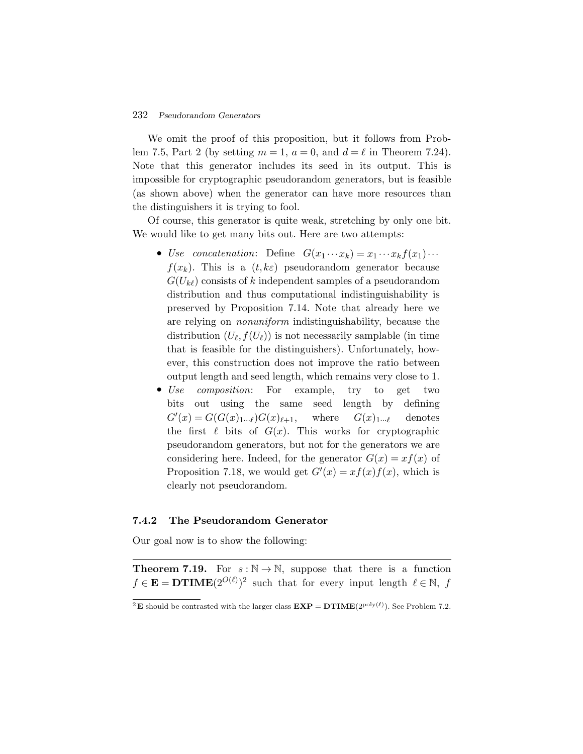We omit the proof of this proposition, but it follows from Problem 7.5, Part 2 (by setting $m = 1$, $a = 0$, and $d = \ell$ in Theorem 7.24). Note that this generator includes its seed in its output. This is impossible for cryptographic pseudorandom generators, but is feasible (as shown above) when the generator can have more resources than the distinguishers it is trying to fool.

Of course, this generator is quite weak, stretching by only one bit. We would like to get many bits out. Here are two attempts:

- *Use concatenation*: Define $G(x_1 \cdots x_k) = x_1 \cdots x_k f(x_1) \cdots f(x_k)$. This is a $(t, k\varepsilon)$ pseudorandom generator because $G(U_{k\ell})$ consists of $k$ independent samples of a pseudorandom distribution and thus computational indistinguishability is preserved by Proposition 7.14. Note that already here we are relying on *nonuniform* indistinguishability, because the distribution $(U_\ell, f(U_\ell))$ is not necessarily samplable (in time that is feasible for the distinguishers). Unfortunately, however, this construction does not improve the ratio between output length and seed length, which remains very close to 1.
- *Use composition*: For example, try to get two bits out using the same seed length by defining $G'(x) = G(G(x)_{1\cdots\ell})G(x)_{\ell+1}$, where $G(x)_{1\cdots\ell}$ denotes the first $\ell$ bits of $G(x)$. This works for cryptographic pseudorandom generators, but not for the generators we are considering here. Indeed, for the generator $G(x) = xf(x)$ of Proposition 7.18, we would get $G'(x) = xf(x)f(x)$, which is clearly not pseudorandom.

### 7.4.2 The Pseudorandom Generator

Our goal now is to show the following:

**Theorem 7.19.** For $s : \mathbb{N} \to \mathbb{N}$, suppose that there is a function $f \in \mathbf{E} = \mathbf{DTIME}(2^{O(\ell)})$[2] such that for every input length $\ell \in \mathbb{N}$, $f$

[2] $\mathbf{E}$ should be contrasted with the larger class $\mathbf{EXP} = \mathbf{DTIME}(2^{\mathrm{poly}(\ell)})$. See Problem 7.2.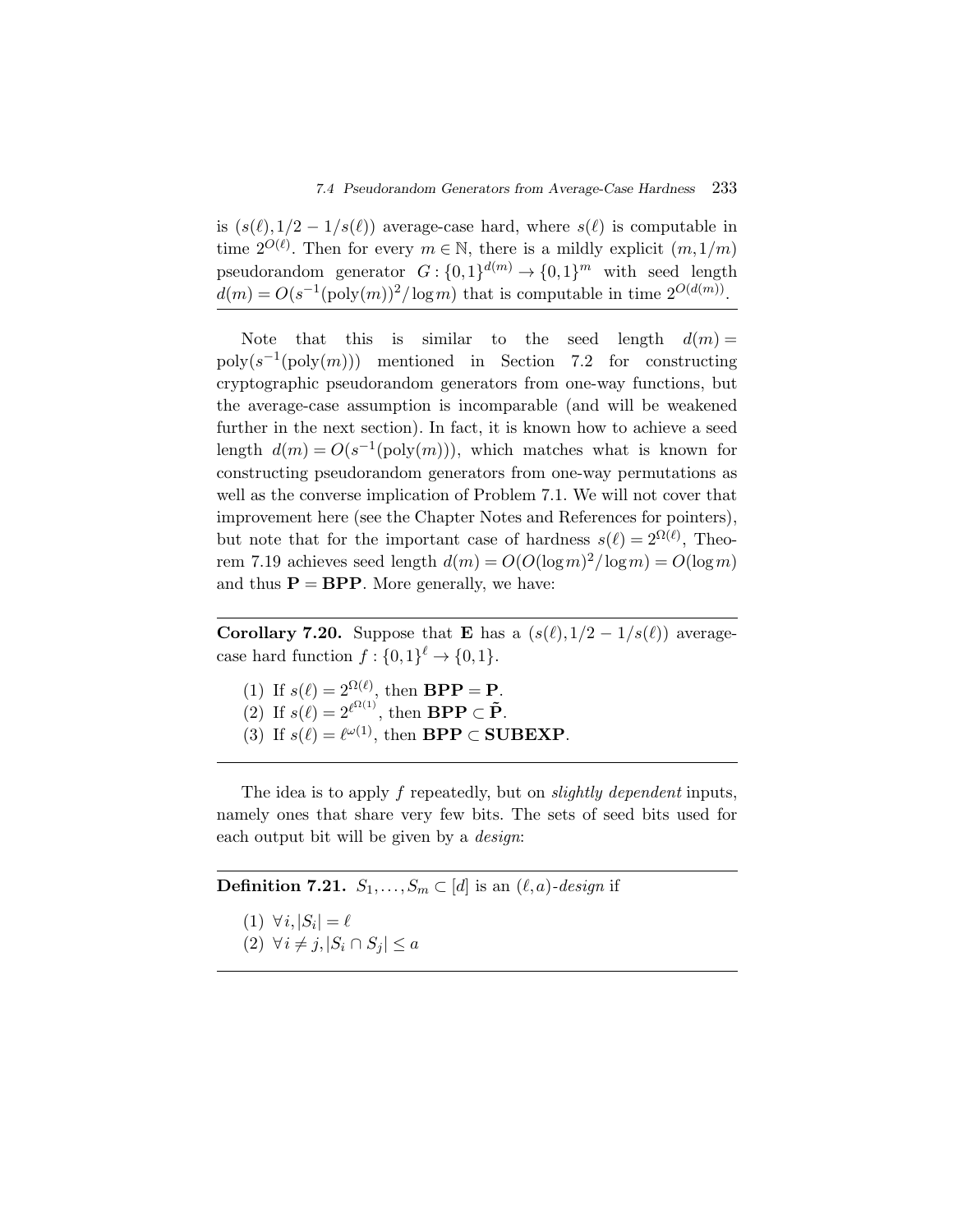is $(s(\ell), 1/2 - 1/s(\ell))$ average-case hard, where $s(\ell)$ is computable in time $2^{O(\ell)}$. Then for every $m \in \mathbb{N}$, there is a mildly explicit $(m, 1/m)$ pseudorandom generator $G : \{0,1\}^{d(m)} \to \{0,1\}^m$ with seed length $d(m) = O(s^{-1}(\mathrm{poly}(m))^2/\log m)$ that is computable in time $2^{O(d(m))}$.

---

Note that this is similar to the seed length $d(m) = \mathrm{poly}(s^{-1}(\mathrm{poly}(m)))$ mentioned in Section 7.2 for constructing cryptographic pseudorandom generators from one-way functions, but the average-case assumption is incomparable (and will be weakened further in the next section). In fact, it is known how to achieve a seed length $d(m) = O(s^{-1}(\mathrm{poly}(m)))$, which matches what is known for constructing pseudorandom generators from one-way permutations as well as the converse implication of Problem 7.1. We will not cover that improvement here (see the Chapter Notes and References for pointers), but note that for the important case of hardness $s(\ell) = 2^{\Omega(\ell)}$, Theorem 7.19 achieves seed length $d(m) = O(O(\log m)^2/\log m) = O(\log m)$ and thus $\mathbf{P} = \mathbf{BPP}$. More generally, we have:

---

**Corollary 7.20.** Suppose that $\mathbf{E}$ has a $(s(\ell), 1/2 - 1/s(\ell))$ average-case hard function $f : \{0,1\}^\ell \to \{0,1\}$.

(1) If $s(\ell) = 2^{\Omega(\ell)}$, then $\mathbf{BPP} = \mathbf{P}$.
(2) If $s(\ell) = 2^{\ell^{\Omega(1)}}$, then $\mathbf{BPP} \subset \tilde{\mathbf{P}}$.
(3) If $s(\ell) = \ell^{\omega(1)}$, then $\mathbf{BPP} \subset \mathbf{SUBEXP}$.

---

The idea is to apply $f$ repeatedly, but on *slightly dependent* inputs, namely ones that share very few bits. The sets of seed bits used for each output bit will be given by a *design*:

---

**Definition 7.21.** $S_1, \ldots, S_m \subset [d]$ is an $(\ell, a)$-*design* if

(1) $\forall i, |S_i| = \ell$
(2) $\forall i \neq j, |S_i \cap S_j| \leq a$

---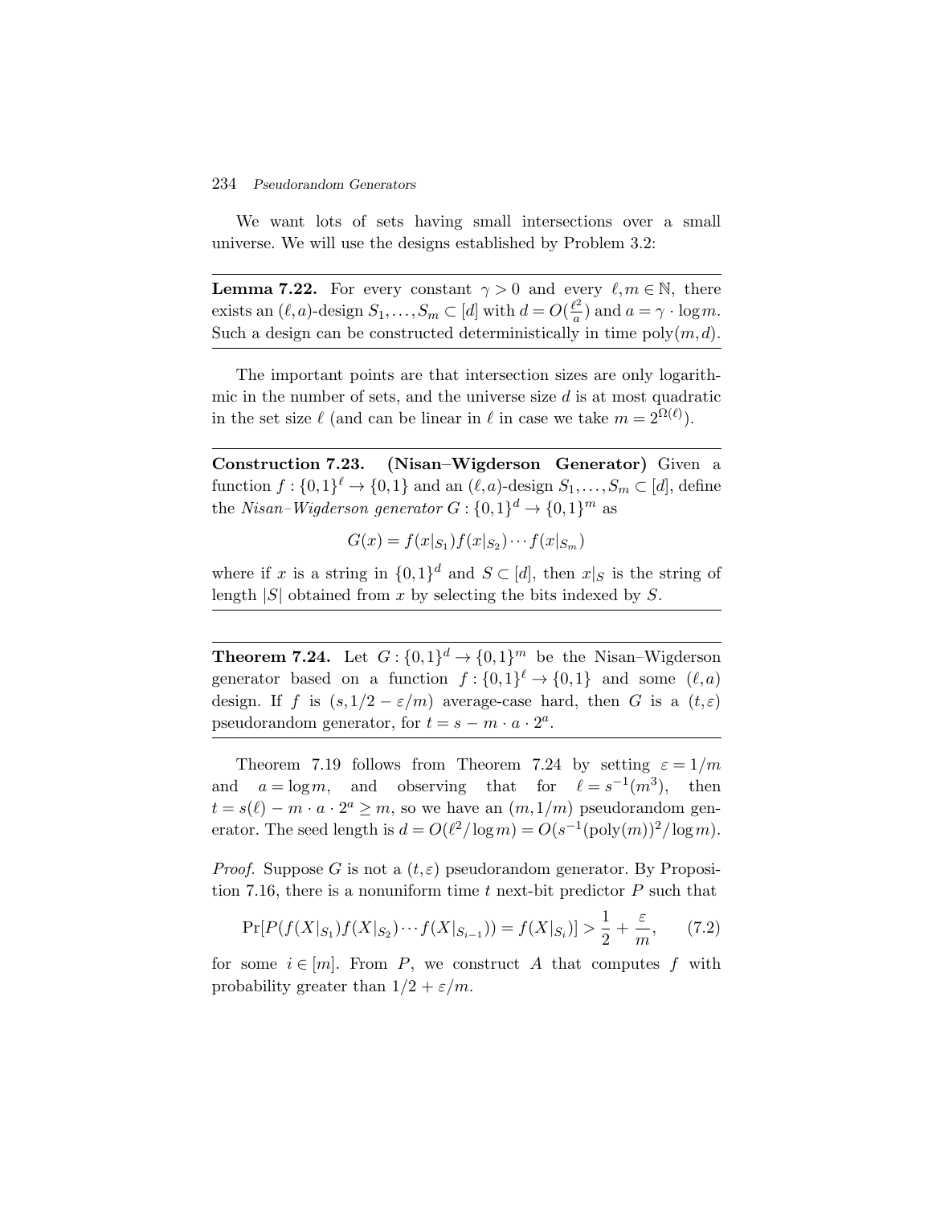We want lots of sets having small intersections over a small universe. We will use the designs established by Problem 3.2:

---

**Lemma 7.22.** For every constant $\gamma > 0$ and every $\ell, m \in \mathbb{N}$, there exists an $(\ell, a)$-design $S_1, \ldots, S_m \subset [d]$ with $d = O(\frac{\ell^2}{a})$ and $a = \gamma \cdot \log m$. Such a design can be constructed deterministically in time $\text{poly}(m, d)$.

---

The important points are that intersection sizes are only logarithmic in the number of sets, and the universe size $d$ is at most quadratic in the set size $\ell$ (and can be linear in $\ell$ in case we take $m = 2^{\Omega(\ell)}$).

---

**Construction 7.23. (Nisan–Wigderson Generator)** Given a function $f : \{0,1\}^\ell \to \{0,1\}$ and an $(\ell, a)$-design $S_1, \ldots, S_m \subset [d]$, define the *Nisan–Wigderson generator* $G : \{0,1\}^d \to \{0,1\}^m$ as

$$G(x) = f(x|_{S_1}) f(x|_{S_2}) \cdots f(x|_{S_m})$$

where if $x$ is a string in $\{0,1\}^d$ and $S \subset [d]$, then $x|_S$ is the string of length $|S|$ obtained from $x$ by selecting the bits indexed by $S$.

---

**Theorem 7.24.** Let $G : \{0,1\}^d \to \{0,1\}^m$ be the Nisan–Wigderson generator based on a function $f : \{0,1\}^\ell \to \{0,1\}$ and some $(\ell, a)$ design. If $f$ is $(s, 1/2 - \varepsilon/m)$ average-case hard, then $G$ is a $(t, \varepsilon)$ pseudorandom generator, for $t = s - m \cdot a \cdot 2^a$.

---

Theorem 7.19 follows from Theorem 7.24 by setting $\varepsilon = 1/m$ and $a = \log m$, and observing that for $\ell = s^{-1}(m^3)$, then $t = s(\ell) - m \cdot a \cdot 2^a \geq m$, so we have an $(m, 1/m)$ pseudorandom generator. The seed length is $d = O(\ell^2 / \log m) = O(s^{-1}(\text{poly}(m))^2 / \log m)$.

*Proof.* Suppose $G$ is not a $(t, \varepsilon)$ pseudorandom generator. By Proposition 7.16, there is a nonuniform time $t$ next-bit predictor $P$ such that

$$\Pr[P(f(X|_{S_1}) f(X|_{S_2}) \cdots f(X|_{S_{i-1}})) = f(X|_{S_i})] > \frac{1}{2} + \frac{\varepsilon}{m}, \qquad (7.2)$$

for some $i \in [m]$. From $P$, we construct $A$ that computes $f$ with probability greater than $1/2 + \varepsilon/m$.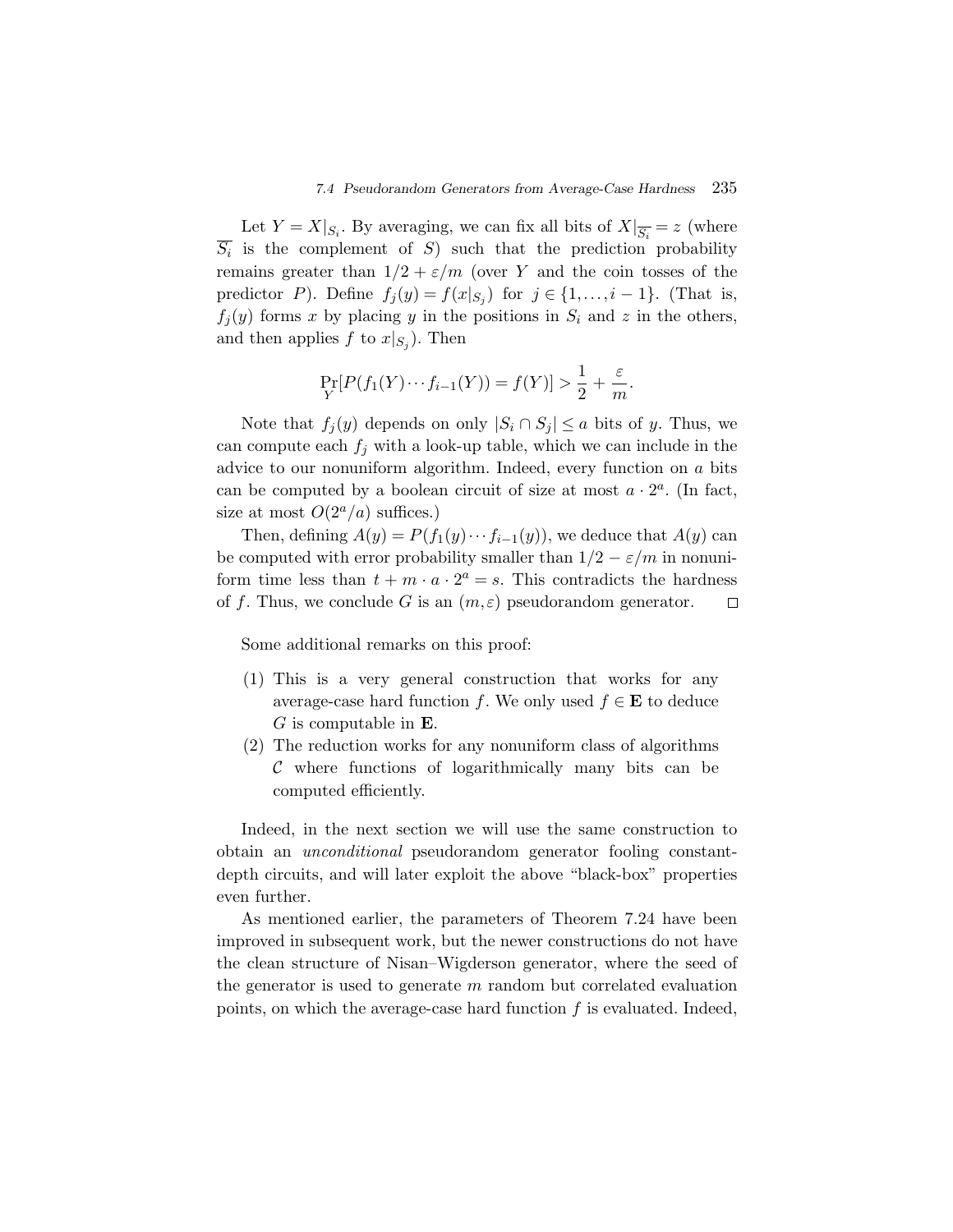Let $Y = X|_{S_i}$. By averaging, we can fix all bits of $X|_{\overline{S_i}} = z$ (where $\overline{S_i}$ is the complement of $S$) such that the prediction probability remains greater than $1/2 + \varepsilon/m$ (over $Y$ and the coin tosses of the predictor $P$). Define $f_j(y) = f(x|_{S_j})$ for $j \in \{1, \ldots, i-1\}$. (That is, $f_j(y)$ forms $x$ by placing $y$ in the positions in $S_i$ and $z$ in the others, and then applies $f$ to $x|_{S_j}$). Then

$$\Pr_Y[P(f_1(Y) \cdots f_{i-1}(Y)) = f(Y)] > \frac{1}{2} + \frac{\varepsilon}{m}.$$

Note that $f_j(y)$ depends on only $|S_i \cap S_j| \leq a$ bits of $y$. Thus, we can compute each $f_j$ with a look-up table, which we can include in the advice to our nonuniform algorithm. Indeed, every function on $a$ bits can be computed by a boolean circuit of size at most $a \cdot 2^a$. (In fact, size at most $O(2^a/a)$ suffices.)

Then, defining $A(y) = P(f_1(y) \cdots f_{i-1}(y))$, we deduce that $A(y)$ can be computed with error probability smaller than $1/2 - \varepsilon/m$ in nonuniform time less than $t + m \cdot a \cdot 2^a = s$. This contradicts the hardness of $f$. Thus, we conclude $G$ is an $(m, \varepsilon)$ pseudorandom generator. □

Some additional remarks on this proof:

(1) This is a very general construction that works for any average-case hard function $f$. We only used $f \in \mathbf{E}$ to deduce $G$ is computable in $\mathbf{E}$.

(2) The reduction works for any nonuniform class of algorithms $\mathcal{C}$ where functions of logarithmically many bits can be computed efficiently.

Indeed, in the next section we will use the same construction to obtain an *unconditional* pseudorandom generator fooling constant-depth circuits, and will later exploit the above "black-box" properties even further.

As mentioned earlier, the parameters of Theorem 7.24 have been improved in subsequent work, but the newer constructions do not have the clean structure of Nisan–Wigderson generator, where the seed of the generator is used to generate $m$ random but correlated evaluation points, on which the average-case hard function $f$ is evaluated. Indeed,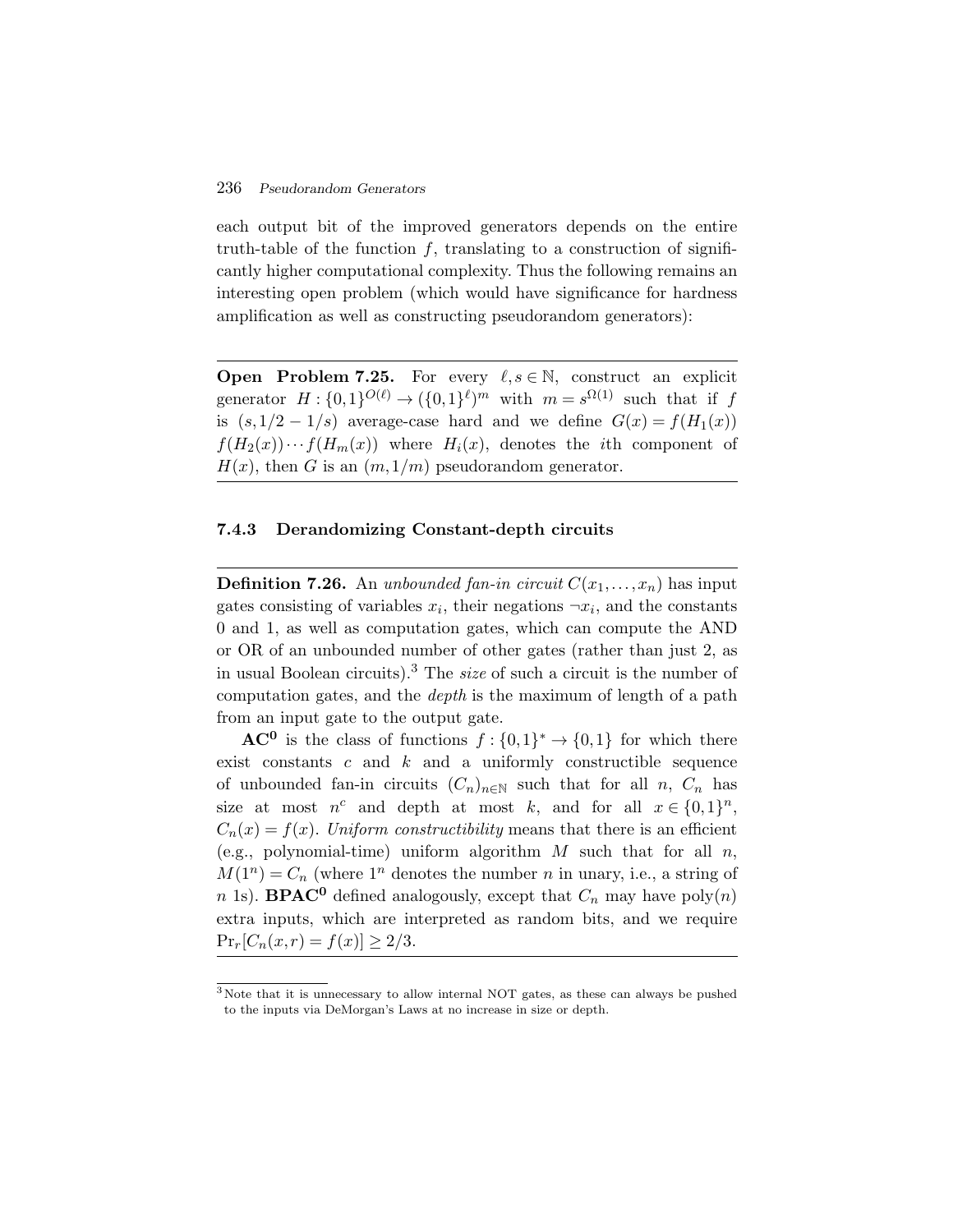each output bit of the improved generators depends on the entire truth-table of the function $f$, translating to a construction of significantly higher computational complexity. Thus the following remains an interesting open problem (which would have significance for hardness amplification as well as constructing pseudorandom generators):

---

**Open Problem 7.25.** For every $\ell, s \in \mathbb{N}$, construct an explicit generator $H : \{0,1\}^{O(\ell)} \to (\{0,1\}^{\ell})^m$ with $m = s^{\Omega(1)}$ such that if $f$ is $(s, 1/2 - 1/s)$ average-case hard and we define $G(x) = f(H_1(x)) f(H_2(x)) \cdots f(H_m(x))$ where $H_i(x)$, denotes the $i$th component of $H(x)$, then $G$ is an $(m, 1/m)$ pseudorandom generator.

---

### 7.4.3 Derandomizing Constant-depth circuits

---

**Definition 7.26.** An *unbounded fan-in circuit* $C(x_1, \ldots, x_n)$ has input gates consisting of variables $x_i$, their negations $\neg x_i$, and the constants 0 and 1, as well as computation gates, which can compute the AND or OR of an unbounded number of other gates (rather than just 2, as in usual Boolean circuits).[3] The *size* of such a circuit is the number of computation gates, and the *depth* is the maximum of length of a path from an input gate to the output gate.

$\mathbf{AC^0}$ is the class of functions $f : \{0,1\}^* \to \{0,1\}$ for which there exist constants $c$ and $k$ and a uniformly constructible sequence of unbounded fan-in circuits $(C_n)_{n \in \mathbb{N}}$ such that for all $n$, $C_n$ has size at most $n^c$ and depth at most $k$, and for all $x \in \{0,1\}^n$, $C_n(x) = f(x)$. *Uniform constructibility* means that there is an efficient (e.g., polynomial-time) uniform algorithm $M$ such that for all $n$, $M(1^n) = C_n$ (where $1^n$ denotes the number $n$ in unary, i.e., a string of $n$ 1s). $\mathbf{BPAC^0}$ defined analogously, except that $C_n$ may have $\mathrm{poly}(n)$ extra inputs, which are interpreted as random bits, and we require $\Pr_r[C_n(x, r) = f(x)] \geq 2/3$.

---

[3] Note that it is unnecessary to allow internal NOT gates, as these can always be pushed to the inputs via DeMorgan's Laws at no increase in size or depth.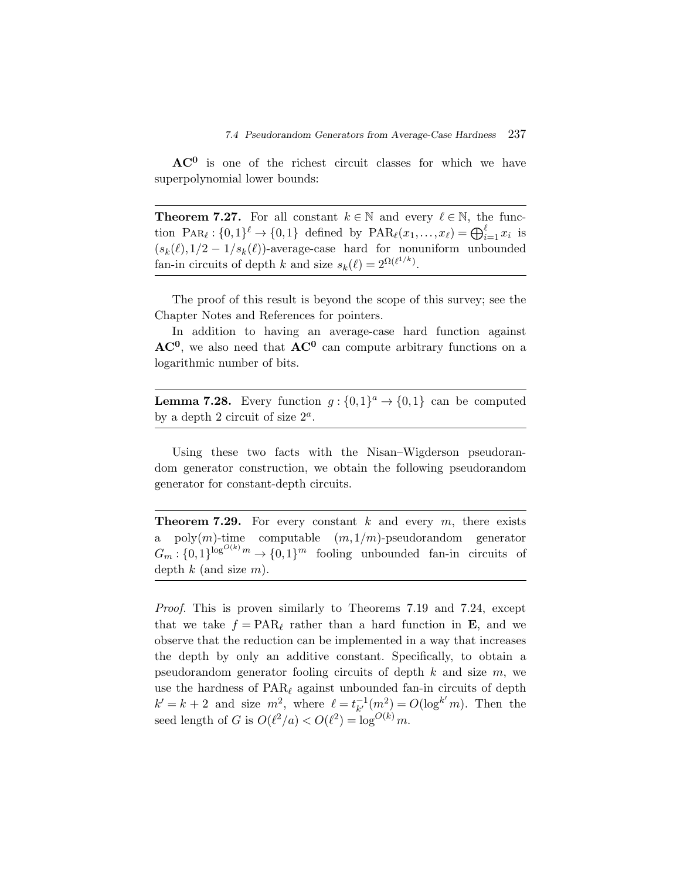$\mathbf{AC^0}$ is one of the richest circuit classes for which we have superpolynomial lower bounds:

**Theorem 7.27.** For all constant $k \in \mathbb{N}$ and every $\ell \in \mathbb{N}$, the function $\mathrm{PAR}_\ell : \{0,1\}^\ell \to \{0,1\}$ defined by $\mathrm{PAR}_\ell(x_1,\ldots,x_\ell) = \bigoplus_{i=1}^{\ell} x_i$ is $(s_k(\ell), 1/2 - 1/s_k(\ell))$-average-case hard for nonuniform unbounded fan-in circuits of depth $k$ and size $s_k(\ell) = 2^{\Omega(\ell^{1/k})}$.

The proof of this result is beyond the scope of this survey; see the Chapter Notes and References for pointers.

In addition to having an average-case hard function against $\mathbf{AC^0}$, we also need that $\mathbf{AC^0}$ can compute arbitrary functions on a logarithmic number of bits.

**Lemma 7.28.** Every function $g : \{0,1\}^a \to \{0,1\}$ can be computed by a depth 2 circuit of size $2^a$.

Using these two facts with the Nisan–Wigderson pseudorandom generator construction, we obtain the following pseudorandom generator for constant-depth circuits.

**Theorem 7.29.** For every constant $k$ and every $m$, there exists a $\mathrm{poly}(m)$-time computable $(m, 1/m)$-pseudorandom generator $G_m : \{0,1\}^{\log^{O(k)} m} \to \{0,1\}^m$ fooling unbounded fan-in circuits of depth $k$ (and size $m$).

*Proof.* This is proven similarly to Theorems 7.19 and 7.24, except that we take $f = \mathrm{PAR}_\ell$ rather than a hard function in $\mathbf{E}$, and we observe that the reduction can be implemented in a way that increases the depth by only an additive constant. Specifically, to obtain a pseudorandom generator fooling circuits of depth $k$ and size $m$, we use the hardness of $\mathrm{PAR}_\ell$ against unbounded fan-in circuits of depth $k' = k + 2$ and size $m^2$, where $\ell = t_{k'}^{-1}(m^2) = O(\log^{k'} m)$. Then the seed length of $G$ is $O(\ell^2/a) < O(\ell^2) = \log^{O(k)} m$.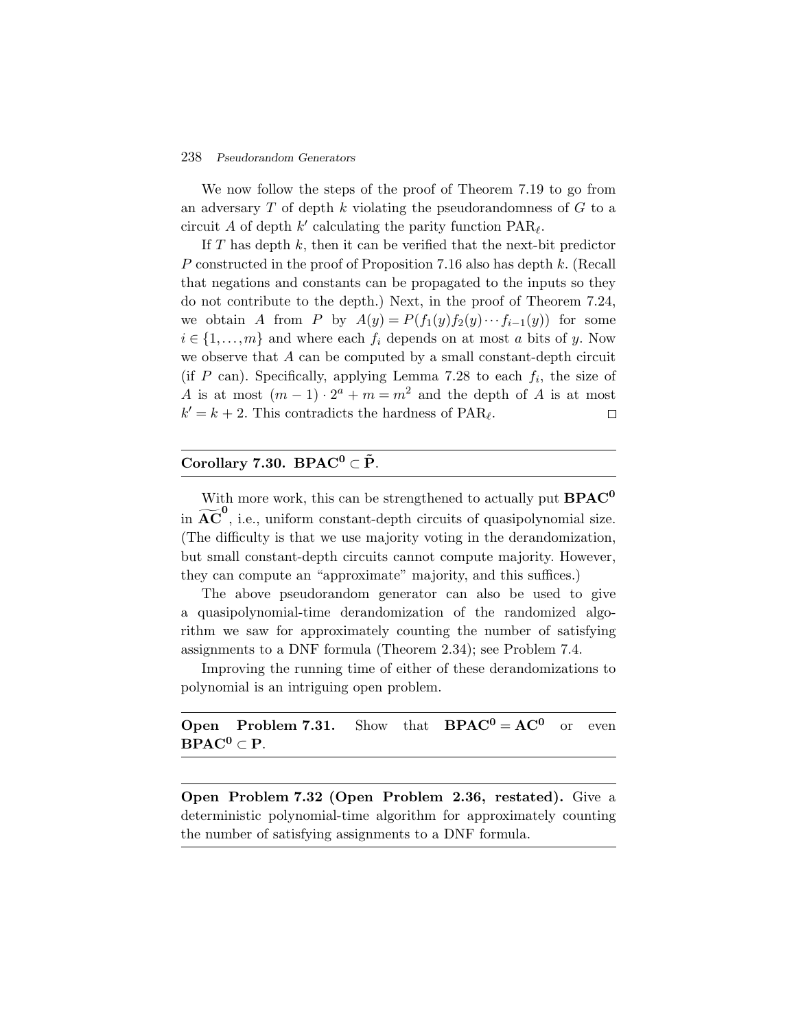We now follow the steps of the proof of Theorem 7.19 to go from an adversary $T$ of depth $k$ violating the pseudorandomness of $G$ to a circuit $A$ of depth $k'$ calculating the parity function $\mathrm{PAR}_\ell$.

If $T$ has depth $k$, then it can be verified that the next-bit predictor $P$ constructed in the proof of Proposition 7.16 also has depth $k$. (Recall that negations and constants can be propagated to the inputs so they do not contribute to the depth.) Next, in the proof of Theorem 7.24, we obtain $A$ from $P$ by $A(y) = P(f_1(y)f_2(y)\cdots f_{i-1}(y))$ for some $i \in \{1,\ldots,m\}$ and where each $f_i$ depends on at most $a$ bits of $y$. Now we observe that $A$ can be computed by a small constant-depth circuit (if $P$ can). Specifically, applying Lemma 7.28 to each $f_i$, the size of $A$ is at most $(m-1)\cdot 2^a + m = m^2$ and the depth of $A$ is at most $k' = k+2$. This contradicts the hardness of $\mathrm{PAR}_\ell$. □

---

**Corollary 7.30.** $\mathbf{BPAC^0} \subset \tilde{\mathbf{P}}$.

---

With more work, this can be strengthened to actually put $\mathbf{BPAC^0}$ in $\widetilde{\mathbf{AC}}^{\mathbf{0}}$, i.e., uniform constant-depth circuits of quasipolynomial size. (The difficulty is that we use majority voting in the derandomization, but small constant-depth circuits cannot compute majority. However, they can compute an "approximate" majority, and this suffices.)

The above pseudorandom generator can also be used to give a quasipolynomial-time derandomization of the randomized algorithm we saw for approximately counting the number of satisfying assignments to a DNF formula (Theorem 2.34); see Problem 7.4.

Improving the running time of either of these derandomizations to polynomial is an intriguing open problem.

---

**Open Problem 7.31.** Show that $\mathbf{BPAC^0} = \mathbf{AC^0}$ or even $\mathbf{BPAC^0} \subset \mathbf{P}$.

---

**Open Problem 7.32 (Open Problem 2.36, restated).** Give a deterministic polynomial-time algorithm for approximately counting the number of satisfying assignments to a DNF formula.

---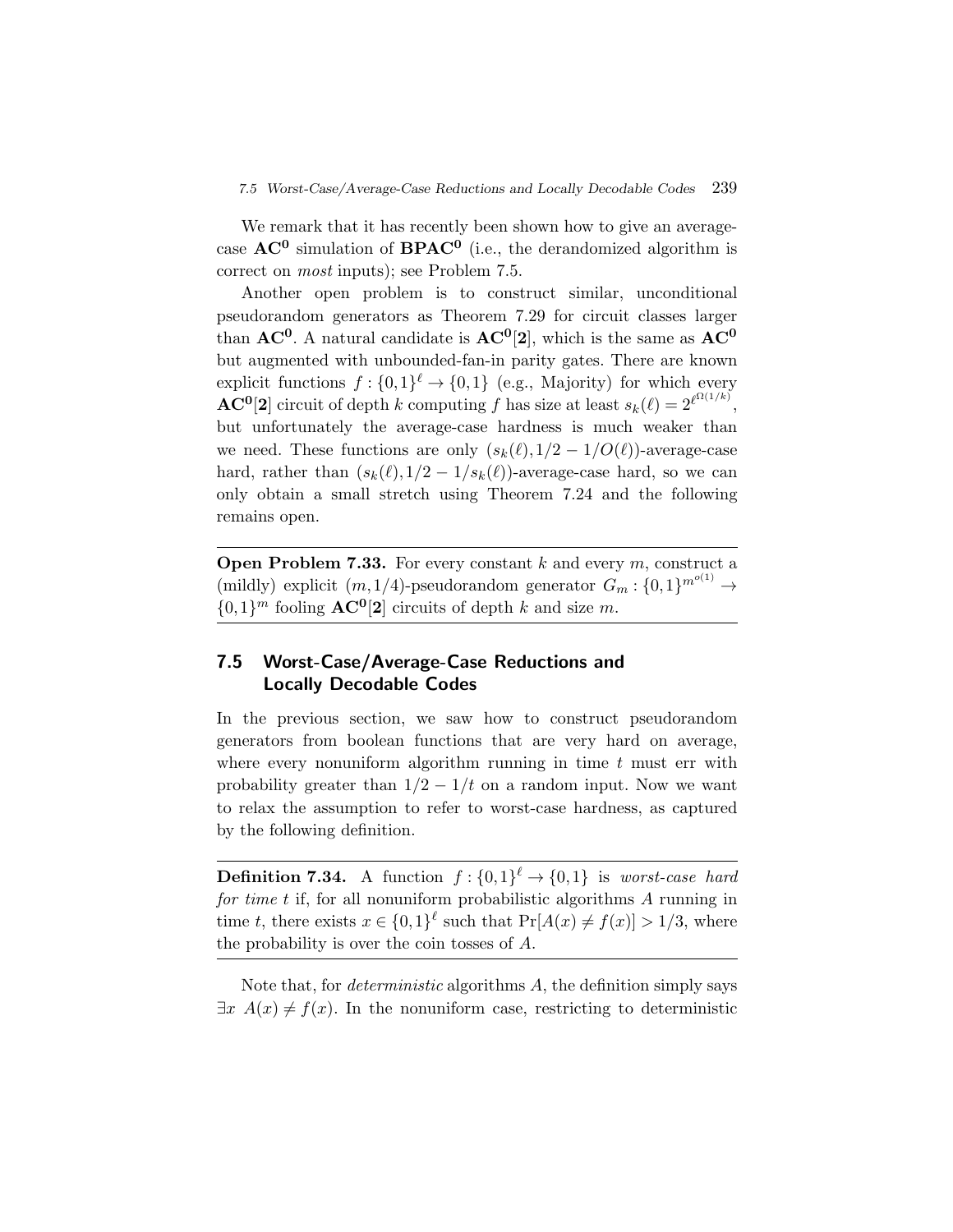We remark that it has recently been shown how to give an average-case $\mathbf{AC^0}$ simulation of $\mathbf{BPAC^0}$ (i.e., the derandomized algorithm is correct on *most* inputs); see Problem 7.5.

Another open problem is to construct similar, unconditional pseudorandom generators as Theorem 7.29 for circuit classes larger than $\mathbf{AC^0}$. A natural candidate is $\mathbf{AC^0[2]}$, which is the same as $\mathbf{AC^0}$ but augmented with unbounded-fan-in parity gates. There are known explicit functions $f : \{0,1\}^\ell \to \{0,1\}$ (e.g., Majority) for which every $\mathbf{AC^0[2]}$ circuit of depth $k$ computing $f$ has size at least $s_k(\ell) = 2^{\ell^{\Omega(1/k)}}$, but unfortunately the average-case hardness is much weaker than we need. These functions are only $(s_k(\ell), 1/2 - 1/O(\ell))$-average-case hard, rather than $(s_k(\ell), 1/2 - 1/s_k(\ell))$-average-case hard, so we can only obtain a small stretch using Theorem 7.24 and the following remains open.

**Open Problem 7.33.** For every constant $k$ and every $m$, construct a (mildly) explicit $(m, 1/4)$-pseudorandom generator $G_m : \{0,1\}^{m^{o(1)}} \to \{0,1\}^m$ fooling $\mathbf{AC^0[2]}$ circuits of depth $k$ and size $m$.

## 7.5 Worst-Case/Average-Case Reductions and Locally Decodable Codes

In the previous section, we saw how to construct pseudorandom generators from boolean functions that are very hard on average, where every nonuniform algorithm running in time $t$ must err with probability greater than $1/2 - 1/t$ on a random input. Now we want to relax the assumption to refer to worst-case hardness, as captured by the following definition.

**Definition 7.34.** A function $f : \{0,1\}^\ell \to \{0,1\}$ is *worst-case hard for time $t$* if, for all nonuniform probabilistic algorithms $A$ running in time $t$, there exists $x \in \{0,1\}^\ell$ such that $\Pr[A(x) \neq f(x)] > 1/3$, where the probability is over the coin tosses of $A$.

Note that, for *deterministic* algorithms $A$, the definition simply says $\exists x \; A(x) \neq f(x)$. In the nonuniform case, restricting to deterministic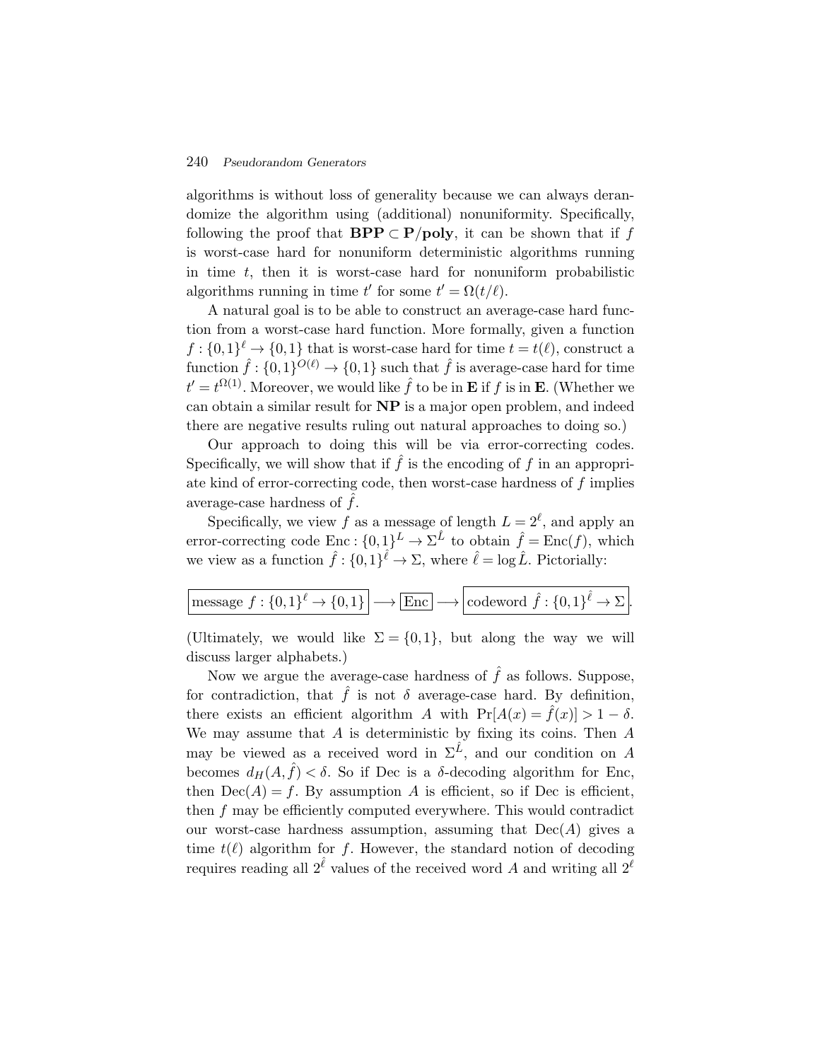algorithms is without loss of generality because we can always derandomize the algorithm using (additional) nonuniformity. Specifically, following the proof that $\mathbf{BPP} \subset \mathbf{P/poly}$, it can be shown that if $f$ is worst-case hard for nonuniform deterministic algorithms running in time $t$, then it is worst-case hard for nonuniform probabilistic algorithms running in time $t'$ for some $t' = \Omega(t/\ell)$.

A natural goal is to be able to construct an average-case hard function from a worst-case hard function. More formally, given a function $f : \{0,1\}^{\ell} \to \{0,1\}$ that is worst-case hard for time $t = t(\ell)$, construct a function $\hat{f} : \{0,1\}^{O(\ell)} \to \{0,1\}$ such that $\hat{f}$ is average-case hard for time $t' = t^{\Omega(1)}$. Moreover, we would like $\hat{f}$ to be in $\mathbf{E}$ if $f$ is in $\mathbf{E}$. (Whether we can obtain a similar result for $\mathbf{NP}$ is a major open problem, and indeed there are negative results ruling out natural approaches to doing so.)

Our approach to doing this will be via error-correcting codes. Specifically, we will show that if $\hat{f}$ is the encoding of $f$ in an appropriate kind of error-correcting code, then worst-case hardness of $f$ implies average-case hardness of $\hat{f}$.

Specifically, we view $f$ as a message of length $L = 2^{\ell}$, and apply an error-correcting code $\mathrm{Enc} : \{0,1\}^L \to \Sigma^{\hat{L}}$ to obtain $\hat{f} = \mathrm{Enc}(f)$, which we view as a function $\hat{f} : \{0,1\}^{\hat{\ell}} \to \Sigma$, where $\hat{\ell} = \log \hat{L}$. Pictorially:

$$\boxed{\text{message } f : \{0,1\}^{\ell} \to \{0,1\}} \longrightarrow \boxed{\mathrm{Enc}} \longrightarrow \boxed{\text{codeword } \hat{f} : \{0,1\}^{\hat{\ell}} \to \Sigma}.$$

(Ultimately, we would like $\Sigma = \{0,1\}$, but along the way we will discuss larger alphabets.)

Now we argue the average-case hardness of $\hat{f}$ as follows. Suppose, for contradiction, that $\hat{f}$ is not $\delta$ average-case hard. By definition, there exists an efficient algorithm $A$ with $\Pr[A(x) = \hat{f}(x)] > 1 - \delta$. We may assume that $A$ is deterministic by fixing its coins. Then $A$ may be viewed as a received word in $\Sigma^{\hat{L}}$, and our condition on $A$ becomes $d_H(A, \hat{f}) < \delta$. So if Dec is a $\delta$-decoding algorithm for Enc, then $\mathrm{Dec}(A) = f$. By assumption $A$ is efficient, so if Dec is efficient, then $f$ may be efficiently computed everywhere. This would contradict our worst-case hardness assumption, assuming that $\mathrm{Dec}(A)$ gives a time $t(\ell)$ algorithm for $f$. However, the standard notion of decoding requires reading all $2^{\hat{\ell}}$ values of the received word $A$ and writing all $2^{\ell}$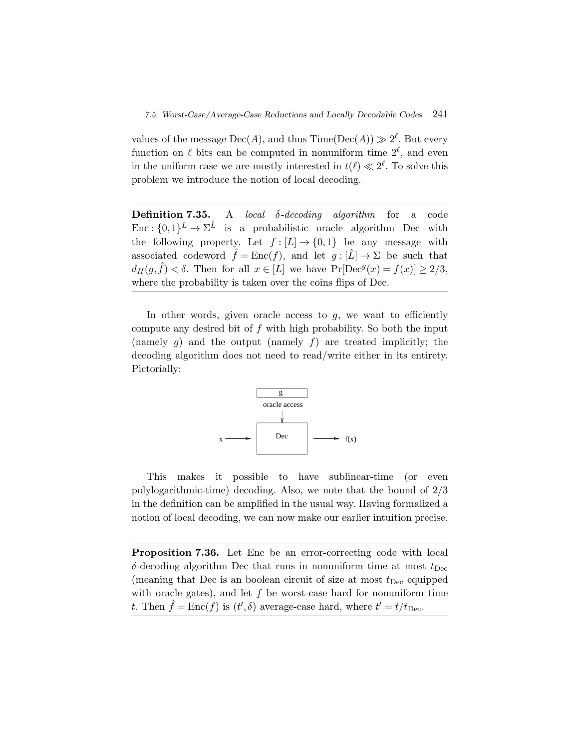values of the message $\mathrm{Dec}(A)$, and thus $\mathrm{Time}(\mathrm{Dec}(A)) \gg 2^\ell$. But every function on $\ell$ bits can be computed in nonuniform time $2^\ell$, and even in the uniform case we are mostly interested in $t(\ell) \ll 2^\ell$. To solve this problem we introduce the notion of local decoding.

---

**Definition 7.35.** A *local $\delta$-decoding algorithm* for a code $\mathrm{Enc}: \{0,1\}^L \to \Sigma^{\hat{L}}$ is a probabilistic oracle algorithm Dec with the following property. Let $f : [L] \to \{0,1\}$ be any message with associated codeword $\hat{f} = \mathrm{Enc}(f)$, and let $g : [\hat{L}] \to \Sigma$ be such that $d_H(g, \hat{f}) < \delta$. Then for all $x \in [L]$ we have $\Pr[\mathrm{Dec}^g(x) = f(x)] \geq 2/3$, where the probability is taken over the coins flips of Dec.

---

In other words, given oracle access to $g$, we want to efficiently compute any desired bit of $f$ with high probability. So both the input (namely $g$) and the output (namely $f$) are treated implicitly; the decoding algorithm does not need to read/write either in its entirety. Pictorially:

This makes it possible to have sublinear-time (or even polylogarithmic-time) decoding. Also, we note that the bound of $2/3$ in the definition can be amplified in the usual way. Having formalized a notion of local decoding, we can now make our earlier intuition precise.

---

**Proposition 7.36.** Let Enc be an error-correcting code with local $\delta$-decoding algorithm Dec that runs in nonuniform time at most $t_{\mathrm{Dec}}$ (meaning that Dec is an boolean circuit of size at most $t_{\mathrm{Dec}}$ equipped with oracle gates), and let $f$ be worst-case hard for nonuniform time $t$. Then $\hat{f} = \mathrm{Enc}(f)$ is $(t', \delta)$ average-case hard, where $t' = t/t_{\mathrm{Dec}}$.

---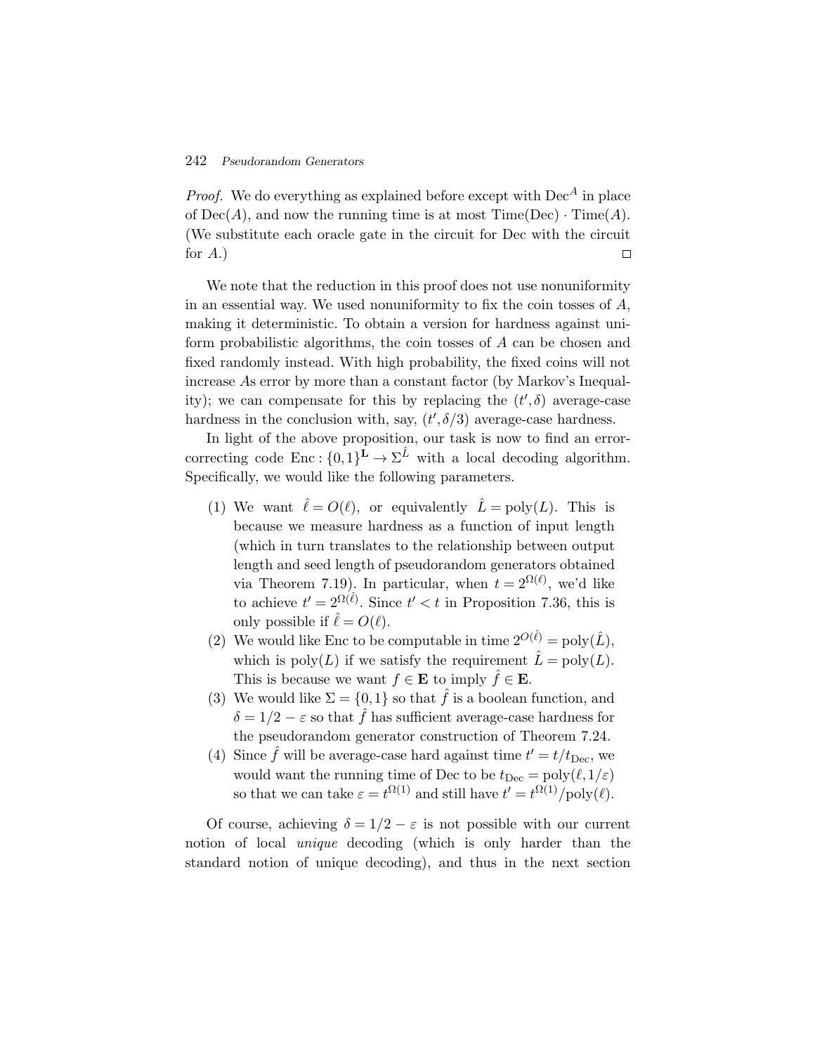*Proof.* We do everything as explained before except with $\mathrm{Dec}^A$ in place of $\mathrm{Dec}(A)$, and now the running time is at most $\mathrm{Time}(\mathrm{Dec}) \cdot \mathrm{Time}(A)$. (We substitute each oracle gate in the circuit for Dec with the circuit for $A$.) $\square$

We note that the reduction in this proof does not use nonuniformity in an essential way. We used nonuniformity to fix the coin tosses of $A$, making it deterministic. To obtain a version for hardness against uniform probabilistic algorithms, the coin tosses of $A$ can be chosen and fixed randomly instead. With high probability, the fixed coins will not increase $A$s error by more than a constant factor (by Markov's Inequality); we can compensate for this by replacing the $(t', \delta)$ average-case hardness in the conclusion with, say, $(t', \delta/3)$ average-case hardness.

In light of the above proposition, our task is now to find an error-correcting code $\mathrm{Enc} : \{0,1\}^{\mathbf{L}} \to \Sigma^{\hat{L}}$ with a local decoding algorithm. Specifically, we would like the following parameters.

1. We want $\hat{\ell} = O(\ell)$, or equivalently $\hat{L} = \mathrm{poly}(L)$. This is because we measure hardness as a function of input length (which in turn translates to the relationship between output length and seed length of pseudorandom generators obtained via Theorem 7.19). In particular, when $t = 2^{\Omega(\ell)}$, we'd like to achieve $t' = 2^{\Omega(\hat{\ell})}$. Since $t' < t$ in Proposition 7.36, this is only possible if $\hat{\ell} = O(\ell)$.
2. We would like Enc to be computable in time $2^{O(\hat{\ell})} = \mathrm{poly}(\hat{L})$, which is $\mathrm{poly}(L)$ if we satisfy the requirement $\hat{L} = \mathrm{poly}(L)$. This is because we want $f \in \mathbf{E}$ to imply $\hat{f} \in \mathbf{E}$.
3. We would like $\Sigma = \{0,1\}$ so that $\hat{f}$ is a boolean function, and $\delta = 1/2 - \varepsilon$ so that $\hat{f}$ has sufficient average-case hardness for the pseudorandom generator construction of Theorem 7.24.
4. Since $\hat{f}$ will be average-case hard against time $t' = t/t_{\mathrm{Dec}}$, we would want the running time of Dec to be $t_{\mathrm{Dec}} = \mathrm{poly}(\ell, 1/\varepsilon)$ so that we can take $\varepsilon = t^{\Omega(1)}$ and still have $t' = t^{\Omega(1)}/\mathrm{poly}(\ell)$.

Of course, achieving $\delta = 1/2 - \varepsilon$ is not possible with our current notion of local *unique* decoding (which is only harder than the standard notion of unique decoding), and thus in the next section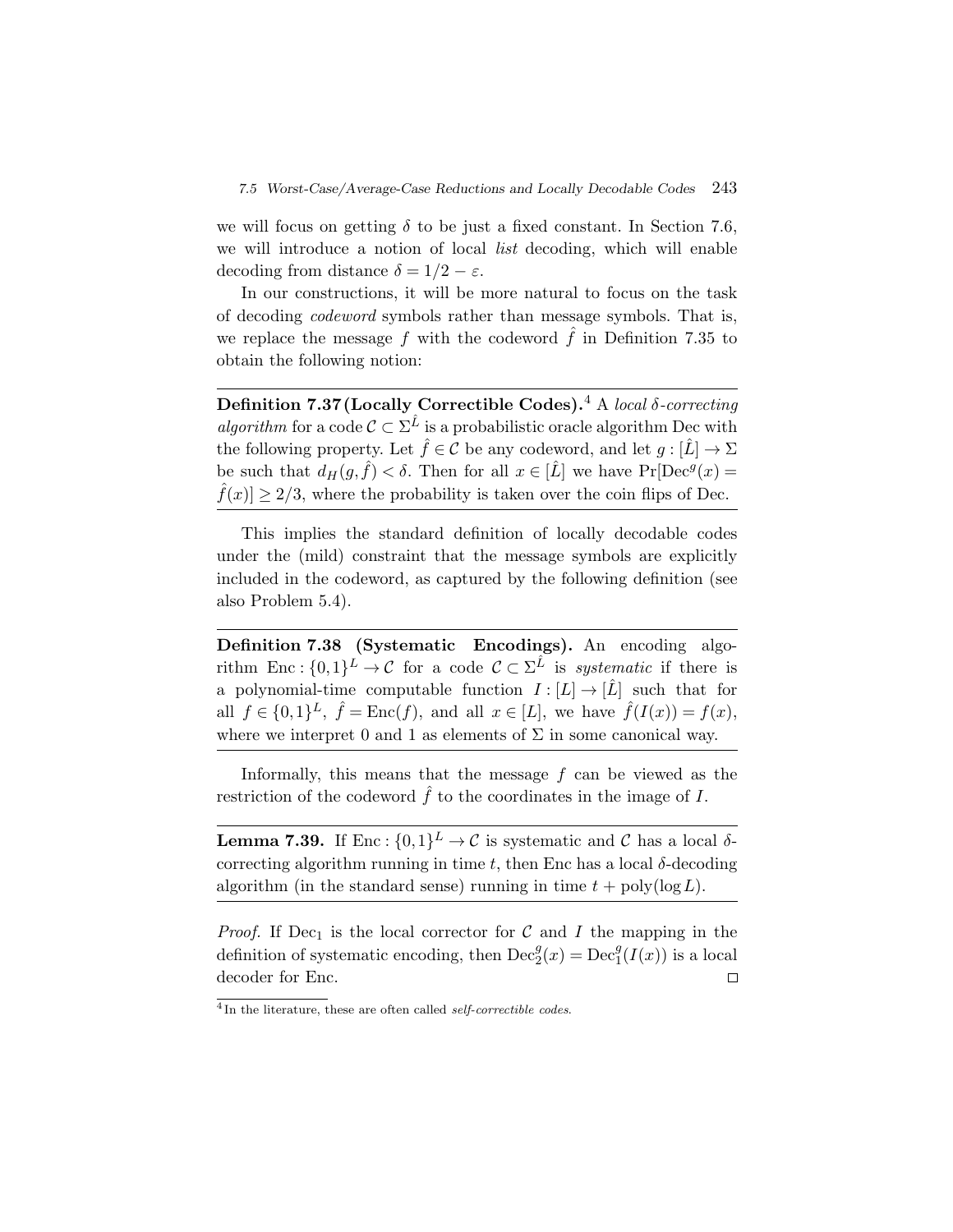we will focus on getting $\delta$ to be just a fixed constant. In Section 7.6, we will introduce a notion of local *list* decoding, which will enable decoding from distance $\delta = 1/2 - \varepsilon$.

In our constructions, it will be more natural to focus on the task of decoding *codeword* symbols rather than message symbols. That is, we replace the message $f$ with the codeword $\hat{f}$ in Definition 7.35 to obtain the following notion:

---

**Definition 7.37 (Locally Correctible Codes).**[4] A *local $\delta$-correcting algorithm* for a code $\mathcal{C} \subset \Sigma^{\hat{L}}$ is a probabilistic oracle algorithm Dec with the following property. Let $\hat{f} \in \mathcal{C}$ be any codeword, and let $g : [\hat{L}] \to \Sigma$ be such that $d_H(g, \hat{f}) < \delta$. Then for all $x \in [\hat{L}]$ we have $\Pr[\mathrm{Dec}^g(x) = \hat{f}(x)] \geq 2/3$, where the probability is taken over the coin flips of Dec.

---

This implies the standard definition of locally decodable codes under the (mild) constraint that the message symbols are explicitly included in the codeword, as captured by the following definition (see also Problem 5.4).

---

**Definition 7.38 (Systematic Encodings).** An encoding algorithm $\mathrm{Enc} : \{0,1\}^L \to \mathcal{C}$ for a code $\mathcal{C} \subset \Sigma^{\hat{L}}$ is *systematic* if there is a polynomial-time computable function $I : [L] \to [\hat{L}]$ such that for all $f \in \{0,1\}^L$, $\hat{f} = \mathrm{Enc}(f)$, and all $x \in [L]$, we have $\hat{f}(I(x)) = f(x)$, where we interpret 0 and 1 as elements of $\Sigma$ in some canonical way.

---

Informally, this means that the message $f$ can be viewed as the restriction of the codeword $\hat{f}$ to the coordinates in the image of $I$.

---

**Lemma 7.39.** If $\mathrm{Enc} : \{0,1\}^L \to \mathcal{C}$ is systematic and $\mathcal{C}$ has a local $\delta$-correcting algorithm running in time $t$, then Enc has a local $\delta$-decoding algorithm (in the standard sense) running in time $t + \mathrm{poly}(\log L)$.

---

*Proof.* If $\mathrm{Dec}_1$ is the local corrector for $\mathcal{C}$ and $I$ the mapping in the definition of systematic encoding, then $\mathrm{Dec}_2^g(x) = \mathrm{Dec}_1^g(I(x))$ is a local decoder for Enc. □

[4] In the literature, these are often called *self-correctible codes*.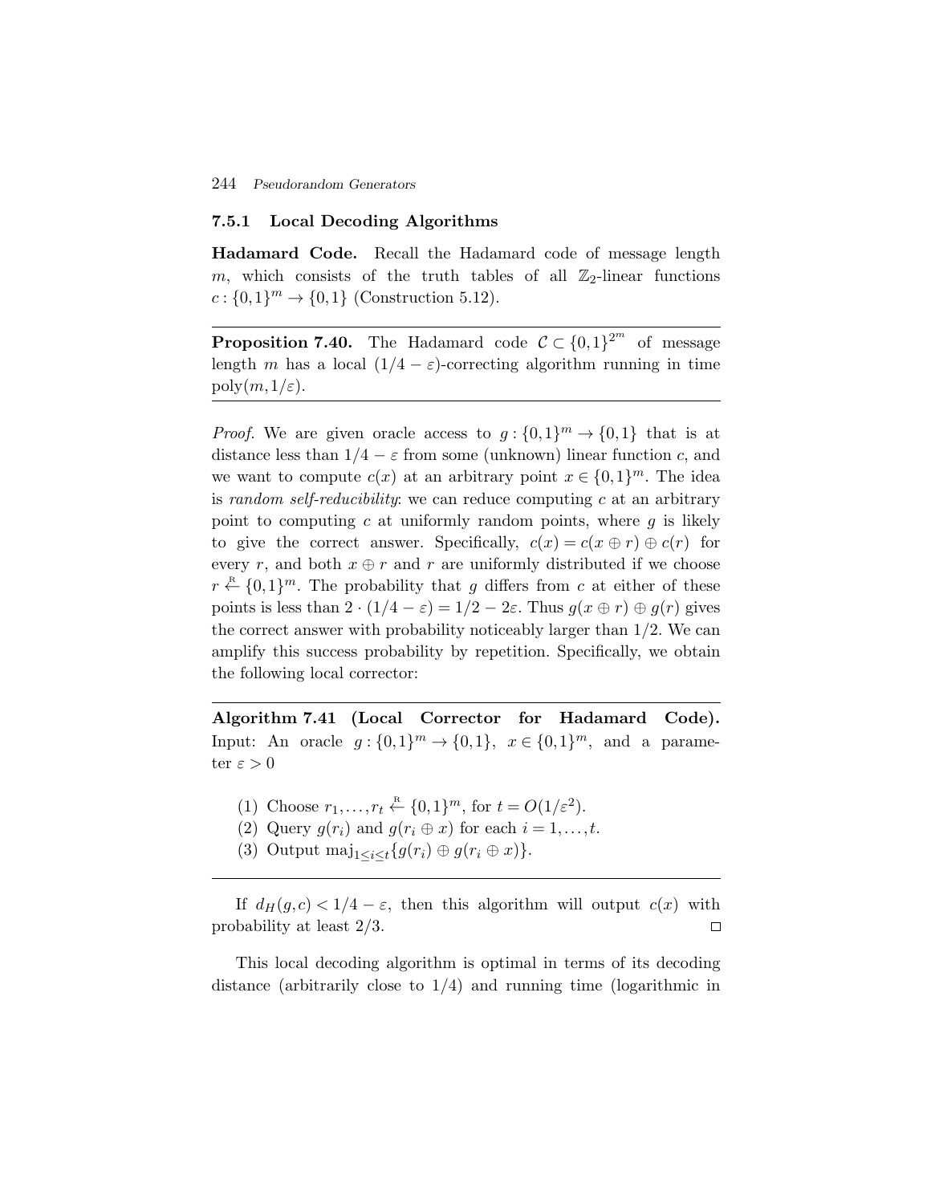### 7.5.1 Local Decoding Algorithms

**Hadamard Code.** Recall the Hadamard code of message length $m$, which consists of the truth tables of all $\mathbb{Z}_2$-linear functions $c : \{0,1\}^m \to \{0,1\}$ (Construction 5.12).

---

**Proposition 7.40.** The Hadamard code $\mathcal{C} \subset \{0,1\}^{2^m}$ of message length $m$ has a local $(1/4 - \varepsilon)$-correcting algorithm running in time $\mathrm{poly}(m, 1/\varepsilon)$.

---

*Proof.* We are given oracle access to $g : \{0,1\}^m \to \{0,1\}$ that is at distance less than $1/4 - \varepsilon$ from some (unknown) linear function $c$, and we want to compute $c(x)$ at an arbitrary point $x \in \{0,1\}^m$. The idea is *random self-reducibility*: we can reduce computing $c$ at an arbitrary point to computing $c$ at uniformly random points, where $g$ is likely to give the correct answer. Specifically, $c(x) = c(x \oplus r) \oplus c(r)$ for every $r$, and both $x \oplus r$ and $r$ are uniformly distributed if we choose $r \stackrel{\mathrm{R}}{\leftarrow} \{0,1\}^m$. The probability that $g$ differs from $c$ at either of these points is less than $2 \cdot (1/4 - \varepsilon) = 1/2 - 2\varepsilon$. Thus $g(x \oplus r) \oplus g(r)$ gives the correct answer with probability noticeably larger than $1/2$. We can amplify this success probability by repetition. Specifically, we obtain the following local corrector:

---

**Algorithm 7.41 (Local Corrector for Hadamard Code).**
Input: An oracle $g : \{0,1\}^m \to \{0,1\}$, $x \in \{0,1\}^m$, and a parameter $\varepsilon > 0$

(1) Choose $r_1, \ldots, r_t \stackrel{\mathrm{R}}{\leftarrow} \{0,1\}^m$, for $t = O(1/\varepsilon^2)$.
(2) Query $g(r_i)$ and $g(r_i \oplus x)$ for each $i = 1, \ldots, t$.
(3) Output $\mathrm{maj}_{1 \le i \le t}\{g(r_i) \oplus g(r_i \oplus x)\}$.

---

If $d_H(g, c) < 1/4 - \varepsilon$, then this algorithm will output $c(x)$ with probability at least $2/3$. □

This local decoding algorithm is optimal in terms of its decoding distance (arbitrarily close to $1/4$) and running time (logarithmic in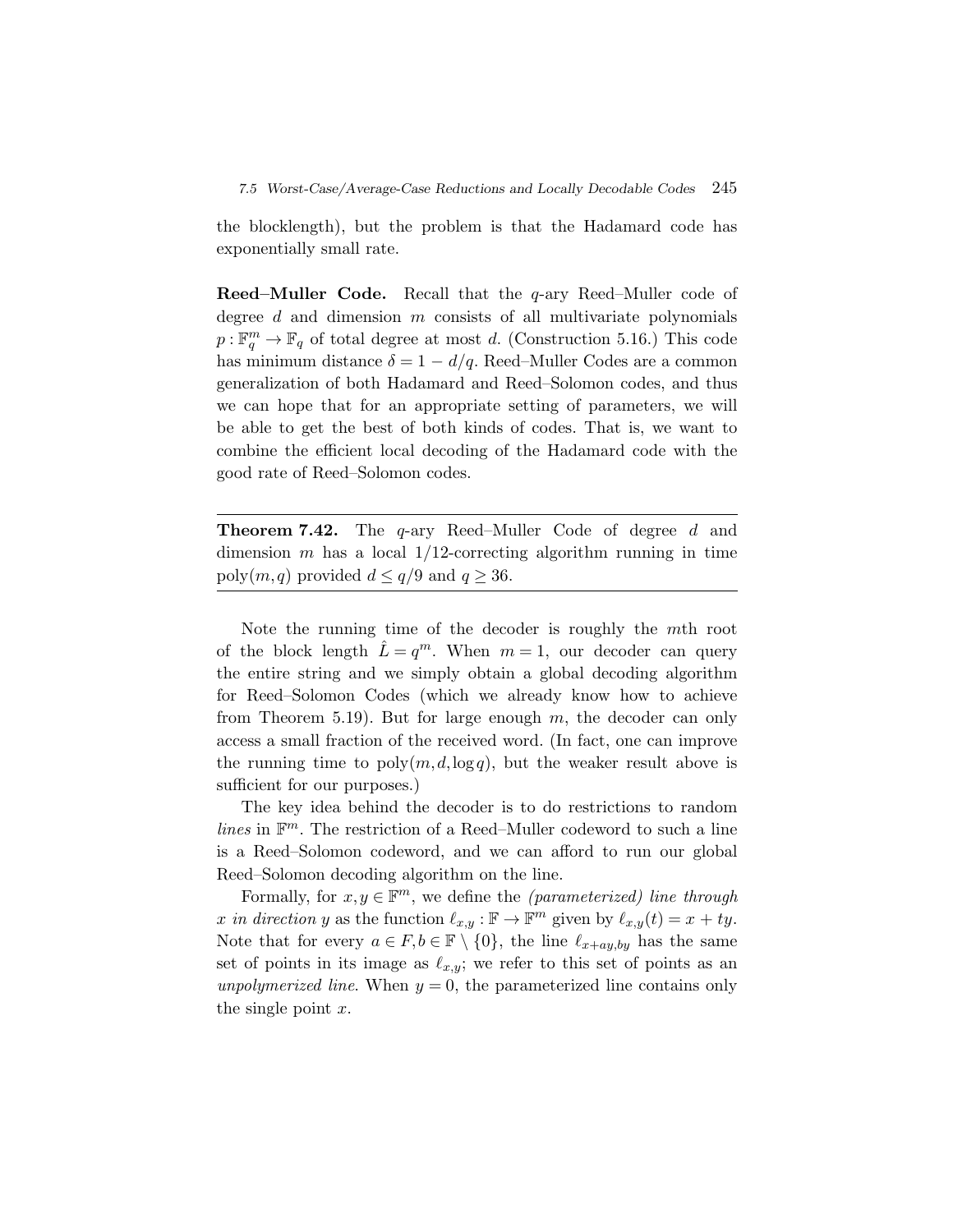the blocklength), but the problem is that the Hadamard code has exponentially small rate.

**Reed–Muller Code.** Recall that the $q$-ary Reed–Muller code of degree $d$ and dimension $m$ consists of all multivariate polynomials $p : \mathbb{F}_q^m \to \mathbb{F}_q$ of total degree at most $d$. (Construction 5.16.) This code has minimum distance $\delta = 1 - d/q$. Reed–Muller Codes are a common generalization of both Hadamard and Reed–Solomon codes, and thus we can hope that for an appropriate setting of parameters, we will be able to get the best of both kinds of codes. That is, we want to combine the efficient local decoding of the Hadamard code with the good rate of Reed–Solomon codes.

---

**Theorem 7.42.** The $q$-ary Reed–Muller Code of degree $d$ and dimension $m$ has a local $1/12$-correcting algorithm running in time $\mathrm{poly}(m,q)$ provided $d \leq q/9$ and $q \geq 36$.

---

Note the running time of the decoder is roughly the $m$th root of the block length $\hat{L} = q^m$. When $m = 1$, our decoder can query the entire string and we simply obtain a global decoding algorithm for Reed–Solomon Codes (which we already know how to achieve from Theorem 5.19). But for large enough $m$, the decoder can only access a small fraction of the received word. (In fact, one can improve the running time to $\mathrm{poly}(m, d, \log q)$, but the weaker result above is sufficient for our purposes.)

The key idea behind the decoder is to do restrictions to random *lines* in $\mathbb{F}^m$. The restriction of a Reed–Muller codeword to such a line is a Reed–Solomon codeword, and we can afford to run our global Reed–Solomon decoding algorithm on the line.

Formally, for $x, y \in \mathbb{F}^m$, we define the *(parameterized) line through $x$ in direction $y$* as the function $\ell_{x,y} : \mathbb{F} \to \mathbb{F}^m$ given by $\ell_{x,y}(t) = x + ty$. Note that for every $a \in F, b \in \mathbb{F} \setminus \{0\}$, the line $\ell_{x+ay,by}$ has the same set of points in its image as $\ell_{x,y}$; we refer to this set of points as an *unpolymerized line*. When $y = 0$, the parameterized line contains only the single point $x$.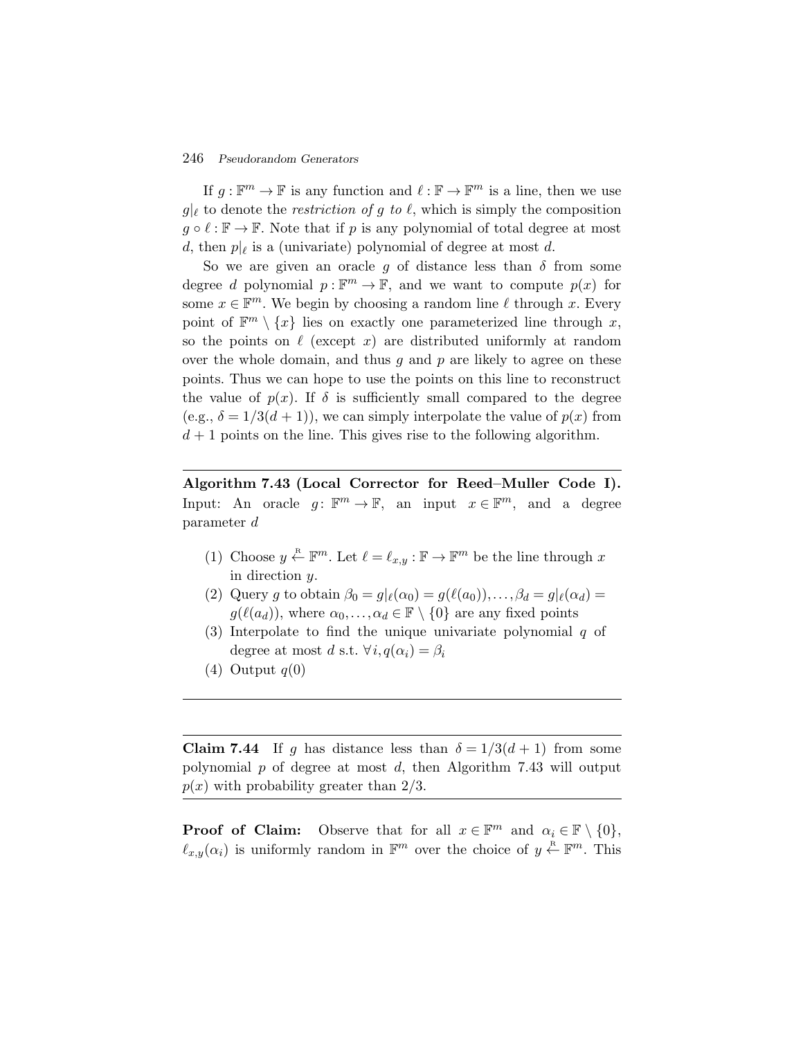If $g : \mathbb{F}^m \to \mathbb{F}$ is any function and $\ell : \mathbb{F} \to \mathbb{F}^m$ is a line, then we use $g|_\ell$ to denote the *restriction of $g$ to $\ell$*, which is simply the composition $g \circ \ell : \mathbb{F} \to \mathbb{F}$. Note that if $p$ is any polynomial of total degree at most $d$, then $p|_\ell$ is a (univariate) polynomial of degree at most $d$.

So we are given an oracle $g$ of distance less than $\delta$ from some degree $d$ polynomial $p : \mathbb{F}^m \to \mathbb{F}$, and we want to compute $p(x)$ for some $x \in \mathbb{F}^m$. We begin by choosing a random line $\ell$ through $x$. Every point of $\mathbb{F}^m \setminus \{x\}$ lies on exactly one parameterized line through $x$, so the points on $\ell$ (except $x$) are distributed uniformly at random over the whole domain, and thus $g$ and $p$ are likely to agree on these points. Thus we can hope to use the points on this line to reconstruct the value of $p(x)$. If $\delta$ is sufficiently small compared to the degree (e.g., $\delta = 1/3(d+1)$), we can simply interpolate the value of $p(x)$ from $d+1$ points on the line. This gives rise to the following algorithm.

---

**Algorithm 7.43 (Local Corrector for Reed–Muller Code I).** Input: An oracle $g \colon \mathbb{F}^m \to \mathbb{F}$, an input $x \in \mathbb{F}^m$, and a degree parameter $d$

1. Choose $y \stackrel{\text{R}}{\leftarrow} \mathbb{F}^m$. Let $\ell = \ell_{x,y} : \mathbb{F} \to \mathbb{F}^m$ be the line through $x$ in direction $y$.
2. Query $g$ to obtain $\beta_0 = g|_\ell(\alpha_0) = g(\ell(a_0)), \ldots, \beta_d = g|_\ell(\alpha_d) = g(\ell(a_d))$, where $\alpha_0, \ldots, \alpha_d \in \mathbb{F} \setminus \{0\}$ are any fixed points
3. Interpolate to find the unique univariate polynomial $q$ of degree at most $d$ s.t. $\forall i, q(\alpha_i) = \beta_i$
4. Output $q(0)$

---

**Claim 7.44** If $g$ has distance less than $\delta = 1/3(d+1)$ from some polynomial $p$ of degree at most $d$, then Algorithm 7.43 will output $p(x)$ with probability greater than $2/3$.

---

**Proof of Claim:** Observe that for all $x \in \mathbb{F}^m$ and $\alpha_i \in \mathbb{F} \setminus \{0\}$, $\ell_{x,y}(\alpha_i)$ is uniformly random in $\mathbb{F}^m$ over the choice of $y \stackrel{\text{R}}{\leftarrow} \mathbb{F}^m$. This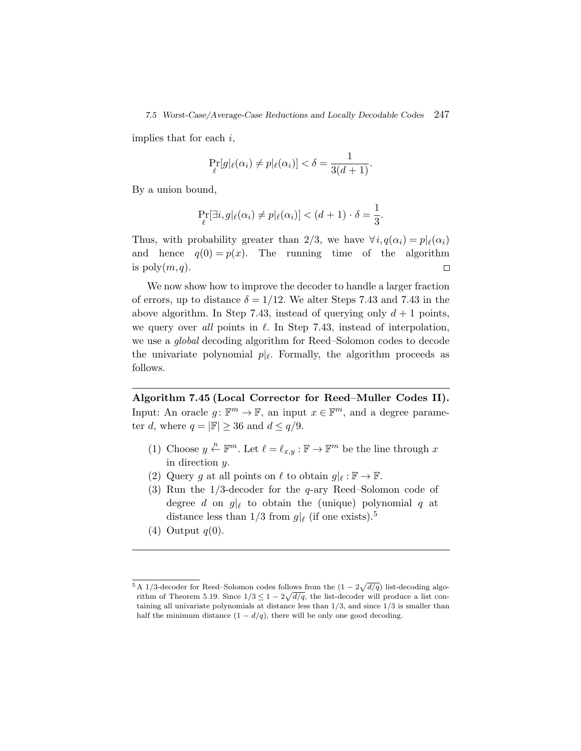implies that for each $i$,

$$\Pr_{\ell}[g|_{\ell}(\alpha_i) \neq p|_{\ell}(\alpha_i)] < \delta = \frac{1}{3(d+1)}.$$

By a union bound,

$$\Pr_{\ell}[\exists i, g|_{\ell}(\alpha_i) \neq p|_{\ell}(\alpha_i)] < (d+1) \cdot \delta = \frac{1}{3}.$$

Thus, with probability greater than 2/3, we have $\forall i, q(\alpha_i) = p|_{\ell}(\alpha_i)$ and hence $q(0) = p(x)$. The running time of the algorithm is $\text{poly}(m, q)$. $\square$

We now show how to improve the decoder to handle a larger fraction of errors, up to distance $\delta = 1/12$. We alter Steps 7.43 and 7.43 in the above algorithm. In Step 7.43, instead of querying only $d+1$ points, we query over *all* points in $\ell$. In Step 7.43, instead of interpolation, we use a *global* decoding algorithm for Reed–Solomon codes to decode the univariate polynomial $p|_{\ell}$. Formally, the algorithm proceeds as follows.

---

**Algorithm 7.45 (Local Corrector for Reed–Muller Codes II).** Input: An oracle $g \colon \mathbb{F}^m \to \mathbb{F}$, an input $x \in \mathbb{F}^m$, and a degree parameter $d$, where $q = |\mathbb{F}| \geq 36$ and $d \leq q/9$.

(1) Choose $y \stackrel{\text{R}}{\leftarrow} \mathbb{F}^m$. Let $\ell = \ell_{x,y} : \mathbb{F} \to \mathbb{F}^m$ be the line through $x$ in direction $y$.
(2) Query $g$ at all points on $\ell$ to obtain $g|_{\ell} : \mathbb{F} \to \mathbb{F}$.
(3) Run the 1/3-decoder for the $q$-ary Reed–Solomon code of degree $d$ on $g|_{\ell}$ to obtain the (unique) polynomial $q$ at distance less than 1/3 from $g|_{\ell}$ (if one exists).[5]
(4) Output $q(0)$.

---

[5] A 1/3-decoder for Reed–Solomon codes follows from the $(1 - 2\sqrt{d/q})$ list-decoding algorithm of Theorem 5.19. Since $1/3 \leq 1 - 2\sqrt{d/q}$, the list-decoder will produce a list containing all univariate polynomials at distance less than 1/3, and since 1/3 is smaller than half the minimum distance $(1 - d/q)$, there will be only one good decoding.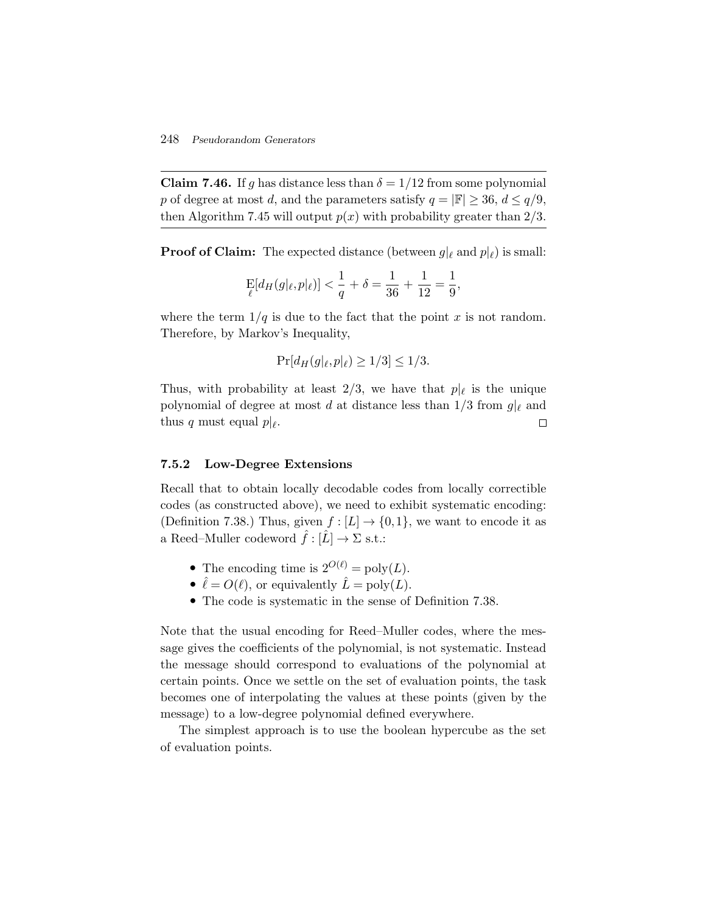**Claim 7.46.** If $g$ has distance less than $\delta = 1/12$ from some polynomial $p$ of degree at most $d$, and the parameters satisfy $q = |\mathbb{F}| \geq 36$, $d \leq q/9$, then Algorithm 7.45 will output $p(x)$ with probability greater than $2/3$.

**Proof of Claim:** The expected distance (between $g|_\ell$ and $p|_\ell$) is small:

$$\mathop{\mathrm{E}}_{\ell}[d_H(g|_\ell, p|_\ell)] < \frac{1}{q} + \delta = \frac{1}{36} + \frac{1}{12} = \frac{1}{9},$$

where the term $1/q$ is due to the fact that the point $x$ is not random. Therefore, by Markov's Inequality,

$$\Pr[d_H(g|_\ell, p|_\ell) \geq 1/3] \leq 1/3.$$

Thus, with probability at least $2/3$, we have that $p|_\ell$ is the unique polynomial of degree at most $d$ at distance less than $1/3$ from $g|_\ell$ and thus $q$ must equal $p|_\ell$. □

### 7.5.2 Low-Degree Extensions

Recall that to obtain locally decodable codes from locally correctible codes (as constructed above), we need to exhibit systematic encoding: (Definition 7.38.) Thus, given $f : [L] \to \{0,1\}$, we want to encode it as a Reed–Muller codeword $\hat{f} : [\hat{L}] \to \Sigma$ s.t.:

- The encoding time is $2^{O(\ell)} = \mathrm{poly}(L)$.
- $\hat{\ell} = O(\ell)$, or equivalently $\hat{L} = \mathrm{poly}(L)$.
- The code is systematic in the sense of Definition 7.38.

Note that the usual encoding for Reed–Muller codes, where the message gives the coefficients of the polynomial, is not systematic. Instead the message should correspond to evaluations of the polynomial at certain points. Once we settle on the set of evaluation points, the task becomes one of interpolating the values at these points (given by the message) to a low-degree polynomial defined everywhere.

The simplest approach is to use the boolean hypercube as the set of evaluation points.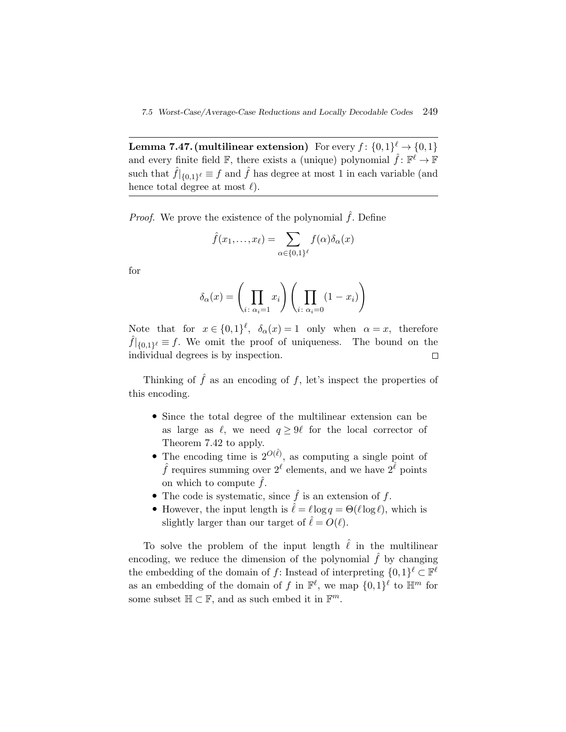**Lemma 7.47. (multilinear extension)** For every $f\colon \{0,1\}^\ell \to \{0,1\}$ and every finite field $\mathbb{F}$, there exists a (unique) polynomial $\hat{f}\colon \mathbb{F}^\ell \to \mathbb{F}$ such that $\hat{f}|_{\{0,1\}^\ell} \equiv f$ and $\hat{f}$ has degree at most 1 in each variable (and hence total degree at most $\ell$).

*Proof.* We prove the existence of the polynomial $\hat{f}$. Define

$$\hat{f}(x_1,\ldots,x_\ell) = \sum_{\alpha \in \{0,1\}^\ell} f(\alpha)\delta_\alpha(x)$$

for

$$\delta_\alpha(x) = \left(\prod_{i\colon \alpha_i=1} x_i\right)\left(\prod_{i\colon \alpha_i=0}(1-x_i)\right)$$

Note that for $x \in \{0,1\}^\ell$, $\delta_\alpha(x) = 1$ only when $\alpha = x$, therefore $\hat{f}|_{\{0,1\}^\ell} \equiv f$. We omit the proof of uniqueness. The bound on the individual degrees is by inspection. $\square$

Thinking of $\hat{f}$ as an encoding of $f$, let's inspect the properties of this encoding.

- Since the total degree of the multilinear extension can be as large as $\ell$, we need $q \geq 9\ell$ for the local corrector of Theorem 7.42 to apply.
- The encoding time is $2^{O(\hat{\ell})}$, as computing a single point of $\hat{f}$ requires summing over $2^\ell$ elements, and we have $2^{\hat{\ell}}$ points on which to compute $\hat{f}$.
- The code is systematic, since $\hat{f}$ is an extension of $f$.
- However, the input length is $\hat{\ell} = \ell \log q = \Theta(\ell \log \ell)$, which is slightly larger than our target of $\hat{\ell} = O(\ell)$.

To solve the problem of the input length $\hat{\ell}$ in the multilinear encoding, we reduce the dimension of the polynomial $\hat{f}$ by changing the embedding of the domain of $f$: Instead of interpreting $\{0,1\}^\ell \subset \mathbb{F}^\ell$ as an embedding of the domain of $f$ in $\mathbb{F}^\ell$, we map $\{0,1\}^\ell$ to $\mathbb{H}^m$ for some subset $\mathbb{H} \subset \mathbb{F}$, and as such embed it in $\mathbb{F}^m$.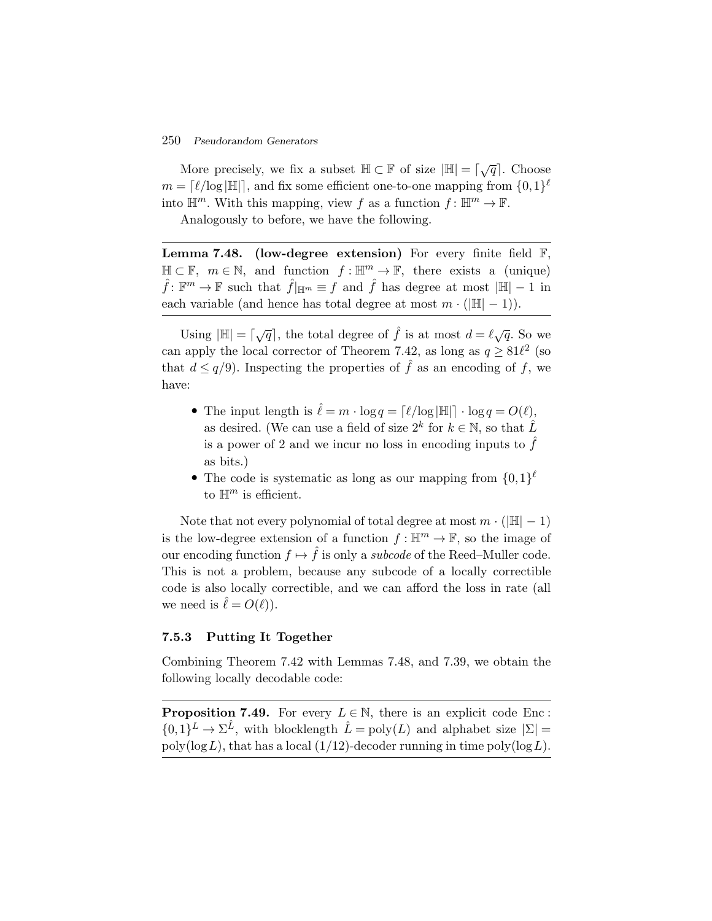More precisely, we fix a subset $\mathbb{H} \subset \mathbb{F}$ of size $|\mathbb{H}| = \lceil \sqrt{q} \rceil$. Choose $m = \lceil \ell / \log |\mathbb{H}| \rceil$, and fix some efficient one-to-one mapping from $\{0,1\}^\ell$ into $\mathbb{H}^m$. With this mapping, view $f$ as a function $f \colon \mathbb{H}^m \to \mathbb{F}$.

Analogously to before, we have the following.

---

**Lemma 7.48. (low-degree extension)** For every finite field $\mathbb{F}$, $\mathbb{H} \subset \mathbb{F}$, $m \in \mathbb{N}$, and function $f : \mathbb{H}^m \to \mathbb{F}$, there exists a (unique) $\hat{f} \colon \mathbb{F}^m \to \mathbb{F}$ such that $\hat{f}|_{\mathbb{H}^m} \equiv f$ and $\hat{f}$ has degree at most $|\mathbb{H}| - 1$ in each variable (and hence has total degree at most $m \cdot (|\mathbb{H}| - 1)$).

---

Using $|\mathbb{H}| = \lceil \sqrt{q} \rceil$, the total degree of $\hat{f}$ is at most $d = \ell \sqrt{q}$. So we can apply the local corrector of Theorem 7.42, as long as $q \geq 81\ell^2$ (so that $d \leq q/9$). Inspecting the properties of $\hat{f}$ as an encoding of $f$, we have:

- The input length is $\hat{\ell} = m \cdot \log q = \lceil \ell / \log |\mathbb{H}| \rceil \cdot \log q = O(\ell)$, as desired. (We can use a field of size $2^k$ for $k \in \mathbb{N}$, so that $\hat{L}$ is a power of 2 and we incur no loss in encoding inputs to $\hat{f}$ as bits.)
- The code is systematic as long as our mapping from $\{0,1\}^\ell$ to $\mathbb{H}^m$ is efficient.

Note that not every polynomial of total degree at most $m \cdot (|\mathbb{H}| - 1)$ is the low-degree extension of a function $f : \mathbb{H}^m \to \mathbb{F}$, so the image of our encoding function $f \mapsto \hat{f}$ is only a *subcode* of the Reed–Muller code. This is not a problem, because any subcode of a locally correctible code is also locally correctible, and we can afford the loss in rate (all we need is $\hat{\ell} = O(\ell)$).

### 7.5.3 Putting It Together

Combining Theorem 7.42 with Lemmas 7.48, and 7.39, we obtain the following locally decodable code:

---

**Proposition 7.49.** For every $L \in \mathbb{N}$, there is an explicit code $\mathrm{Enc} : \{0,1\}^L \to \Sigma^{\hat{L}}$, with blocklength $\hat{L} = \mathrm{poly}(L)$ and alphabet size $|\Sigma| = \mathrm{poly}(\log L)$, that has a local $(1/12)$-decoder running in time $\mathrm{poly}(\log L)$.

---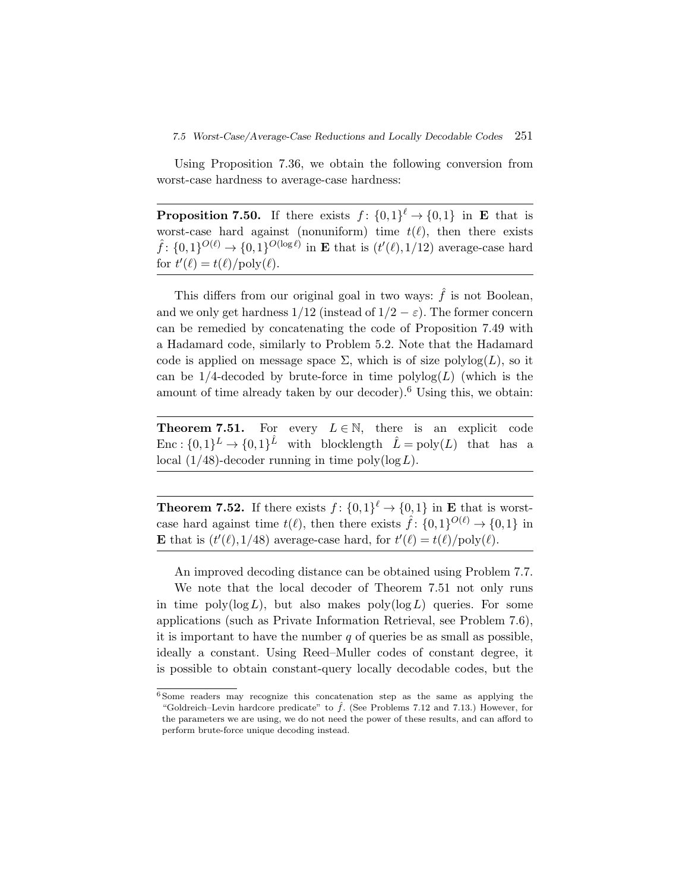Using Proposition 7.36, we obtain the following conversion from worst-case hardness to average-case hardness:

---

**Proposition 7.50.** If there exists $f\colon \{0,1\}^\ell \to \{0,1\}$ in $\mathbf{E}$ that is worst-case hard against (nonuniform) time $t(\ell)$, then there exists $\hat{f}\colon \{0,1\}^{O(\ell)} \to \{0,1\}^{O(\log \ell)}$ in $\mathbf{E}$ that is $(t'(\ell), 1/12)$ average-case hard for $t'(\ell) = t(\ell)/\mathrm{poly}(\ell)$.

---

This differs from our original goal in two ways: $\hat{f}$ is not Boolean, and we only get hardness $1/12$ (instead of $1/2 - \varepsilon$). The former concern can be remedied by concatenating the code of Proposition 7.49 with a Hadamard code, similarly to Problem 5.2. Note that the Hadamard code is applied on message space $\Sigma$, which is of size $\mathrm{polylog}(L)$, so it can be $1/4$-decoded by brute-force in time $\mathrm{polylog}(L)$ (which is the amount of time already taken by our decoder).[6] Using this, we obtain:

---

**Theorem 7.51.** For every $L \in \mathbb{N}$, there is an explicit code $\mathrm{Enc}\colon \{0,1\}^L \to \{0,1\}^{\hat{L}}$ with blocklength $\hat{L} = \mathrm{poly}(L)$ that has a local $(1/48)$-decoder running in time $\mathrm{poly}(\log L)$.

---

**Theorem 7.52.** If there exists $f\colon \{0,1\}^\ell \to \{0,1\}$ in $\mathbf{E}$ that is worst-case hard against time $t(\ell)$, then there exists $\hat{f}\colon \{0,1\}^{O(\ell)} \to \{0,1\}$ in $\mathbf{E}$ that is $(t'(\ell), 1/48)$ average-case hard, for $t'(\ell) = t(\ell)/\mathrm{poly}(\ell)$.

---

An improved decoding distance can be obtained using Problem 7.7.

We note that the local decoder of Theorem 7.51 not only runs in time $\mathrm{poly}(\log L)$, but also makes $\mathrm{poly}(\log L)$ queries. For some applications (such as Private Information Retrieval, see Problem 7.6), it is important to have the number $q$ of queries be as small as possible, ideally a constant. Using Reed–Muller codes of constant degree, it is possible to obtain constant-query locally decodable codes, but the

[6] Some readers may recognize this concatenation step as the same as applying the "Goldreich–Levin hardcore predicate" to $\hat{f}$. (See Problems 7.12 and 7.13.) However, for the parameters we are using, we do not need the power of these results, and can afford to perform brute-force unique decoding instead.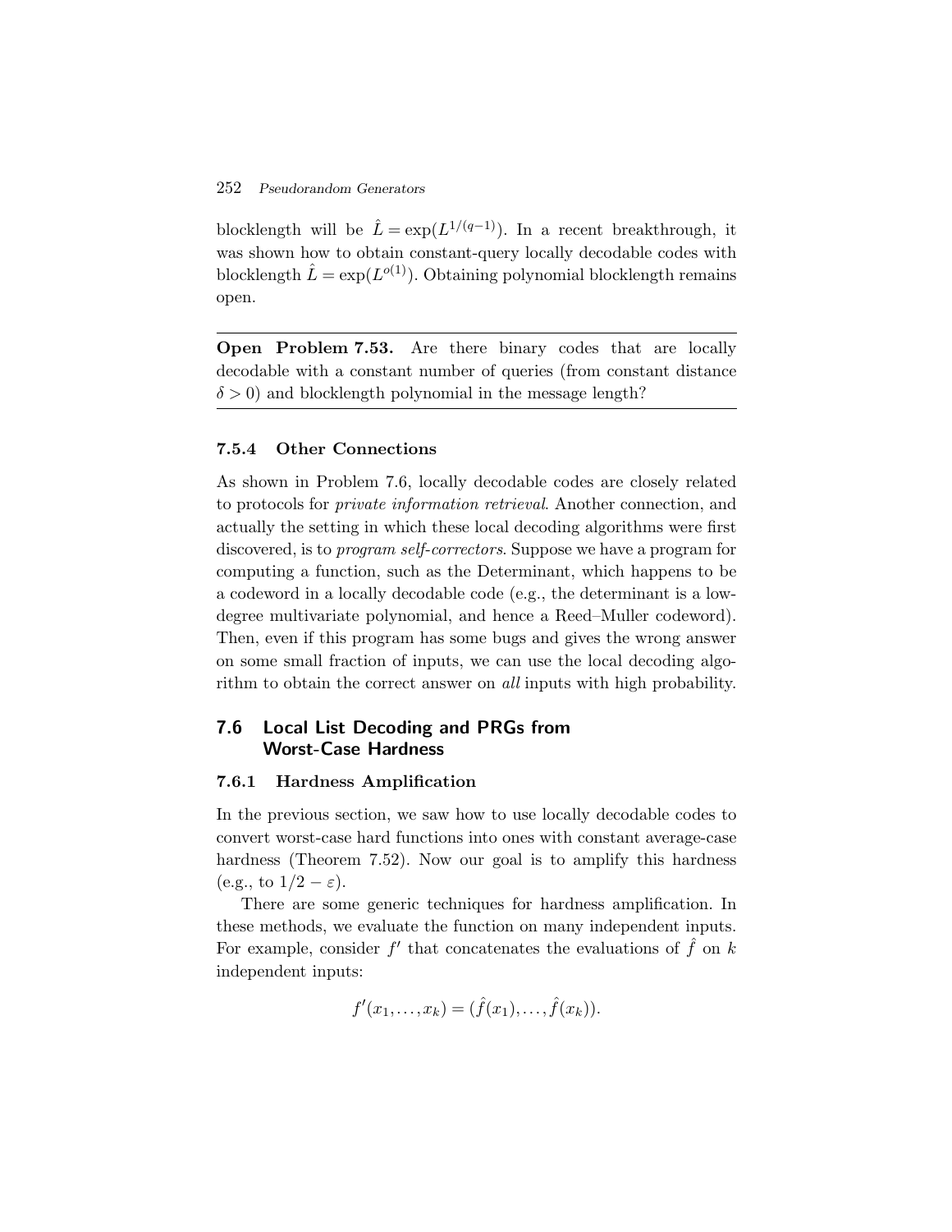blocklength will be $\hat{L} = \exp(L^{1/(q-1)})$. In a recent breakthrough, it was shown how to obtain constant-query locally decodable codes with blocklength $\hat{L} = \exp(L^{o(1)})$. Obtaining polynomial blocklength remains open.

---

**Open Problem 7.53.** Are there binary codes that are locally decodable with a constant number of queries (from constant distance $\delta > 0$) and blocklength polynomial in the message length?

---

### 7.5.4 Other Connections

As shown in Problem 7.6, locally decodable codes are closely related to protocols for *private information retrieval*. Another connection, and actually the setting in which these local decoding algorithms were first discovered, is to *program self-correctors*. Suppose we have a program for computing a function, such as the Determinant, which happens to be a codeword in a locally decodable code (e.g., the determinant is a low-degree multivariate polynomial, and hence a Reed–Muller codeword). Then, even if this program has some bugs and gives the wrong answer on some small fraction of inputs, we can use the local decoding algorithm to obtain the correct answer on *all* inputs with high probability.

## 7.6 Local List Decoding and PRGs from Worst-Case Hardness

### 7.6.1 Hardness Amplification

In the previous section, we saw how to use locally decodable codes to convert worst-case hard functions into ones with constant average-case hardness (Theorem 7.52). Now our goal is to amplify this hardness (e.g., to $1/2 - \varepsilon$).

There are some generic techniques for hardness amplification. In these methods, we evaluate the function on many independent inputs. For example, consider $f'$ that concatenates the evaluations of $\hat{f}$ on $k$ independent inputs:

$$f'(x_1, \ldots, x_k) = (\hat{f}(x_1), \ldots, \hat{f}(x_k)).$$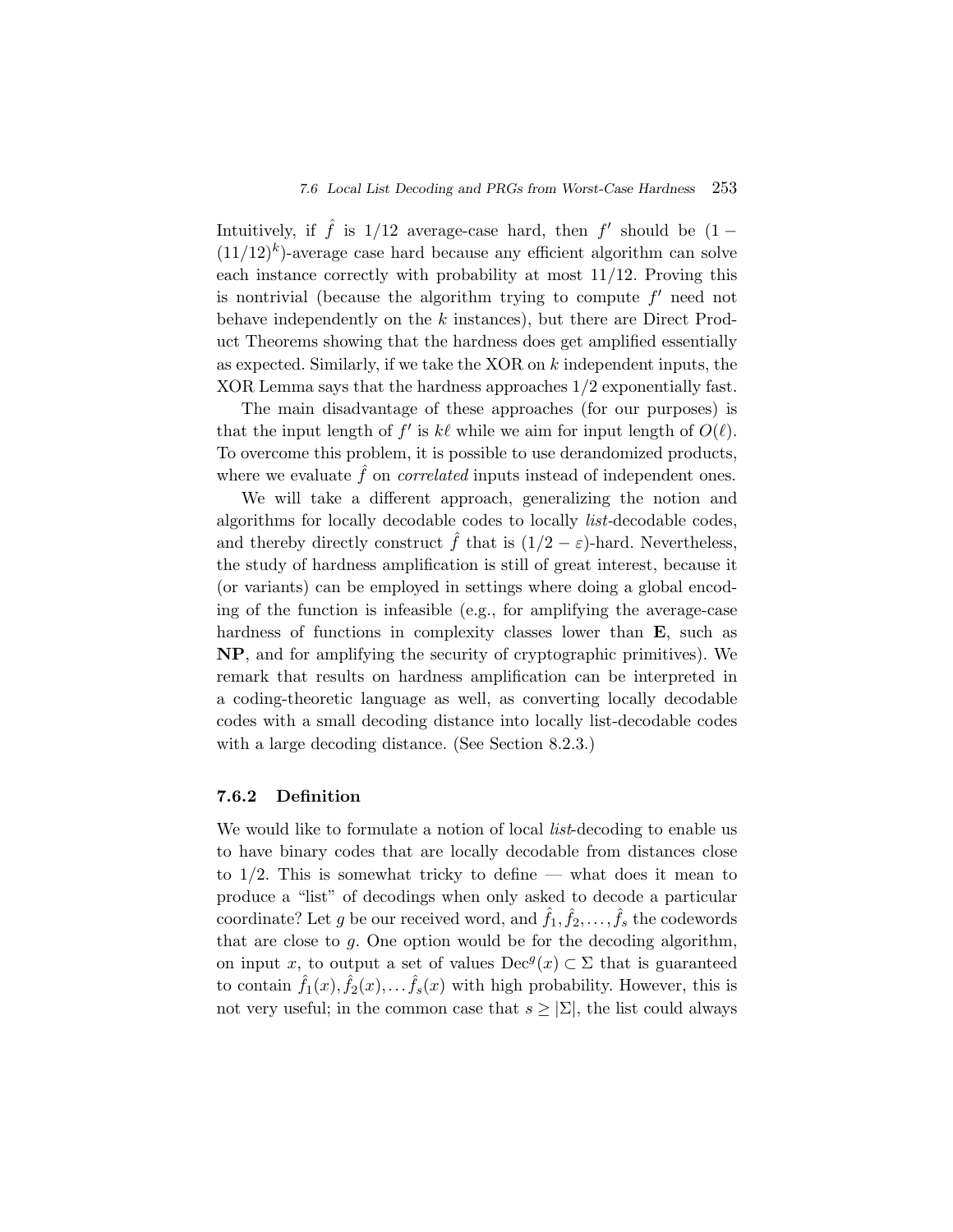Intuitively, if $\hat{f}$ is $1/12$ average-case hard, then $f'$ should be $(1 - (11/12)^k)$-average case hard because any efficient algorithm can solve each instance correctly with probability at most $11/12$. Proving this is nontrivial (because the algorithm trying to compute $f'$ need not behave independently on the $k$ instances), but there are Direct Product Theorems showing that the hardness does get amplified essentially as expected. Similarly, if we take the XOR on $k$ independent inputs, the XOR Lemma says that the hardness approaches $1/2$ exponentially fast.

The main disadvantage of these approaches (for our purposes) is that the input length of $f'$ is $k\ell$ while we aim for input length of $O(\ell)$. To overcome this problem, it is possible to use derandomized products, where we evaluate $\hat{f}$ on *correlated* inputs instead of independent ones.

We will take a different approach, generalizing the notion and algorithms for locally decodable codes to locally *list*-decodable codes, and thereby directly construct $\hat{f}$ that is $(1/2 - \varepsilon)$-hard. Nevertheless, the study of hardness amplification is still of great interest, because it (or variants) can be employed in settings where doing a global encoding of the function is infeasible (e.g., for amplifying the average-case hardness of functions in complexity classes lower than **E**, such as **NP**, and for amplifying the security of cryptographic primitives). We remark that results on hardness amplification can be interpreted in a coding-theoretic language as well, as converting locally decodable codes with a small decoding distance into locally list-decodable codes with a large decoding distance. (See Section 8.2.3.)

### 7.6.2 Definition

We would like to formulate a notion of local *list*-decoding to enable us to have binary codes that are locally decodable from distances close to $1/2$. This is somewhat tricky to define — what does it mean to produce a "list" of decodings when only asked to decode a particular coordinate? Let $g$ be our received word, and $\hat{f}_1, \hat{f}_2, \ldots, \hat{f}_s$ the codewords that are close to $g$. One option would be for the decoding algorithm, on input $x$, to output a set of values $\mathrm{Dec}^g(x) \subset \Sigma$ that is guaranteed to contain $\hat{f}_1(x), \hat{f}_2(x), \ldots \hat{f}_s(x)$ with high probability. However, this is not very useful; in the common case that $s \geq |\Sigma|$, the list could always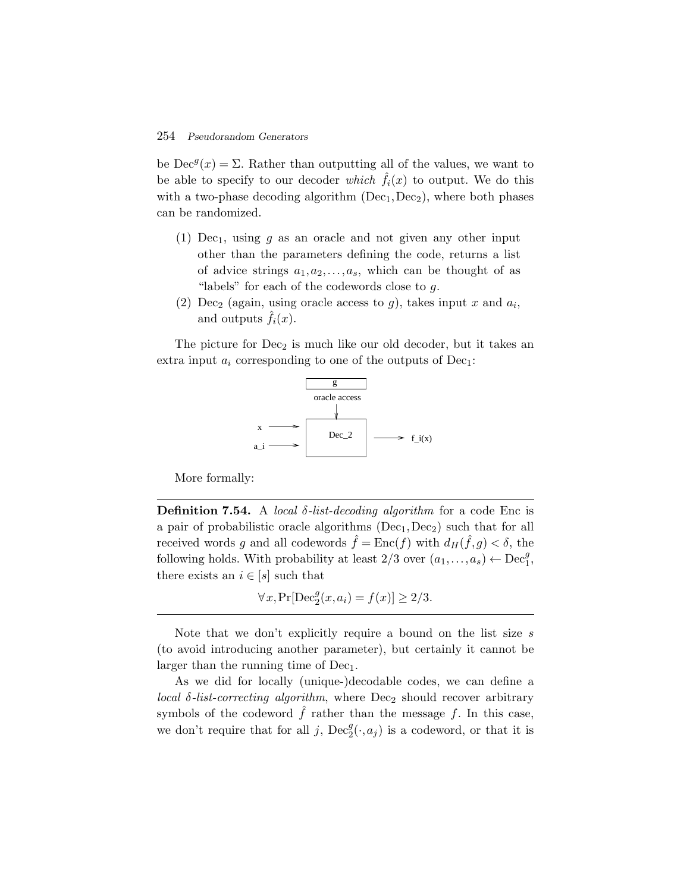be $\mathrm{Dec}^g(x) = \Sigma$. Rather than outputting all of the values, we want to be able to specify to our decoder *which* $\hat{f}_i(x)$ to output. We do this with a two-phase decoding algorithm $(\mathrm{Dec}_1, \mathrm{Dec}_2)$, where both phases can be randomized.

(1) $\mathrm{Dec}_1$, using $g$ as an oracle and not given any other input other than the parameters defining the code, returns a list of advice strings $a_1, a_2, \ldots, a_s$, which can be thought of as "labels" for each of the codewords close to $g$.
(2) $\mathrm{Dec}_2$ (again, using oracle access to $g$), takes input $x$ and $a_i$, and outputs $\hat{f}_i(x)$.

The picture for $\mathrm{Dec}_2$ is much like our old decoder, but it takes an extra input $a_i$ corresponding to one of the outputs of $\mathrm{Dec}_1$:

More formally:

---

**Definition 7.54.** A *local $\delta$-list-decoding algorithm* for a code Enc is a pair of probabilistic oracle algorithms $(\mathrm{Dec}_1, \mathrm{Dec}_2)$ such that for all received words $g$ and all codewords $\hat{f} = \mathrm{Enc}(f)$ with $d_H(\hat{f}, g) < \delta$, the following holds. With probability at least $2/3$ over $(a_1, \ldots, a_s) \leftarrow \mathrm{Dec}_1^g$, there exists an $i \in [s]$ such that

$$\forall x, \Pr[\mathrm{Dec}_2^g(x, a_i) = f(x)] \geq 2/3.$$

---

Note that we don't explicitly require a bound on the list size $s$ (to avoid introducing another parameter), but certainly it cannot be larger than the running time of $\mathrm{Dec}_1$.

As we did for locally (unique-)decodable codes, we can define a *local $\delta$-list-correcting algorithm*, where $\mathrm{Dec}_2$ should recover arbitrary symbols of the codeword $\hat{f}$ rather than the message $f$. In this case, we don't require that for all $j$, $\mathrm{Dec}_2^g(\cdot, a_j)$ is a codeword, or that it is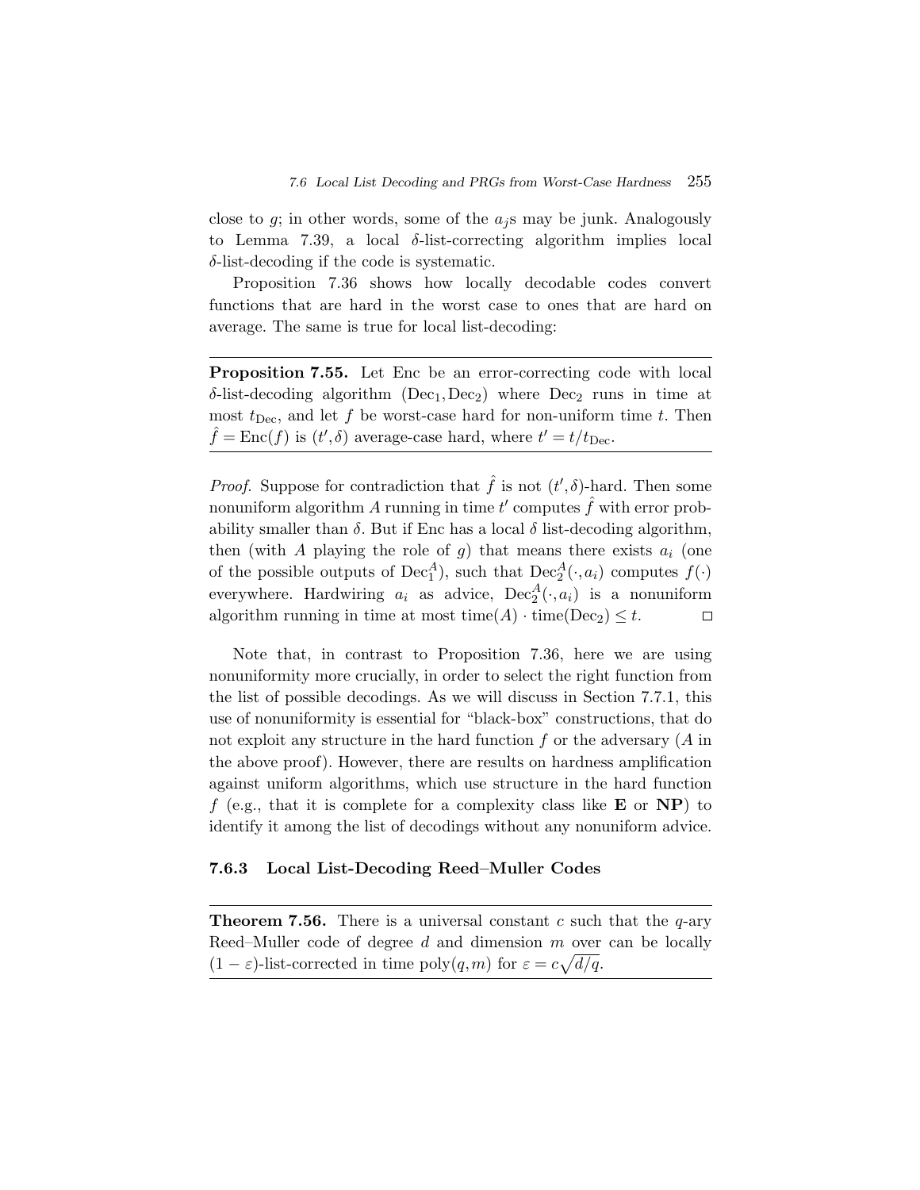close to $g$; in other words, some of the $a_j$s may be junk. Analogously to Lemma 7.39, a local $\delta$-list-correcting algorithm implies local $\delta$-list-decoding if the code is systematic.

Proposition 7.36 shows how locally decodable codes convert functions that are hard in the worst case to ones that are hard on average. The same is true for local list-decoding:

---

**Proposition 7.55.** Let Enc be an error-correcting code with local $\delta$-list-decoding algorithm $(\mathrm{Dec}_1, \mathrm{Dec}_2)$ where $\mathrm{Dec}_2$ runs in time at most $t_{\mathrm{Dec}}$, and let $f$ be worst-case hard for non-uniform time $t$. Then $\hat{f} = \mathrm{Enc}(f)$ is $(t', \delta)$ average-case hard, where $t' = t/t_{\mathrm{Dec}}$.

---

*Proof.* Suppose for contradiction that $\hat{f}$ is not $(t', \delta)$-hard. Then some nonuniform algorithm $A$ running in time $t'$ computes $\hat{f}$ with error probability smaller than $\delta$. But if Enc has a local $\delta$ list-decoding algorithm, then (with $A$ playing the role of $g$) that means there exists $a_i$ (one of the possible outputs of $\mathrm{Dec}_1^A$), such that $\mathrm{Dec}_2^A(\cdot, a_i)$ computes $f(\cdot)$ everywhere. Hardwiring $a_i$ as advice, $\mathrm{Dec}_2^A(\cdot, a_i)$ is a nonuniform algorithm running in time at most $\mathrm{time}(A) \cdot \mathrm{time}(\mathrm{Dec}_2) \leq t$. □

Note that, in contrast to Proposition 7.36, here we are using nonuniformity more crucially, in order to select the right function from the list of possible decodings. As we will discuss in Section 7.7.1, this use of nonuniformity is essential for "black-box" constructions, that do not exploit any structure in the hard function $f$ or the adversary ($A$ in the above proof). However, there are results on hardness amplification against uniform algorithms, which use structure in the hard function $f$ (e.g., that it is complete for a complexity class like **E** or **NP**) to identify it among the list of decodings without any nonuniform advice.

### 7.6.3 Local List-Decoding Reed–Muller Codes

---

**Theorem 7.56.** There is a universal constant $c$ such that the $q$-ary Reed–Muller code of degree $d$ and dimension $m$ over can be locally $(1 - \varepsilon)$-list-corrected in time $\mathrm{poly}(q, m)$ for $\varepsilon = c\sqrt{d/q}$.

---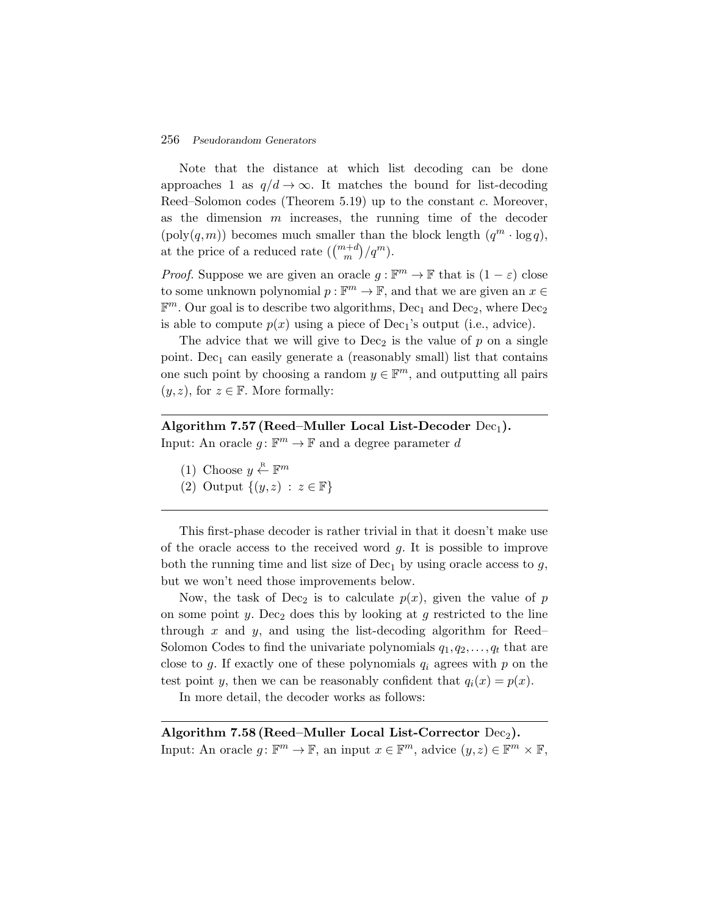Note that the distance at which list decoding can be done approaches 1 as $q/d \to \infty$. It matches the bound for list-decoding Reed–Solomon codes (Theorem 5.19) up to the constant $c$. Moreover, as the dimension $m$ increases, the running time of the decoder ($\text{poly}(q,m)$) becomes much smaller than the block length ($q^m \cdot \log q$), at the price of a reduced rate ($\binom{m+d}{m}/q^m$).

*Proof.* Suppose we are given an oracle $g : \mathbb{F}^m \to \mathbb{F}$ that is $(1-\varepsilon)$ close to some unknown polynomial $p : \mathbb{F}^m \to \mathbb{F}$, and that we are given an $x \in \mathbb{F}^m$. Our goal is to describe two algorithms, $\text{Dec}_1$ and $\text{Dec}_2$, where $\text{Dec}_2$ is able to compute $p(x)$ using a piece of $\text{Dec}_1$'s output (i.e., advice).

The advice that we will give to $\text{Dec}_2$ is the value of $p$ on a single point. $\text{Dec}_1$ can easily generate a (reasonably small) list that contains one such point by choosing a random $y \in \mathbb{F}^m$, and outputting all pairs $(y,z)$, for $z \in \mathbb{F}$. More formally:

---

**Algorithm 7.57 (Reed–Muller Local List-Decoder $\text{Dec}_1$).**
Input: An oracle $g\colon \mathbb{F}^m \to \mathbb{F}$ and a degree parameter $d$

(1) Choose $y \stackrel{\text{R}}{\leftarrow} \mathbb{F}^m$
(2) Output $\{(y,z) \,:\, z \in \mathbb{F}\}$

---

This first-phase decoder is rather trivial in that it doesn't make use of the oracle access to the received word $g$. It is possible to improve both the running time and list size of $\text{Dec}_1$ by using oracle access to $g$, but we won't need those improvements below.

Now, the task of $\text{Dec}_2$ is to calculate $p(x)$, given the value of $p$ on some point $y$. $\text{Dec}_2$ does this by looking at $g$ restricted to the line through $x$ and $y$, and using the list-decoding algorithm for Reed–Solomon Codes to find the univariate polynomials $q_1, q_2, \ldots, q_t$ that are close to $g$. If exactly one of these polynomials $q_i$ agrees with $p$ on the test point $y$, then we can be reasonably confident that $q_i(x) = p(x)$.

In more detail, the decoder works as follows:

---

**Algorithm 7.58 (Reed–Muller Local List-Corrector $\text{Dec}_2$).**
Input: An oracle $g\colon \mathbb{F}^m \to \mathbb{F}$, an input $x \in \mathbb{F}^m$, advice $(y,z) \in \mathbb{F}^m \times \mathbb{F}$,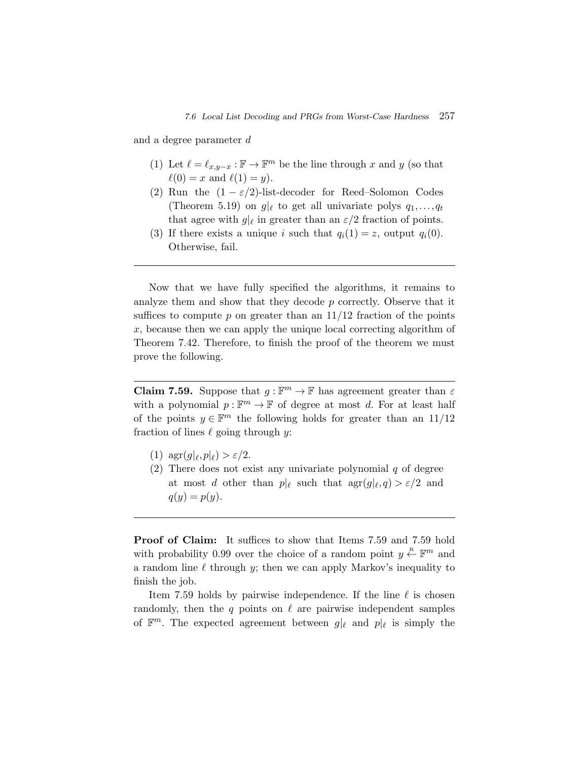and a degree parameter $d$

(1) Let $\ell = \ell_{x,y-x} : \mathbb{F} \to \mathbb{F}^m$ be the line through $x$ and $y$ (so that $\ell(0) = x$ and $\ell(1) = y$).
(2) Run the $(1 - \varepsilon/2)$-list-decoder for Reed–Solomon Codes (Theorem 5.19) on $g|_\ell$ to get all univariate polys $q_1, \ldots, q_t$ that agree with $g|_\ell$ in greater than an $\varepsilon/2$ fraction of points.
(3) If there exists a unique $i$ such that $q_i(1) = z$, output $q_i(0)$. Otherwise, fail.

---

Now that we have fully specified the algorithms, it remains to analyze them and show that they decode $p$ correctly. Observe that it suffices to compute $p$ on greater than an $11/12$ fraction of the points $x$, because then we can apply the unique local correcting algorithm of Theorem 7.42. Therefore, to finish the proof of the theorem we must prove the following.

---

**Claim 7.59.** Suppose that $g : \mathbb{F}^m \to \mathbb{F}$ has agreement greater than $\varepsilon$ with a polynomial $p : \mathbb{F}^m \to \mathbb{F}$ of degree at most $d$. For at least half of the points $y \in \mathbb{F}^m$ the following holds for greater than an $11/12$ fraction of lines $\ell$ going through $y$:

(1) $\mathrm{agr}(g|_\ell, p|_\ell) > \varepsilon/2$.
(2) There does not exist any univariate polynomial $q$ of degree at most $d$ other than $p|_\ell$ such that $\mathrm{agr}(g|_\ell, q) > \varepsilon/2$ and $q(y) = p(y)$.

---

**Proof of Claim:** It suffices to show that Items 7.59 and 7.59 hold with probability 0.99 over the choice of a random point $y \xleftarrow{\text{R}} \mathbb{F}^m$ and a random line $\ell$ through $y$; then we can apply Markov's inequality to finish the job.

Item 7.59 holds by pairwise independence. If the line $\ell$ is chosen randomly, then the $q$ points on $\ell$ are pairwise independent samples of $\mathbb{F}^m$. The expected agreement between $g|_\ell$ and $p|_\ell$ is simply the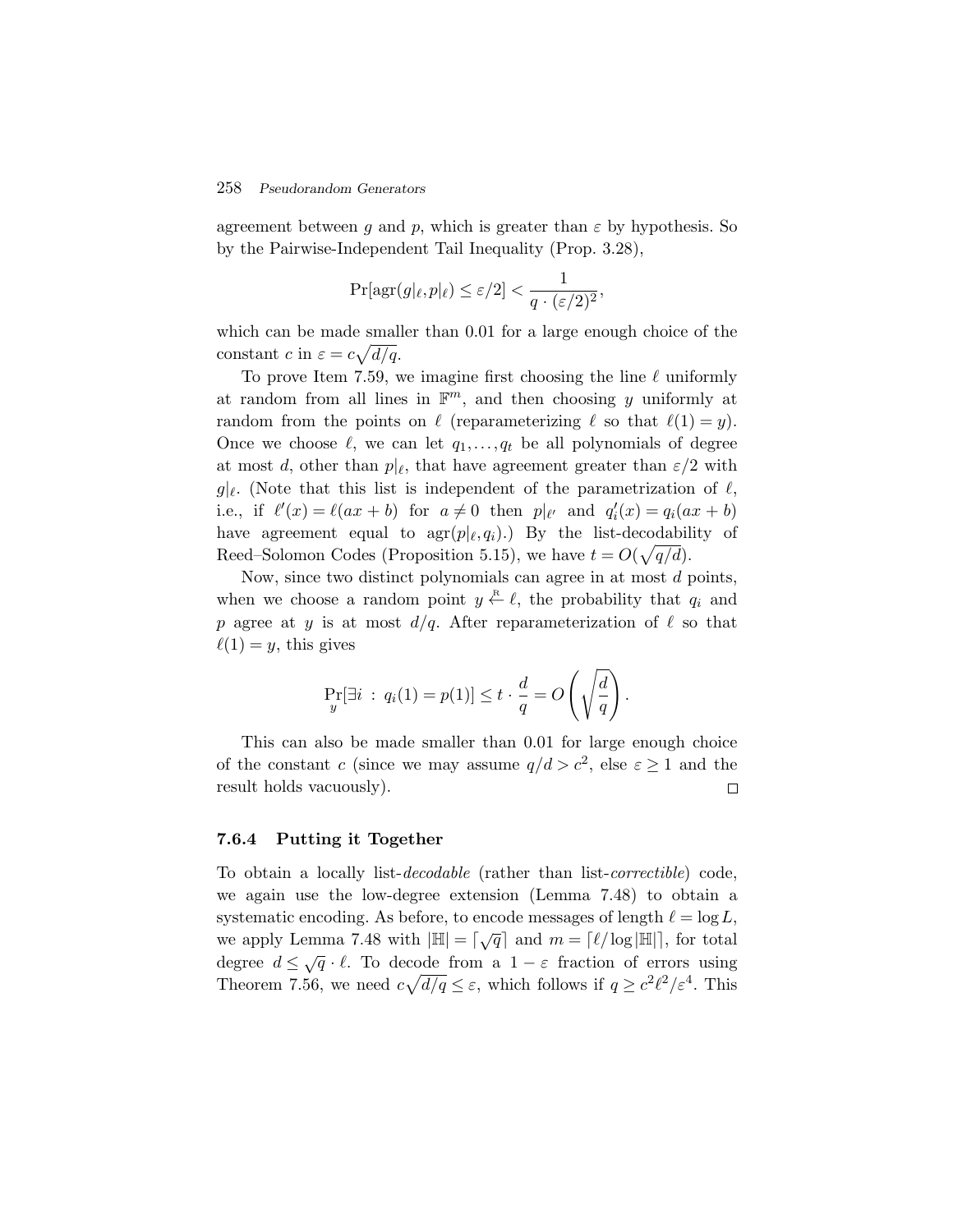agreement between $g$ and $p$, which is greater than $\varepsilon$ by hypothesis. So by the Pairwise-Independent Tail Inequality (Prop. 3.28),

$$\Pr[\operatorname{agr}(g|_\ell, p|_\ell) \leq \varepsilon/2] < \frac{1}{q \cdot (\varepsilon/2)^2},$$

which can be made smaller than 0.01 for a large enough choice of the constant $c$ in $\varepsilon = c\sqrt{d/q}$.

To prove Item 7.59, we imagine first choosing the line $\ell$ uniformly at random from all lines in $\mathbb{F}^m$, and then choosing $y$ uniformly at random from the points on $\ell$ (reparameterizing $\ell$ so that $\ell(1) = y$). Once we choose $\ell$, we can let $q_1, \ldots, q_t$ be all polynomials of degree at most $d$, other than $p|_\ell$, that have agreement greater than $\varepsilon/2$ with $g|_\ell$. (Note that this list is independent of the parametrization of $\ell$, i.e., if $\ell'(x) = \ell(ax + b)$ for $a \neq 0$ then $p|_{\ell'}$ and $q'_i(x) = q_i(ax + b)$ have agreement equal to $\operatorname{agr}(p|_\ell, q_i)$.) By the list-decodability of Reed–Solomon Codes (Proposition 5.15), we have $t = O(\sqrt{q/d})$.

Now, since two distinct polynomials can agree in at most $d$ points, when we choose a random point $y \xleftarrow{R} \ell$, the probability that $q_i$ and $p$ agree at $y$ is at most $d/q$. After reparameterization of $\ell$ so that $\ell(1) = y$, this gives

$$\Pr_y[\exists i \,:\, q_i(1) = p(1)] \leq t \cdot \frac{d}{q} = O\left(\sqrt{\frac{d}{q}}\right).$$

This can also be made smaller than 0.01 for large enough choice of the constant $c$ (since we may assume $q/d > c^2$, else $\varepsilon \geq 1$ and the result holds vacuously). $\square$

### 7.6.4 Putting it Together

To obtain a locally list-*decodable* (rather than list-*correctible*) code, we again use the low-degree extension (Lemma 7.48) to obtain a systematic encoding. As before, to encode messages of length $\ell = \log L$, we apply Lemma 7.48 with $|\mathbb{H}| = \lceil \sqrt{q} \rceil$ and $m = \lceil \ell / \log |\mathbb{H}| \rceil$, for total degree $d \leq \sqrt{q} \cdot \ell$. To decode from a $1 - \varepsilon$ fraction of errors using Theorem 7.56, we need $c\sqrt{d/q} \leq \varepsilon$, which follows if $q \geq c^2 \ell^2 / \varepsilon^4$. This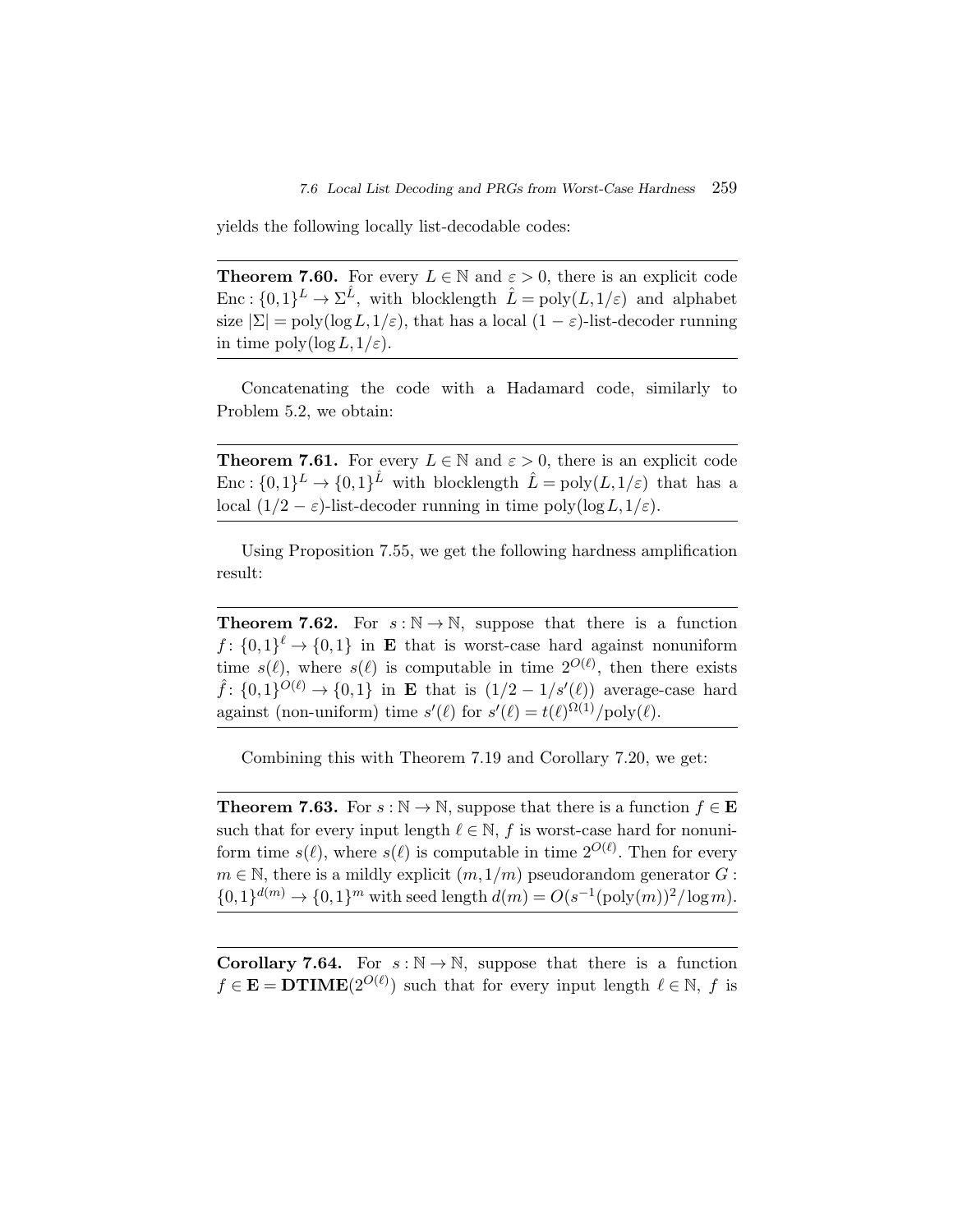yields the following locally list-decodable codes:

**Theorem 7.60.** For every $L \in \mathbb{N}$ and $\varepsilon > 0$, there is an explicit code $\mathrm{Enc}: \{0,1\}^L \to \Sigma^{\hat{L}}$, with blocklength $\hat{L} = \mathrm{poly}(L, 1/\varepsilon)$ and alphabet size $|\Sigma| = \mathrm{poly}(\log L, 1/\varepsilon)$, that has a local $(1-\varepsilon)$-list-decoder running in time $\mathrm{poly}(\log L, 1/\varepsilon)$.

Concatenating the code with a Hadamard code, similarly to Problem 5.2, we obtain:

**Theorem 7.61.** For every $L \in \mathbb{N}$ and $\varepsilon > 0$, there is an explicit code $\mathrm{Enc}: \{0,1\}^L \to \{0,1\}^{\hat{L}}$ with blocklength $\hat{L} = \mathrm{poly}(L, 1/\varepsilon)$ that has a local $(1/2 - \varepsilon)$-list-decoder running in time $\mathrm{poly}(\log L, 1/\varepsilon)$.

Using Proposition 7.55, we get the following hardness amplification result:

**Theorem 7.62.** For $s : \mathbb{N} \to \mathbb{N}$, suppose that there is a function $f : \{0,1\}^\ell \to \{0,1\}$ in $\mathbf{E}$ that is worst-case hard against nonuniform time $s(\ell)$, where $s(\ell)$ is computable in time $2^{O(\ell)}$, then there exists $\hat{f} : \{0,1\}^{O(\ell)} \to \{0,1\}$ in $\mathbf{E}$ that is $(1/2 - 1/s'(\ell))$ average-case hard against (non-uniform) time $s'(\ell)$ for $s'(\ell) = t(\ell)^{\Omega(1)}/\mathrm{poly}(\ell)$.

Combining this with Theorem 7.19 and Corollary 7.20, we get:

**Theorem 7.63.** For $s : \mathbb{N} \to \mathbb{N}$, suppose that there is a function $f \in \mathbf{E}$ such that for every input length $\ell \in \mathbb{N}$, $f$ is worst-case hard for nonuniform time $s(\ell)$, where $s(\ell)$ is computable in time $2^{O(\ell)}$. Then for every $m \in \mathbb{N}$, there is a mildly explicit $(m, 1/m)$ pseudorandom generator $G : \{0,1\}^{d(m)} \to \{0,1\}^m$ with seed length $d(m) = O(s^{-1}(\mathrm{poly}(m))^2/\log m)$.

**Corollary 7.64.** For $s : \mathbb{N} \to \mathbb{N}$, suppose that there is a function $f \in \mathbf{E} = \mathbf{DTIME}(2^{O(\ell)})$ such that for every input length $\ell \in \mathbb{N}$, $f$ is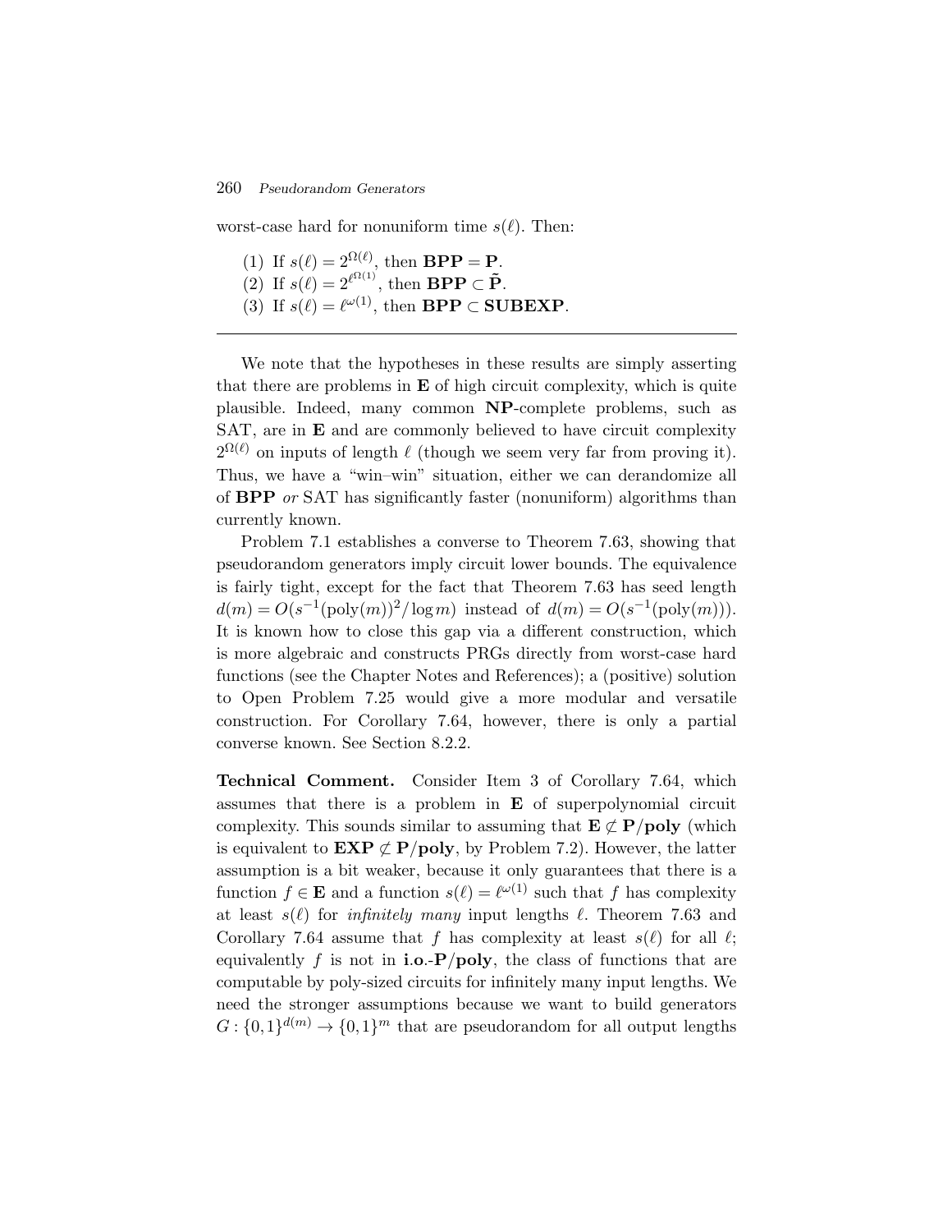worst-case hard for nonuniform time $s(\ell)$. Then:

(1) If $s(\ell) = 2^{\Omega(\ell)}$, then $\mathbf{BPP} = \mathbf{P}$.
(2) If $s(\ell) = 2^{\ell^{\Omega(1)}}$, then $\mathbf{BPP} \subset \tilde{\mathbf{P}}$.
(3) If $s(\ell) = \ell^{\omega(1)}$, then $\mathbf{BPP} \subset \mathbf{SUBEXP}$.

---

We note that the hypotheses in these results are simply asserting that there are problems in $\mathbf{E}$ of high circuit complexity, which is quite plausible. Indeed, many common $\mathbf{NP}$-complete problems, such as SAT, are in $\mathbf{E}$ and are commonly believed to have circuit complexity $2^{\Omega(\ell)}$ on inputs of length $\ell$ (though we seem very far from proving it). Thus, we have a "win–win" situation, either we can derandomize all of $\mathbf{BPP}$ *or* SAT has significantly faster (nonuniform) algorithms than currently known.

Problem 7.1 establishes a converse to Theorem 7.63, showing that pseudorandom generators imply circuit lower bounds. The equivalence is fairly tight, except for the fact that Theorem 7.63 has seed length $d(m) = O(s^{-1}(\text{poly}(m))^2/\log m)$ instead of $d(m) = O(s^{-1}(\text{poly}(m)))$. It is known how to close this gap via a different construction, which is more algebraic and constructs PRGs directly from worst-case hard functions (see the Chapter Notes and References); a (positive) solution to Open Problem 7.25 would give a more modular and versatile construction. For Corollary 7.64, however, there is only a partial converse known. See Section 8.2.2.

**Technical Comment.** Consider Item 3 of Corollary 7.64, which assumes that there is a problem in $\mathbf{E}$ of superpolynomial circuit complexity. This sounds similar to assuming that $\mathbf{E} \not\subset \mathbf{P/poly}$ (which is equivalent to $\mathbf{EXP} \not\subset \mathbf{P/poly}$, by Problem 7.2). However, the latter assumption is a bit weaker, because it only guarantees that there is a function $f \in \mathbf{E}$ and a function $s(\ell) = \ell^{\omega(1)}$ such that $f$ has complexity at least $s(\ell)$ for *infinitely many* input lengths $\ell$. Theorem 7.63 and Corollary 7.64 assume that $f$ has complexity at least $s(\ell)$ for all $\ell$; equivalently $f$ is not in $\mathbf{i.o.\text{-}P/poly}$, the class of functions that are computable by poly-sized circuits for infinitely many input lengths. We need the stronger assumptions because we want to build generators $G: \{0,1\}^{d(m)} \to \{0,1\}^m$ that are pseudorandom for all output lengths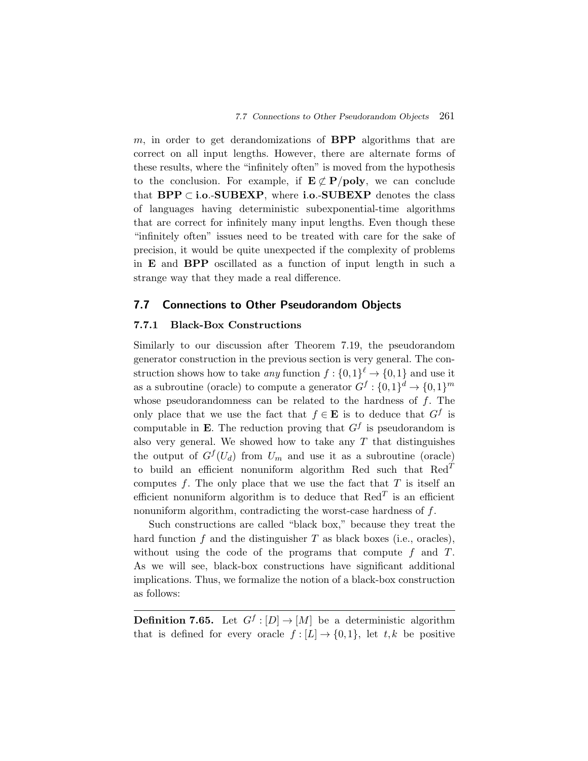$m$, in order to get derandomizations of **BPP** algorithms that are correct on all input lengths. However, there are alternate forms of these results, where the "infinitely often" is moved from the hypothesis to the conclusion. For example, if $\mathbf{E} \not\subset \mathbf{P/poly}$, we can conclude that $\mathbf{BPP} \subset \mathbf{i.o.}\text{-}\mathbf{SUBEXP}$, where **i.o.-SUBEXP** denotes the class of languages having deterministic subexponential-time algorithms that are correct for infinitely many input lengths. Even though these "infinitely often" issues need to be treated with care for the sake of precision, it would be quite unexpected if the complexity of problems in **E** and **BPP** oscillated as a function of input length in such a strange way that they made a real difference.

## 7.7 Connections to Other Pseudorandom Objects

### 7.7.1 Black-Box Constructions

Similarly to our discussion after Theorem 7.19, the pseudorandom generator construction in the previous section is very general. The construction shows how to take *any* function $f : \{0,1\}^\ell \to \{0,1\}$ and use it as a subroutine (oracle) to compute a generator $G^f : \{0,1\}^d \to \{0,1\}^m$ whose pseudorandomness can be related to the hardness of $f$. The only place that we use the fact that $f \in \mathbf{E}$ is to deduce that $G^f$ is computable in **E**. The reduction proving that $G^f$ is pseudorandom is also very general. We showed how to take any $T$ that distinguishes the output of $G^f(U_d)$ from $U_m$ and use it as a subroutine (oracle) to build an efficient nonuniform algorithm Red such that $\mathrm{Red}^T$ computes $f$. The only place that we use the fact that $T$ is itself an efficient nonuniform algorithm is to deduce that $\mathrm{Red}^T$ is an efficient nonuniform algorithm, contradicting the worst-case hardness of $f$.

Such constructions are called "black box," because they treat the hard function $f$ and the distinguisher $T$ as black boxes (i.e., oracles), without using the code of the programs that compute $f$ and $T$. As we will see, black-box constructions have significant additional implications. Thus, we formalize the notion of a black-box construction as follows:

---

**Definition 7.65.** Let $G^f : [D] \to [M]$ be a deterministic algorithm that is defined for every oracle $f : [L] \to \{0,1\}$, let $t, k$ be positive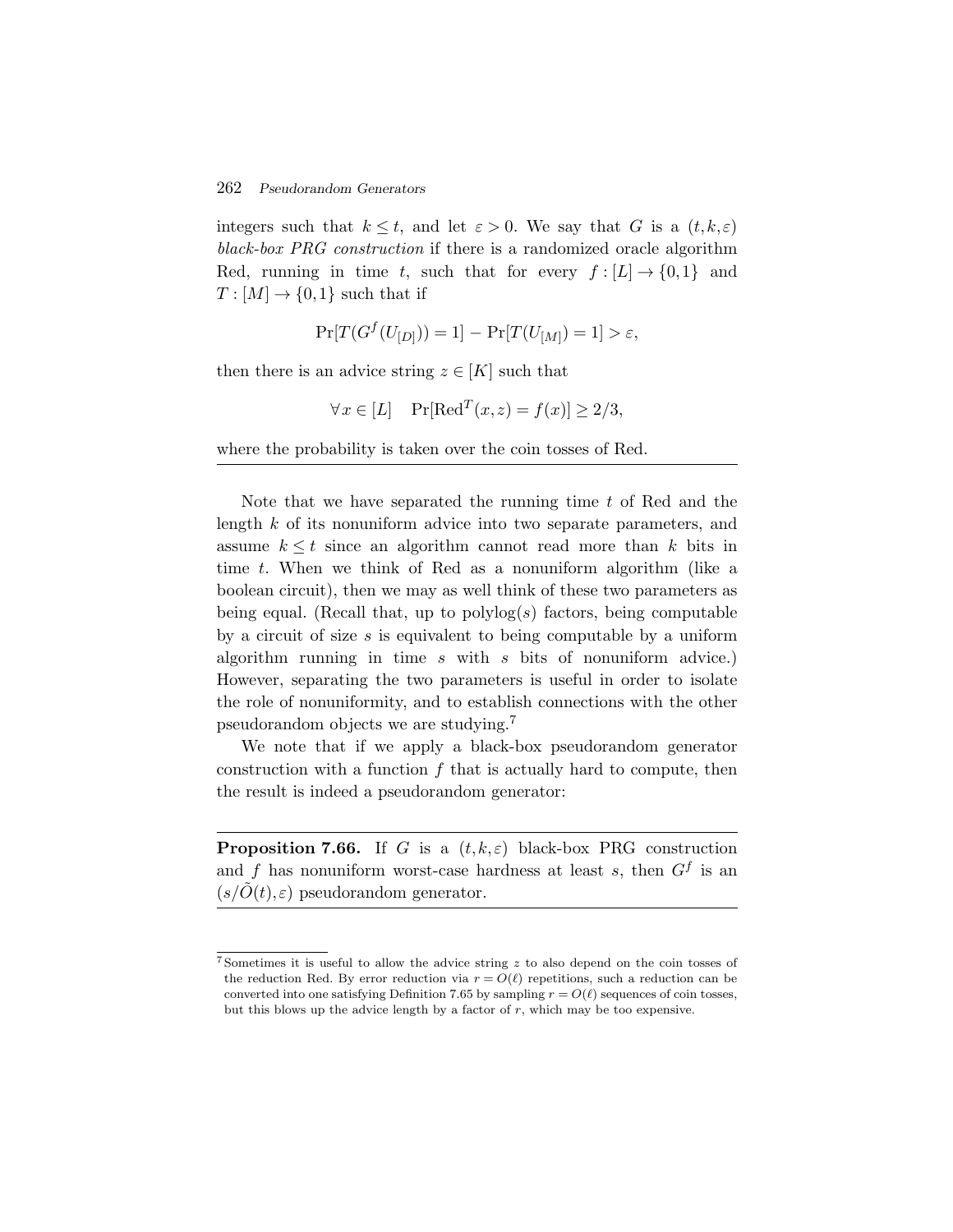integers such that $k \le t$, and let $\varepsilon > 0$. We say that $G$ is a $(t,k,\varepsilon)$ *black-box PRG construction* if there is a randomized oracle algorithm Red, running in time $t$, such that for every $f : [L] \to \{0,1\}$ and $T : [M] \to \{0,1\}$ such that if

$$\Pr[T(G^f(U_{[D]})) = 1] - \Pr[T(U_{[M]}) = 1] > \varepsilon,$$

then there is an advice string $z \in [K]$ such that

$$\forall x \in [L] \quad \Pr[\mathrm{Red}^T(x,z) = f(x)] \ge 2/3,$$

where the probability is taken over the coin tosses of Red.

---

Note that we have separated the running time $t$ of Red and the length $k$ of its nonuniform advice into two separate parameters, and assume $k \le t$ since an algorithm cannot read more than $k$ bits in time $t$. When we think of Red as a nonuniform algorithm (like a boolean circuit), then we may as well think of these two parameters as being equal. (Recall that, up to $\mathrm{polylog}(s)$ factors, being computable by a circuit of size $s$ is equivalent to being computable by a uniform algorithm running in time $s$ with $s$ bits of nonuniform advice.) However, separating the two parameters is useful in order to isolate the role of nonuniformity, and to establish connections with the other pseudorandom objects we are studying.[7]

We note that if we apply a black-box pseudorandom generator construction with a function $f$ that is actually hard to compute, then the result is indeed a pseudorandom generator:

---

**Proposition 7.66.** If $G$ is a $(t,k,\varepsilon)$ black-box PRG construction and $f$ has nonuniform worst-case hardness at least $s$, then $G^f$ is an $(s/\tilde{O}(t), \varepsilon)$ pseudorandom generator.

---

[7] Sometimes it is useful to allow the advice string $z$ to also depend on the coin tosses of the reduction Red. By error reduction via $r = O(\ell)$ repetitions, such a reduction can be converted into one satisfying Definition 7.65 by sampling $r = O(\ell)$ sequences of coin tosses, but this blows up the advice length by a factor of $r$, which may be too expensive.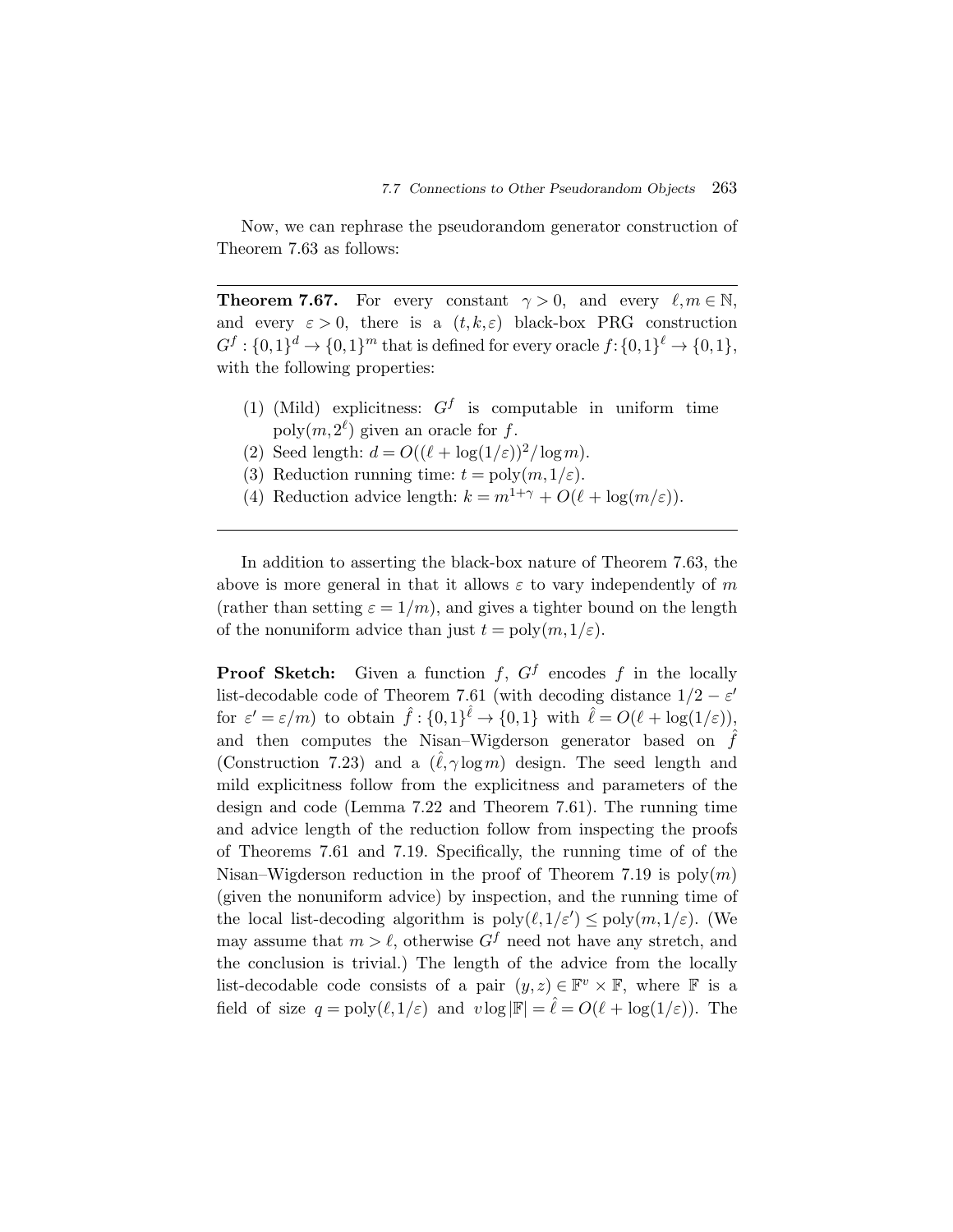Now, we can rephrase the pseudorandom generator construction of Theorem 7.63 as follows:

---

**Theorem 7.67.** For every constant $\gamma > 0$, and every $\ell, m \in \mathbb{N}$, and every $\varepsilon > 0$, there is a $(t, k, \varepsilon)$ black-box PRG construction $G^f : \{0,1\}^d \to \{0,1\}^m$ that is defined for every oracle $f : \{0,1\}^\ell \to \{0,1\}$, with the following properties:

1. (Mild) explicitness: $G^f$ is computable in uniform time $\mathrm{poly}(m, 2^\ell)$ given an oracle for $f$.
2. Seed length: $d = O((\ell + \log(1/\varepsilon))^2 / \log m)$.
3. Reduction running time: $t = \mathrm{poly}(m, 1/\varepsilon)$.
4. Reduction advice length: $k = m^{1+\gamma} + O(\ell + \log(m/\varepsilon))$.

---

In addition to asserting the black-box nature of Theorem 7.63, the above is more general in that it allows $\varepsilon$ to vary independently of $m$ (rather than setting $\varepsilon = 1/m$), and gives a tighter bound on the length of the nonuniform advice than just $t = \mathrm{poly}(m, 1/\varepsilon)$.

**Proof Sketch:** Given a function $f$, $G^f$ encodes $f$ in the locally list-decodable code of Theorem 7.61 (with decoding distance $1/2 - \varepsilon'$ for $\varepsilon' = \varepsilon/m$) to obtain $\hat{f} : \{0,1\}^{\hat{\ell}} \to \{0,1\}$ with $\hat{\ell} = O(\ell + \log(1/\varepsilon))$, and then computes the Nisan–Wigderson generator based on $\hat{f}$ (Construction 7.23) and a $(\hat{\ell}, \gamma \log m)$ design. The seed length and mild explicitness follow from the explicitness and parameters of the design and code (Lemma 7.22 and Theorem 7.61). The running time and advice length of the reduction follow from inspecting the proofs of Theorems 7.61 and 7.19. Specifically, the running time of of the Nisan–Wigderson reduction in the proof of Theorem 7.19 is $\mathrm{poly}(m)$ (given the nonuniform advice) by inspection, and the running time of the local list-decoding algorithm is $\mathrm{poly}(\ell, 1/\varepsilon') \leq \mathrm{poly}(m, 1/\varepsilon)$. (We may assume that $m > \ell$, otherwise $G^f$ need not have any stretch, and the conclusion is trivial.) The length of the advice from the locally list-decodable code consists of a pair $(y, z) \in \mathbb{F}^v \times \mathbb{F}$, where $\mathbb{F}$ is a field of size $q = \mathrm{poly}(\ell, 1/\varepsilon)$ and $v \log |\mathbb{F}| = \hat{\ell} = O(\ell + \log(1/\varepsilon))$. The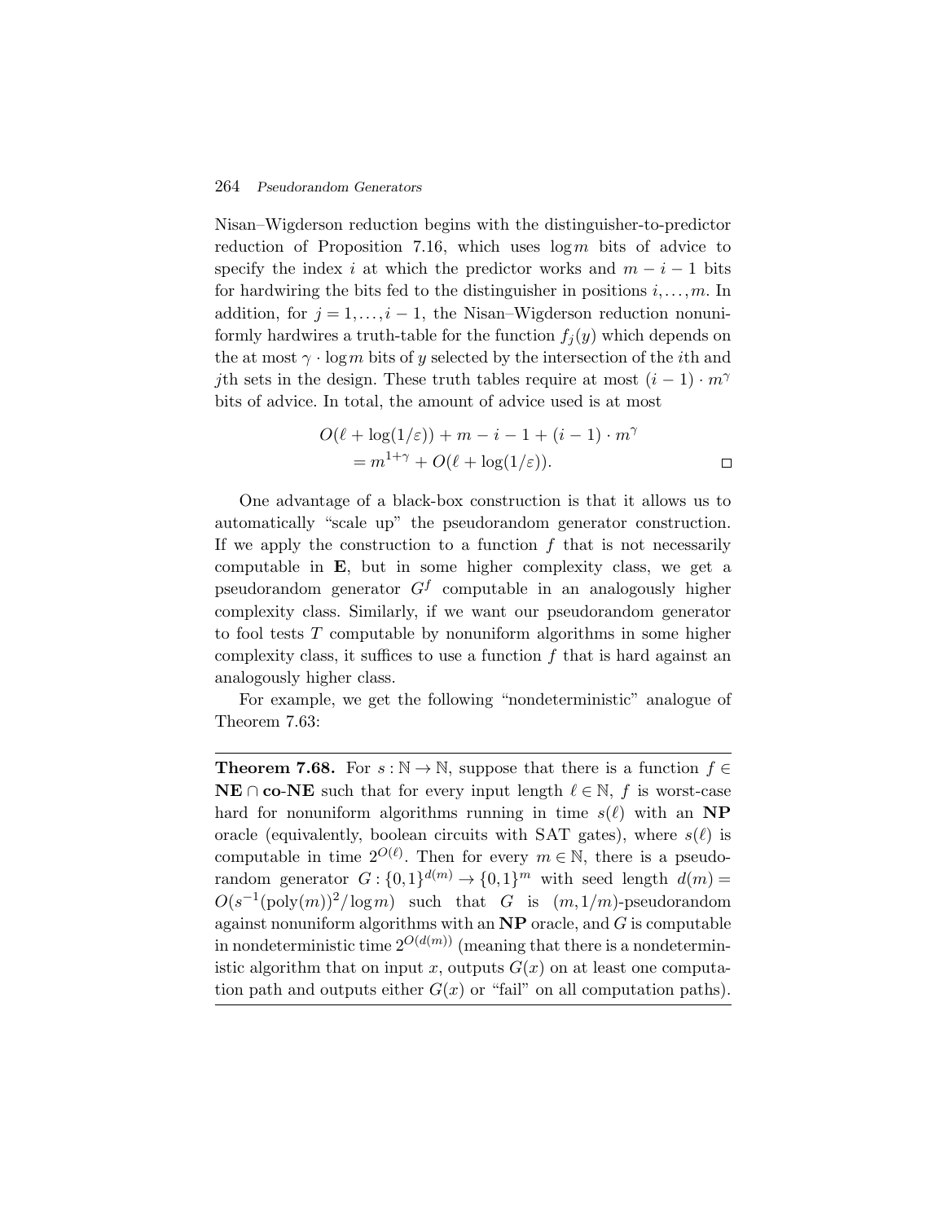Nisan–Wigderson reduction begins with the distinguisher-to-predictor reduction of Proposition 7.16, which uses $\log m$ bits of advice to specify the index $i$ at which the predictor works and $m - i - 1$ bits for hardwiring the bits fed to the distinguisher in positions $i, \ldots, m$. In addition, for $j = 1, \ldots, i-1$, the Nisan–Wigderson reduction nonuniformly hardwires a truth-table for the function $f_j(y)$ which depends on the at most $\gamma \cdot \log m$ bits of $y$ selected by the intersection of the $i$th and $j$th sets in the design. These truth tables require at most $(i-1) \cdot m^{\gamma}$ bits of advice. In total, the amount of advice used is at most

$$\begin{aligned} &O(\ell + \log(1/\varepsilon)) + m - i - 1 + (i-1) \cdot m^{\gamma} \\ &= m^{1+\gamma} + O(\ell + \log(1/\varepsilon)). \end{aligned}$$

□

One advantage of a black-box construction is that it allows us to automatically "scale up" the pseudorandom generator construction. If we apply the construction to a function $f$ that is not necessarily computable in **E**, but in some higher complexity class, we get a pseudorandom generator $G^f$ computable in an analogously higher complexity class. Similarly, if we want our pseudorandom generator to fool tests $T$ computable by nonuniform algorithms in some higher complexity class, it suffices to use a function $f$ that is hard against an analogously higher class.

For example, we get the following "nondeterministic" analogue of Theorem 7.63:

---

**Theorem 7.68.** For $s : \mathbb{N} \to \mathbb{N}$, suppose that there is a function $f \in$ **NE** $\cap$ **co-NE** such that for every input length $\ell \in \mathbb{N}$, $f$ is worst-case hard for nonuniform algorithms running in time $s(\ell)$ with an **NP** oracle (equivalently, boolean circuits with SAT gates), where $s(\ell)$ is computable in time $2^{O(\ell)}$. Then for every $m \in \mathbb{N}$, there is a pseudorandom generator $G : \{0,1\}^{d(m)} \to \{0,1\}^m$ with seed length $d(m) = O(s^{-1}(\mathrm{poly}(m))^2/\log m)$ such that $G$ is $(m, 1/m)$-pseudorandom against nonuniform algorithms with an **NP** oracle, and $G$ is computable in nondeterministic time $2^{O(d(m))}$ (meaning that there is a nondeterministic algorithm that on input $x$, outputs $G(x)$ on at least one computation path and outputs either $G(x)$ or "fail" on all computation paths).

---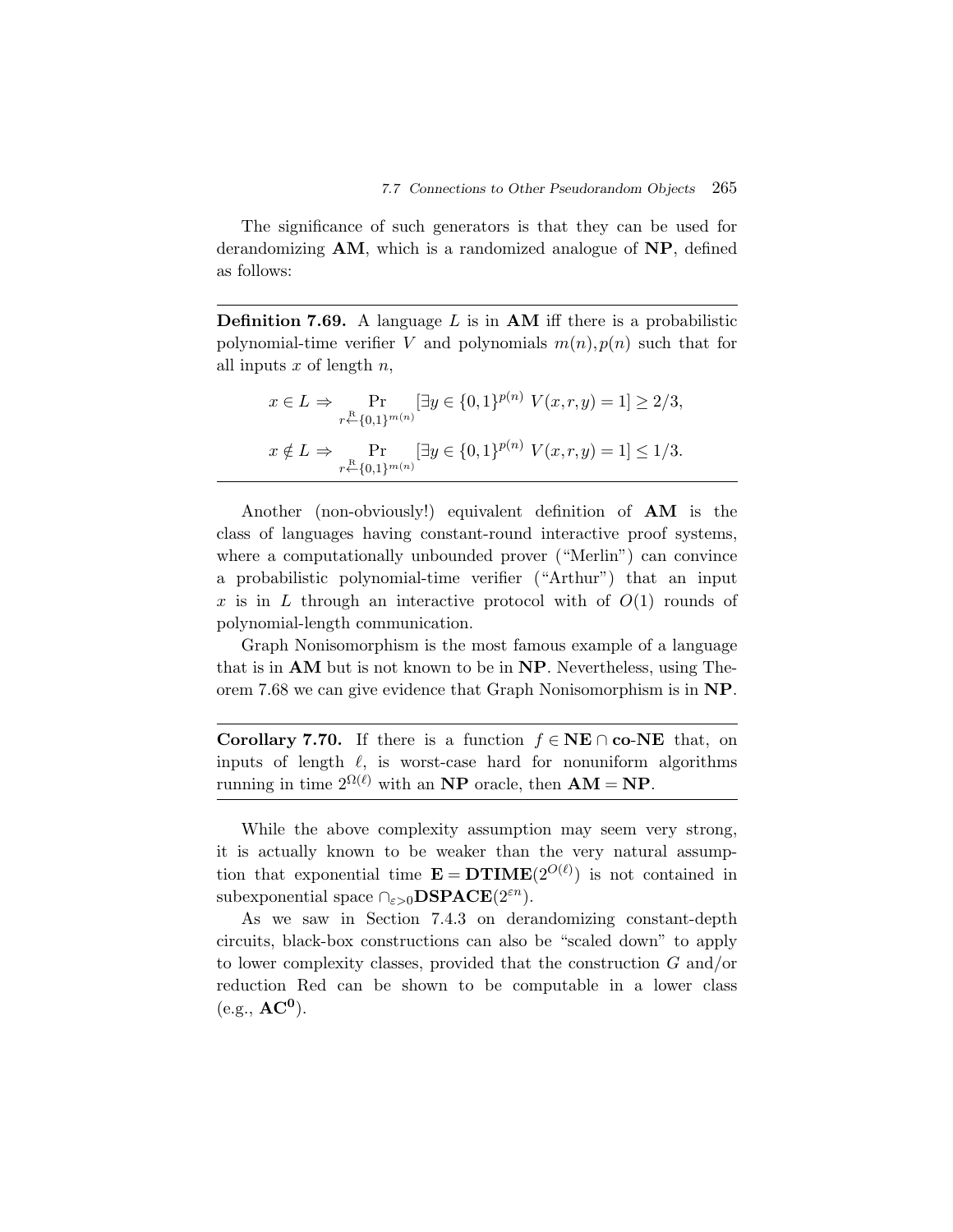The significance of such generators is that they can be used for derandomizing **AM**, which is a randomized analogue of **NP**, defined as follows:

---

**Definition 7.69.** A language $L$ is in **AM** iff there is a probabilistic polynomial-time verifier $V$ and polynomials $m(n), p(n)$ such that for all inputs $x$ of length $n$,

$$x \in L \Rightarrow \Pr_{r \xleftarrow{\text{R}} \{0,1\}^{m(n)}} [\exists y \in \{0,1\}^{p(n)}\ V(x,r,y) = 1] \geq 2/3,$$

$$x \notin L \Rightarrow \Pr_{r \xleftarrow{\text{R}} \{0,1\}^{m(n)}} [\exists y \in \{0,1\}^{p(n)}\ V(x,r,y) = 1] \leq 1/3.$$

---

Another (non-obviously!) equivalent definition of **AM** is the class of languages having constant-round interactive proof systems, where a computationally unbounded prover ("Merlin") can convince a probabilistic polynomial-time verifier ("Arthur") that an input $x$ is in $L$ through an interactive protocol with of $O(1)$ rounds of polynomial-length communication.

Graph Nonisomorphism is the most famous example of a language that is in **AM** but is not known to be in **NP**. Nevertheless, using Theorem 7.68 we can give evidence that Graph Nonisomorphism is in **NP**.

---

**Corollary 7.70.** If there is a function $f \in \mathbf{NE} \cap \mathbf{co\text{-}NE}$ that, on inputs of length $\ell$, is worst-case hard for nonuniform algorithms running in time $2^{\Omega(\ell)}$ with an **NP** oracle, then $\mathbf{AM} = \mathbf{NP}$.

---

While the above complexity assumption may seem very strong, it is actually known to be weaker than the very natural assumption that exponential time $\mathbf{E} = \mathbf{DTIME}(2^{O(\ell)})$ is not contained in subexponential space $\cap_{\varepsilon > 0} \mathbf{DSPACE}(2^{\varepsilon n})$.

As we saw in Section 7.4.3 on derandomizing constant-depth circuits, black-box constructions can also be "scaled down" to apply to lower complexity classes, provided that the construction $G$ and/or reduction Red can be shown to be computable in a lower class (e.g., $\mathbf{AC^0}$).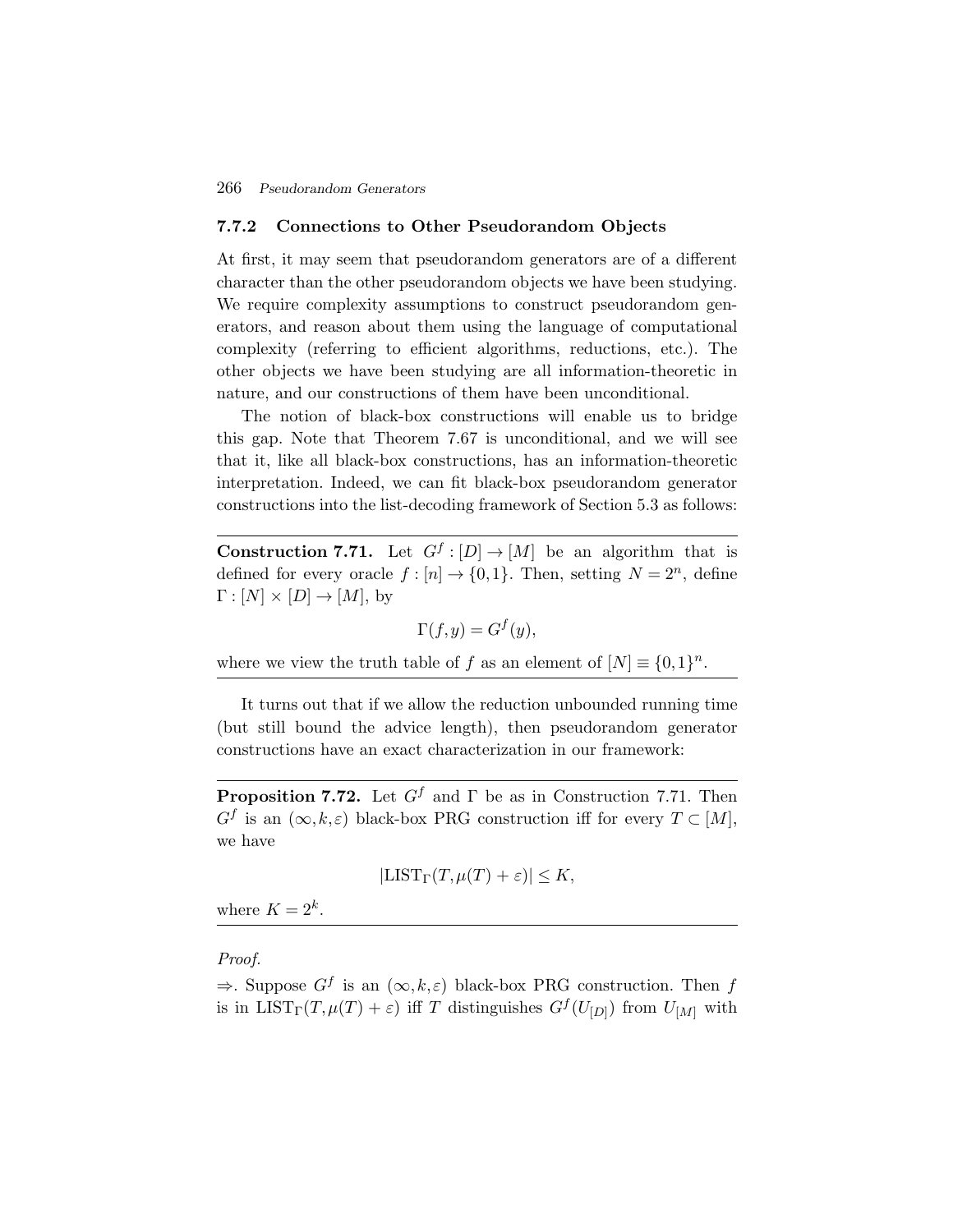### 7.7.2 Connections to Other Pseudorandom Objects

At first, it may seem that pseudorandom generators are of a different character than the other pseudorandom objects we have been studying. We require complexity assumptions to construct pseudorandom generators, and reason about them using the language of computational complexity (referring to efficient algorithms, reductions, etc.). The other objects we have been studying are all information-theoretic in nature, and our constructions of them have been unconditional.

The notion of black-box constructions will enable us to bridge this gap. Note that Theorem 7.67 is unconditional, and we will see that it, like all black-box constructions, has an information-theoretic interpretation. Indeed, we can fit black-box pseudorandom generator constructions into the list-decoding framework of Section 5.3 as follows:

---

**Construction 7.71.** Let $G^f : [D] \to [M]$ be an algorithm that is defined for every oracle $f : [n] \to \{0,1\}$. Then, setting $N = 2^n$, define $\Gamma : [N] \times [D] \to [M]$, by

$$\Gamma(f, y) = G^f(y),$$

where we view the truth table of $f$ as an element of $[N] \equiv \{0,1\}^n$.

---

It turns out that if we allow the reduction unbounded running time (but still bound the advice length), then pseudorandom generator constructions have an exact characterization in our framework:

---

**Proposition 7.72.** Let $G^f$ and $\Gamma$ be as in Construction 7.71. Then $G^f$ is an $(\infty, k, \varepsilon)$ black-box PRG construction iff for every $T \subset [M]$, we have

$$|\text{LIST}_\Gamma(T, \mu(T) + \varepsilon)| \leq K,$$

where $K = 2^k$.

---

*Proof.*

$\Rightarrow$. Suppose $G^f$ is an $(\infty, k, \varepsilon)$ black-box PRG construction. Then $f$ is in $\text{LIST}_\Gamma(T, \mu(T) + \varepsilon)$ iff $T$ distinguishes $G^f(U_{[D]})$ from $U_{[M]}$ with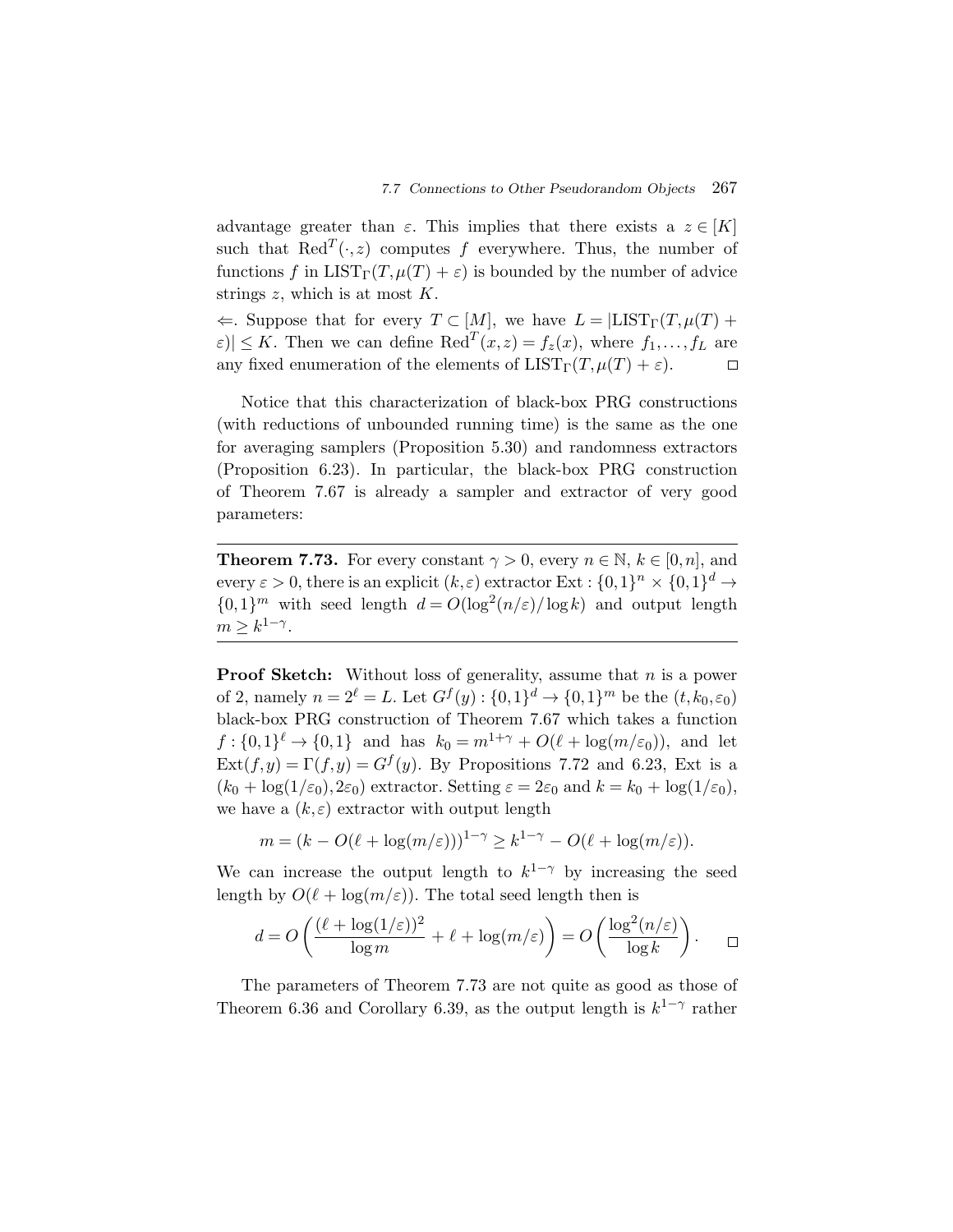advantage greater than $\varepsilon$. This implies that there exists a $z \in [K]$ such that $\mathrm{Red}^T(\cdot, z)$ computes $f$ everywhere. Thus, the number of functions $f$ in $\mathrm{LIST}_\Gamma(T, \mu(T) + \varepsilon)$ is bounded by the number of advice strings $z$, which is at most $K$.

$\Leftarrow$. Suppose that for every $T \subset [M]$, we have $L = |\mathrm{LIST}_\Gamma(T, \mu(T) + \varepsilon)| \leq K$. Then we can define $\mathrm{Red}^T(x, z) = f_z(x)$, where $f_1, \ldots, f_L$ are any fixed enumeration of the elements of $\mathrm{LIST}_\Gamma(T, \mu(T) + \varepsilon)$. $\square$

Notice that this characterization of black-box PRG constructions (with reductions of unbounded running time) is the same as the one for averaging samplers (Proposition 5.30) and randomness extractors (Proposition 6.23). In particular, the black-box PRG construction of Theorem 7.67 is already a sampler and extractor of very good parameters:

---

**Theorem 7.73.** For every constant $\gamma > 0$, every $n \in \mathbb{N}$, $k \in [0, n]$, and every $\varepsilon > 0$, there is an explicit $(k, \varepsilon)$ extractor $\mathrm{Ext} : \{0,1\}^n \times \{0,1\}^d \to \{0,1\}^m$ with seed length $d = O(\log^2(n/\varepsilon)/\log k)$ and output length $m \geq k^{1-\gamma}$.

---

**Proof Sketch:** Without loss of generality, assume that $n$ is a power of 2, namely $n = 2^\ell = L$. Let $G^f(y) : \{0,1\}^d \to \{0,1\}^m$ be the $(t, k_0, \varepsilon_0)$ black-box PRG construction of Theorem 7.67 which takes a function $f : \{0,1\}^\ell \to \{0,1\}$ and has $k_0 = m^{1+\gamma} + O(\ell + \log(m/\varepsilon_0))$, and let $\mathrm{Ext}(f, y) = \Gamma(f, y) = G^f(y)$. By Propositions 7.72 and 6.23, Ext is a $(k_0 + \log(1/\varepsilon_0), 2\varepsilon_0)$ extractor. Setting $\varepsilon = 2\varepsilon_0$ and $k = k_0 + \log(1/\varepsilon_0)$, we have a $(k, \varepsilon)$ extractor with output length

$$m = (k - O(\ell + \log(m/\varepsilon)))^{1-\gamma} \geq k^{1-\gamma} - O(\ell + \log(m/\varepsilon)).$$

We can increase the output length to $k^{1-\gamma}$ by increasing the seed length by $O(\ell + \log(m/\varepsilon))$. The total seed length then is

$$d = O\left(\frac{(\ell + \log(1/\varepsilon))^2}{\log m} + \ell + \log(m/\varepsilon)\right) = O\left(\frac{\log^2(n/\varepsilon)}{\log k}\right). \quad \square$$

The parameters of Theorem 7.73 are not quite as good as those of Theorem 6.36 and Corollary 6.39, as the output length is $k^{1-\gamma}$ rather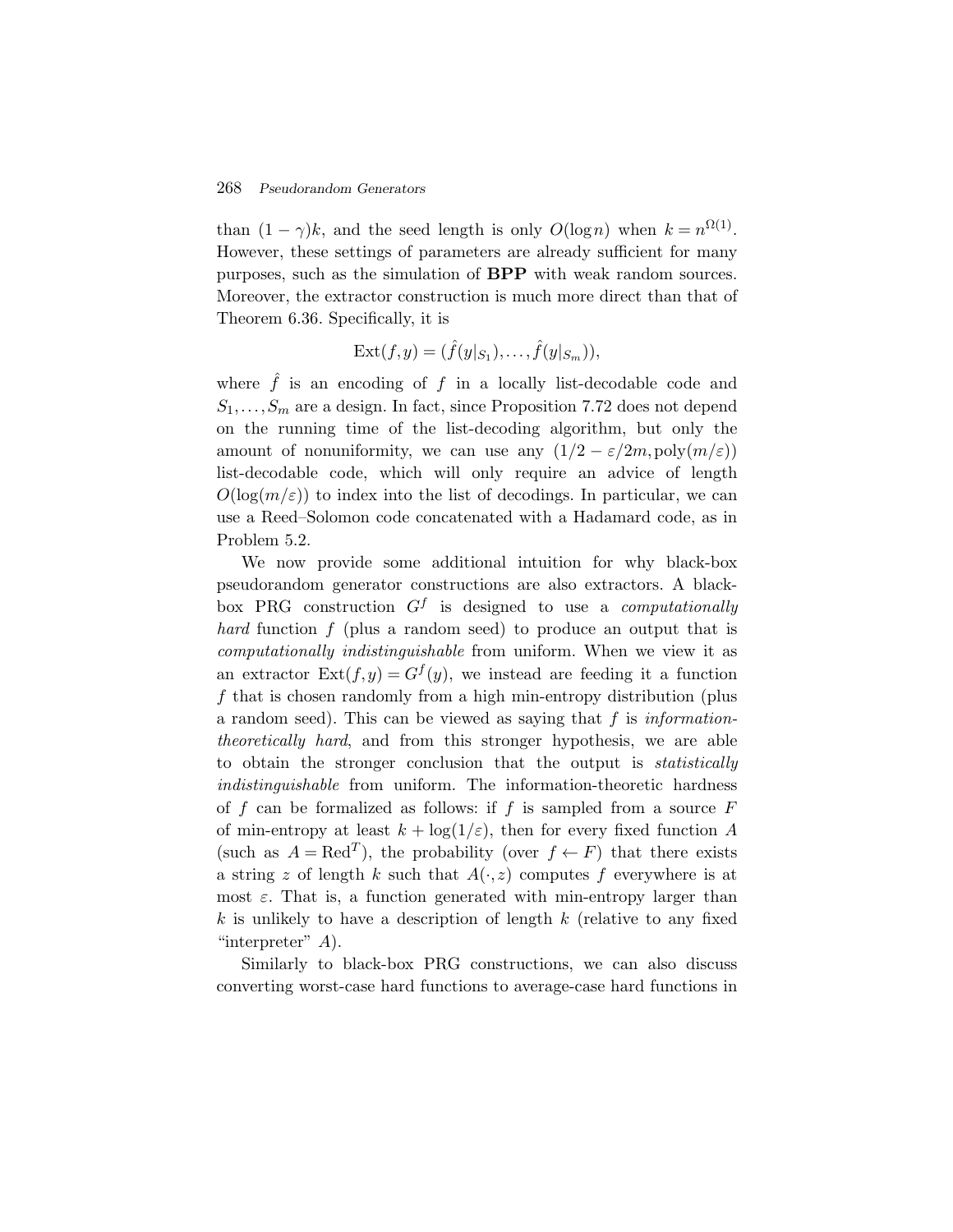than $(1-\gamma)k$, and the seed length is only $O(\log n)$ when $k = n^{\Omega(1)}$. However, these settings of parameters are already sufficient for many purposes, such as the simulation of **BPP** with weak random sources. Moreover, the extractor construction is much more direct than that of Theorem 6.36. Specifically, it is

$$\mathrm{Ext}(f,y) = (\hat{f}(y|_{S_1}),\ldots,\hat{f}(y|_{S_m})),$$

where $\hat{f}$ is an encoding of $f$ in a locally list-decodable code and $S_1,\ldots,S_m$ are a design. In fact, since Proposition 7.72 does not depend on the running time of the list-decoding algorithm, but only the amount of nonuniformity, we can use any $(1/2 - \varepsilon/2m, \mathrm{poly}(m/\varepsilon))$ list-decodable code, which will only require an advice of length $O(\log(m/\varepsilon))$ to index into the list of decodings. In particular, we can use a Reed–Solomon code concatenated with a Hadamard code, as in Problem 5.2.

We now provide some additional intuition for why black-box pseudorandom generator constructions are also extractors. A black-box PRG construction $G^f$ is designed to use a *computationally hard* function $f$ (plus a random seed) to produce an output that is *computationally indistinguishable* from uniform. When we view it as an extractor $\mathrm{Ext}(f,y) = G^f(y)$, we instead are feeding it a function $f$ that is chosen randomly from a high min-entropy distribution (plus a random seed). This can be viewed as saying that $f$ is *information-theoretically hard*, and from this stronger hypothesis, we are able to obtain the stronger conclusion that the output is *statistically indistinguishable* from uniform. The information-theoretic hardness of $f$ can be formalized as follows: if $f$ is sampled from a source $F$ of min-entropy at least $k + \log(1/\varepsilon)$, then for every fixed function $A$ (such as $A = \mathrm{Red}^T$), the probability (over $f \leftarrow F$) that there exists a string $z$ of length $k$ such that $A(\cdot,z)$ computes $f$ everywhere is at most $\varepsilon$. That is, a function generated with min-entropy larger than $k$ is unlikely to have a description of length $k$ (relative to any fixed "interpreter" $A$).

Similarly to black-box PRG constructions, we can also discuss converting worst-case hard functions to average-case hard functions in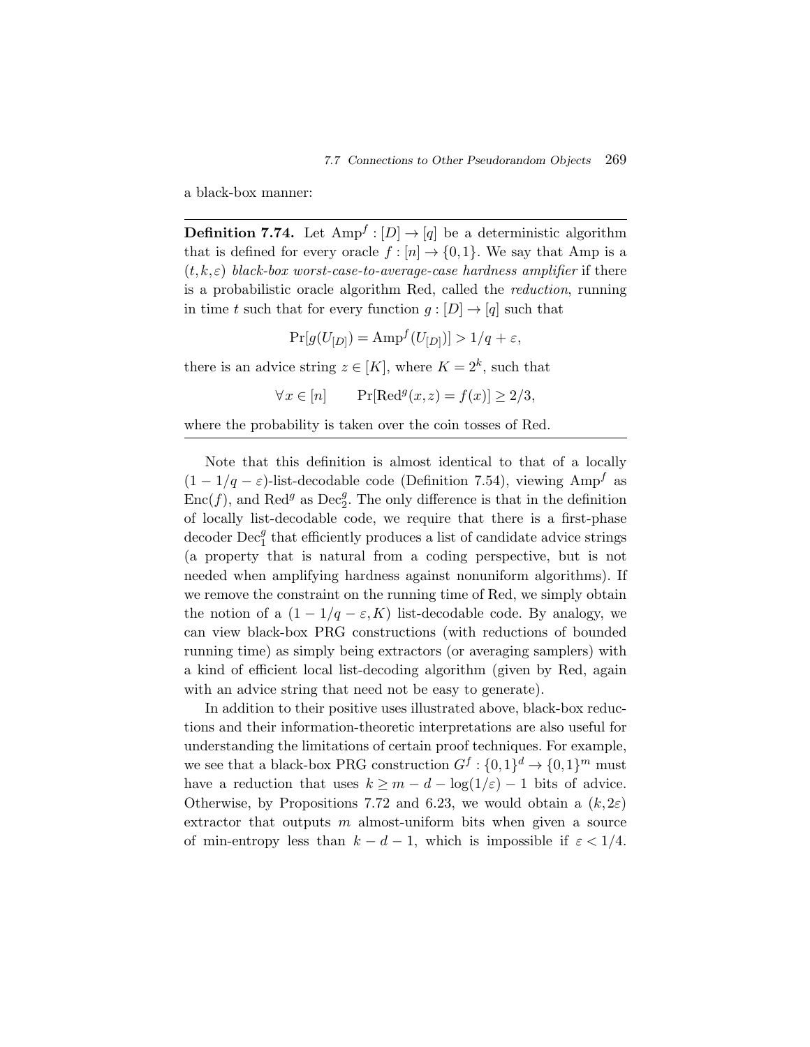a black-box manner:

---

**Definition 7.74.** Let $\mathrm{Amp}^f : [D] \to [q]$ be a deterministic algorithm that is defined for every oracle $f : [n] \to \{0,1\}$. We say that Amp is a $(t, k, \varepsilon)$ *black-box worst-case-to-average-case hardness amplifier* if there is a probabilistic oracle algorithm Red, called the *reduction*, running in time $t$ such that for every function $g : [D] \to [q]$ such that

$$\Pr[g(U_{[D]}) = \mathrm{Amp}^f(U_{[D]})] > 1/q + \varepsilon,$$

there is an advice string $z \in [K]$, where $K = 2^k$, such that

$$\forall\, x \in [n] \qquad \Pr[\mathrm{Red}^g(x, z) = f(x)] \geq 2/3,$$

where the probability is taken over the coin tosses of Red.

---

Note that this definition is almost identical to that of a locally $(1 - 1/q - \varepsilon)$-list-decodable code (Definition 7.54), viewing $\mathrm{Amp}^f$ as $\mathrm{Enc}(f)$, and $\mathrm{Red}^g$ as $\mathrm{Dec}_2^g$. The only difference is that in the definition of locally list-decodable code, we require that there is a first-phase decoder $\mathrm{Dec}_1^g$ that efficiently produces a list of candidate advice strings (a property that is natural from a coding perspective, but is not needed when amplifying hardness against nonuniform algorithms). If we remove the constraint on the running time of Red, we simply obtain the notion of a $(1 - 1/q - \varepsilon, K)$ list-decodable code. By analogy, we can view black-box PRG constructions (with reductions of bounded running time) as simply being extractors (or averaging samplers) with a kind of efficient local list-decoding algorithm (given by Red, again with an advice string that need not be easy to generate).

In addition to their positive uses illustrated above, black-box reductions and their information-theoretic interpretations are also useful for understanding the limitations of certain proof techniques. For example, we see that a black-box PRG construction $G^f : \{0,1\}^d \to \{0,1\}^m$ must have a reduction that uses $k \geq m - d - \log(1/\varepsilon) - 1$ bits of advice. Otherwise, by Propositions 7.72 and 6.23, we would obtain a $(k, 2\varepsilon)$ extractor that outputs $m$ almost-uniform bits when given a source of min-entropy less than $k - d - 1$, which is impossible if $\varepsilon < 1/4$.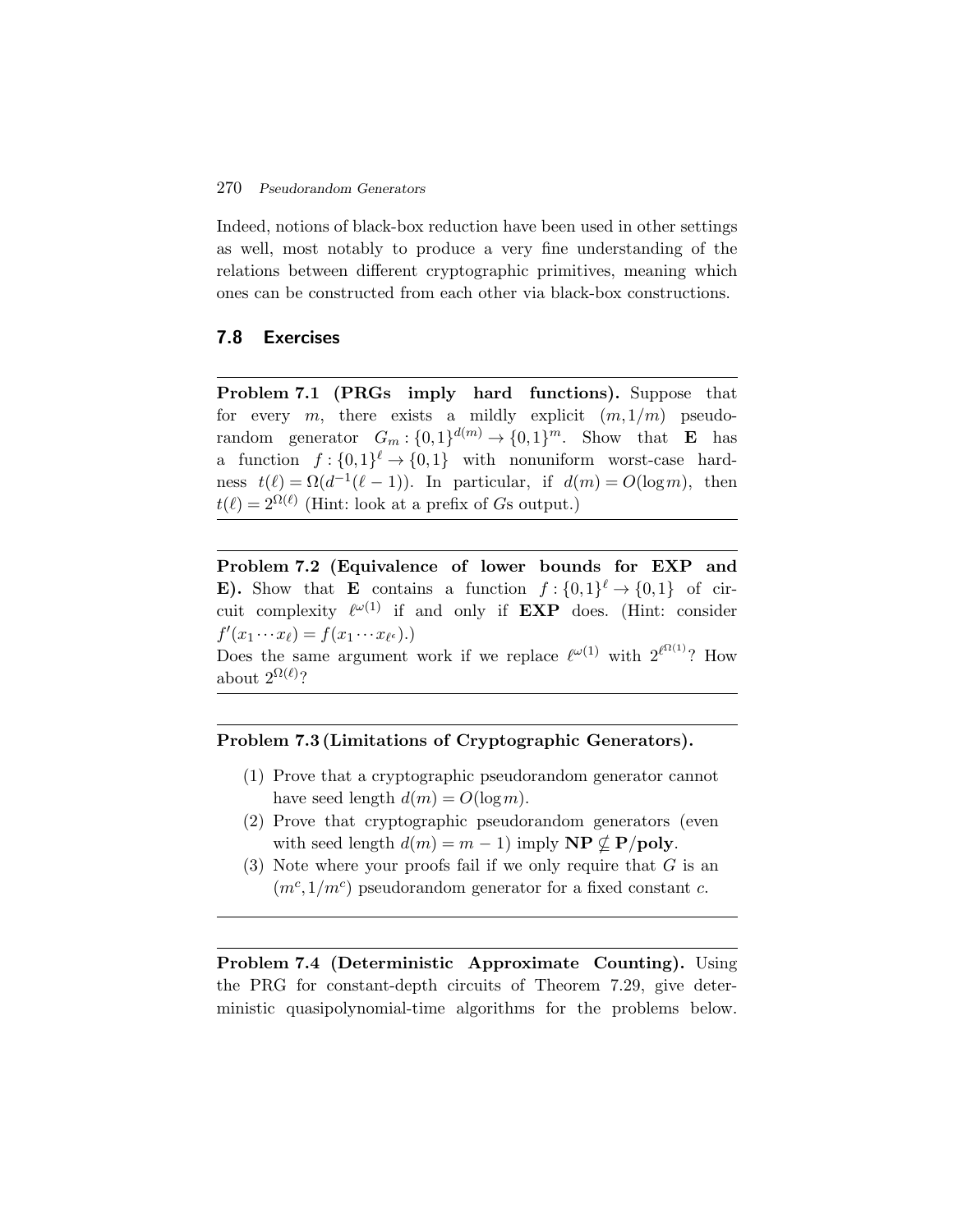Indeed, notions of black-box reduction have been used in other settings as well, most notably to produce a very fine understanding of the relations between different cryptographic primitives, meaning which ones can be constructed from each other via black-box constructions.

## 7.8 Exercises

---

**Problem 7.1 (PRGs imply hard functions).** Suppose that for every $m$, there exists a mildly explicit $(m, 1/m)$ pseudorandom generator $G_m : \{0,1\}^{d(m)} \to \{0,1\}^m$. Show that $\mathbf{E}$ has a function $f : \{0,1\}^\ell \to \{0,1\}$ with nonuniform worst-case hardness $t(\ell) = \Omega(d^{-1}(\ell - 1))$. In particular, if $d(m) = O(\log m)$, then $t(\ell) = 2^{\Omega(\ell)}$ (Hint: look at a prefix of $G$s output.)

---

---

**Problem 7.2 (Equivalence of lower bounds for EXP and E).** Show that $\mathbf{E}$ contains a function $f : \{0,1\}^\ell \to \{0,1\}$ of circuit complexity $\ell^{\omega(1)}$ if and only if $\mathbf{EXP}$ does. (Hint: consider $f'(x_1 \cdots x_\ell) = f(x_1 \cdots x_{\ell^\epsilon})$.)

Does the same argument work if we replace $\ell^{\omega(1)}$ with $2^{\ell^{\Omega(1)}}$? How about $2^{\Omega(\ell)}$?

---

---

**Problem 7.3 (Limitations of Cryptographic Generators).**

1. Prove that a cryptographic pseudorandom generator cannot have seed length $d(m) = O(\log m)$.
2. Prove that cryptographic pseudorandom generators (even with seed length $d(m) = m - 1$) imply $\mathbf{NP} \not\subseteq \mathbf{P/poly}$.
3. Note where your proofs fail if we only require that $G$ is an $(m^c, 1/m^c)$ pseudorandom generator for a fixed constant $c$.

---

---

**Problem 7.4 (Deterministic Approximate Counting).** Using the PRG for constant-depth circuits of Theorem 7.29, give deterministic quasipolynomial-time algorithms for the problems below.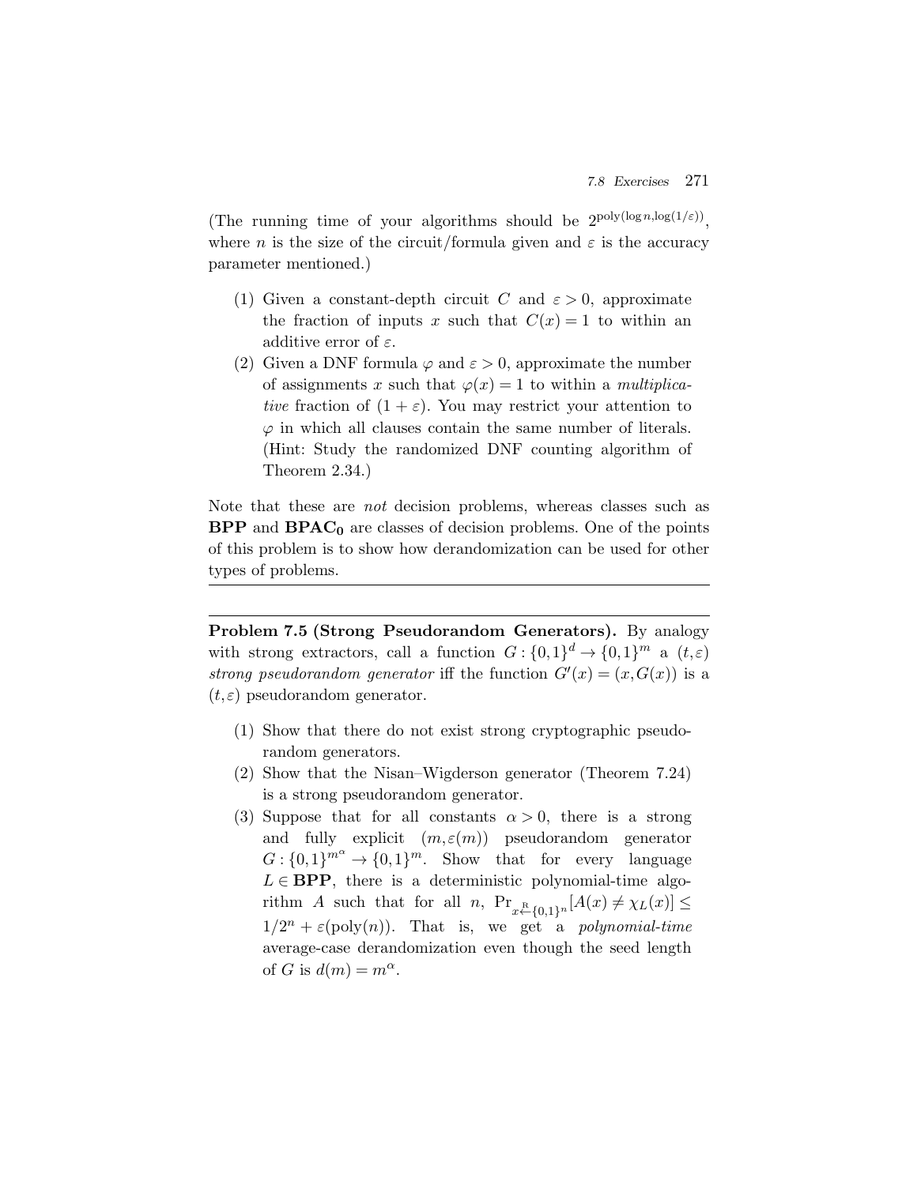(The running time of your algorithms should be $2^{\text{poly}(\log n, \log(1/\varepsilon))}$, where $n$ is the size of the circuit/formula given and $\varepsilon$ is the accuracy parameter mentioned.)

(1) Given a constant-depth circuit $C$ and $\varepsilon > 0$, approximate the fraction of inputs $x$ such that $C(x) = 1$ to within an additive error of $\varepsilon$.

(2) Given a DNF formula $\varphi$ and $\varepsilon > 0$, approximate the number of assignments $x$ such that $\varphi(x) = 1$ to within a *multiplicative* fraction of $(1 + \varepsilon)$. You may restrict your attention to $\varphi$ in which all clauses contain the same number of literals. (Hint: Study the randomized DNF counting algorithm of Theorem 2.34.)

Note that these are *not* decision problems, whereas classes such as **BPP** and $\mathbf{BPAC_0}$ are classes of decision problems. One of the points of this problem is to show how derandomization can be used for other types of problems.

---

**Problem 7.5 (Strong Pseudorandom Generators).** By analogy with strong extractors, call a function $G : \{0,1\}^d \to \{0,1\}^m$ a $(t, \varepsilon)$ *strong pseudorandom generator* iff the function $G'(x) = (x, G(x))$ is a $(t, \varepsilon)$ pseudorandom generator.

(1) Show that there do not exist strong cryptographic pseudorandom generators.

(2) Show that the Nisan–Wigderson generator (Theorem 7.24) is a strong pseudorandom generator.

(3) Suppose that for all constants $\alpha > 0$, there is a strong and fully explicit $(m, \varepsilon(m))$ pseudorandom generator $G : \{0,1\}^{m^\alpha} \to \{0,1\}^m$. Show that for every language $L \in \mathbf{BPP}$, there is a deterministic polynomial-time algorithm $A$ such that for all $n$, $\Pr_{x \xleftarrow{\text{R}} \{0,1\}^n}[A(x) \neq \chi_L(x)] \leq 1/2^n + \varepsilon(\text{poly}(n))$. That is, we get a *polynomial-time* average-case derandomization even though the seed length of $G$ is $d(m) = m^\alpha$.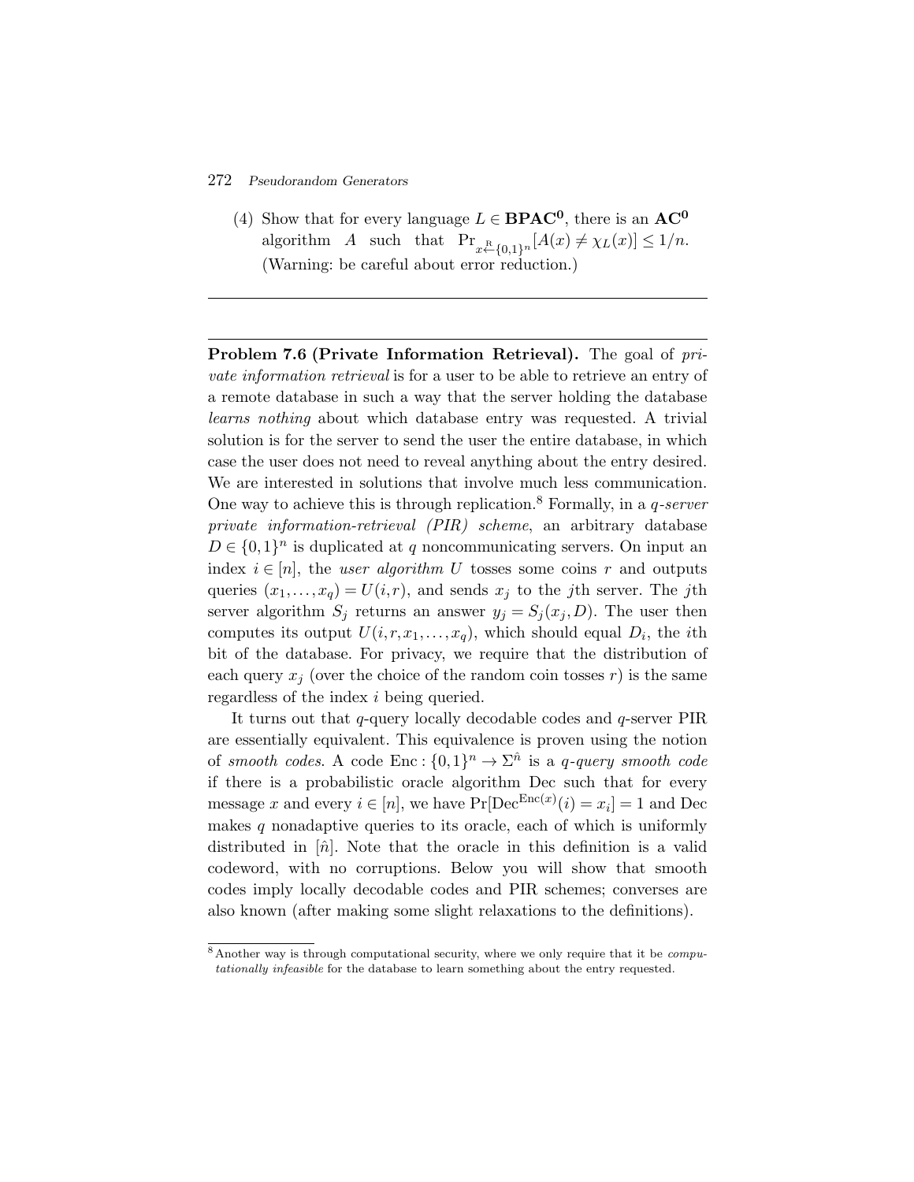(4) Show that for every language $L \in \mathbf{BPAC^0}$, there is an $\mathbf{AC^0}$ algorithm $A$ such that $\Pr_{x \xleftarrow{\text{R}} \{0,1\}^n}[A(x) \neq \chi_L(x)] \leq 1/n$. (Warning: be careful about error reduction.)

---

**Problem 7.6 (Private Information Retrieval).** The goal of *private information retrieval* is for a user to be able to retrieve an entry of a remote database in such a way that the server holding the database *learns nothing* about which database entry was requested. A trivial solution is for the server to send the user the entire database, in which case the user does not need to reveal anything about the entry desired. We are interested in solutions that involve much less communication. One way to achieve this is through replication.[8] Formally, in a *q-server private information-retrieval (PIR) scheme*, an arbitrary database $D \in \{0,1\}^n$ is duplicated at $q$ noncommunicating servers. On input an index $i \in [n]$, the *user algorithm* $U$ tosses some coins $r$ and outputs queries $(x_1,\ldots,x_q) = U(i,r)$, and sends $x_j$ to the $j$th server. The $j$th server algorithm $S_j$ returns an answer $y_j = S_j(x_j, D)$. The user then computes its output $U(i,r,x_1,\ldots,x_q)$, which should equal $D_i$, the $i$th bit of the database. For privacy, we require that the distribution of each query $x_j$ (over the choice of the random coin tosses $r$) is the same regardless of the index $i$ being queried.

It turns out that $q$-query locally decodable codes and $q$-server PIR are essentially equivalent. This equivalence is proven using the notion of *smooth codes*. A code $\text{Enc} : \{0,1\}^n \to \Sigma^{\hat{n}}$ is a *q-query smooth code* if there is a probabilistic oracle algorithm Dec such that for every message $x$ and every $i \in [n]$, we have $\Pr[\text{Dec}^{\text{Enc}(x)}(i) = x_i] = 1$ and Dec makes $q$ nonadaptive queries to its oracle, each of which is uniformly distributed in $[\hat{n}]$. Note that the oracle in this definition is a valid codeword, with no corruptions. Below you will show that smooth codes imply locally decodable codes and PIR schemes; converses are also known (after making some slight relaxations to the definitions).

[8] Another way is through computational security, where we only require that it be *computationally infeasible* for the database to learn something about the entry requested.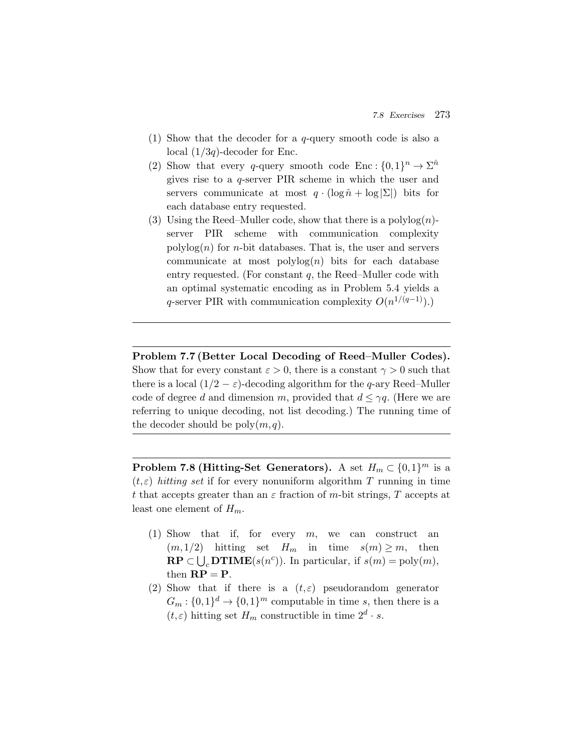(1) Show that the decoder for a $q$-query smooth code is also a local $(1/3q)$-decoder for Enc.

(2) Show that every $q$-query smooth code $\mathrm{Enc}: \{0,1\}^n \to \Sigma^{\hat{n}}$ gives rise to a $q$-server PIR scheme in which the user and servers communicate at most $q \cdot (\log \hat{n} + \log |\Sigma|)$ bits for each database entry requested.

(3) Using the Reed–Muller code, show that there is a polylog$(n)$-server PIR scheme with communication complexity polylog$(n)$ for $n$-bit databases. That is, the user and servers communicate at most polylog$(n)$ bits for each database entry requested. (For constant $q$, the Reed–Muller code with an optimal systematic encoding as in Problem 5.4 yields a $q$-server PIR with communication complexity $O(n^{1/(q-1)})$.)

---

**Problem 7.7 (Better Local Decoding of Reed–Muller Codes).** Show that for every constant $\varepsilon > 0$, there is a constant $\gamma > 0$ such that there is a local $(1/2 - \varepsilon)$-decoding algorithm for the $q$-ary Reed–Muller code of degree $d$ and dimension $m$, provided that $d \leq \gamma q$. (Here we are referring to unique decoding, not list decoding.) The running time of the decoder should be poly$(m, q)$.

---

**Problem 7.8 (Hitting-Set Generators).** A set $H_m \subset \{0,1\}^m$ is a $(t, \varepsilon)$ *hitting set* if for every nonuniform algorithm $T$ running in time $t$ that accepts greater than an $\varepsilon$ fraction of $m$-bit strings, $T$ accepts at least one element of $H_m$.

(1) Show that if, for every $m$, we can construct an $(m, 1/2)$ hitting set $H_m$ in time $s(m) \geq m$, then $\mathbf{RP} \subset \bigcup_c \mathbf{DTIME}(s(n^c))$. In particular, if $s(m) = \mathrm{poly}(m)$, then $\mathbf{RP} = \mathbf{P}$.

(2) Show that if there is a $(t, \varepsilon)$ pseudorandom generator $G_m : \{0,1\}^d \to \{0,1\}^m$ computable in time $s$, then there is a $(t, \varepsilon)$ hitting set $H_m$ constructible in time $2^d \cdot s$.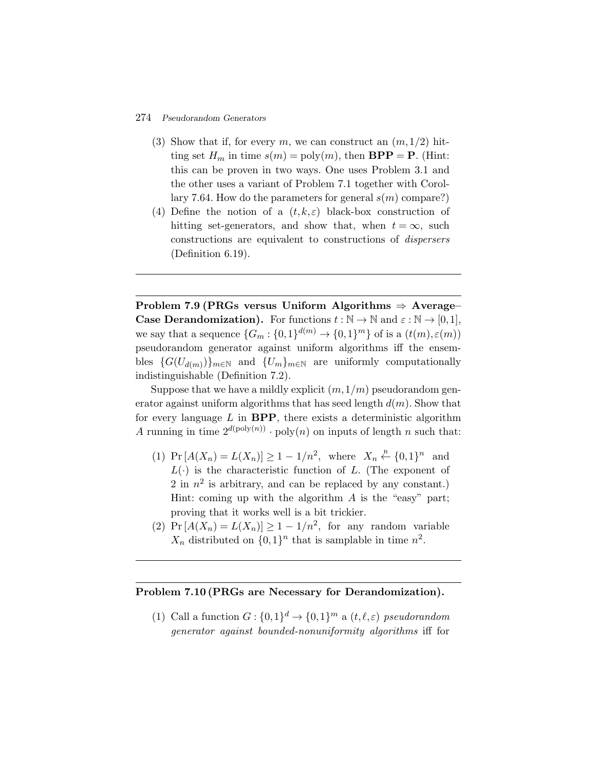(3) Show that if, for every $m$, we can construct an $(m,1/2)$ hitting set $H_m$ in time $s(m) = \text{poly}(m)$, then $\mathbf{BPP} = \mathbf{P}$. (Hint: this can be proven in two ways. One uses Problem 3.1 and the other uses a variant of Problem 7.1 together with Corollary 7.64. How do the parameters for general $s(m)$ compare?)

(4) Define the notion of a $(t,k,\varepsilon)$ black-box construction of hitting set-generators, and show that, when $t = \infty$, such constructions are equivalent to constructions of *dispersers* (Definition 6.19).

---

**Problem 7.9 (PRGs versus Uniform Algorithms $\Rightarrow$ Average–Case Derandomization).** For functions $t : \mathbb{N} \to \mathbb{N}$ and $\varepsilon : \mathbb{N} \to [0,1]$, we say that a sequence $\{G_m : \{0,1\}^{d(m)} \to \{0,1\}^m\}$ of is a $(t(m),\varepsilon(m))$ pseudorandom generator against uniform algorithms iff the ensembles $\{G(U_{d(m)})\}_{m\in\mathbb{N}}$ and $\{U_m\}_{m\in\mathbb{N}}$ are uniformly computationally indistinguishable (Definition 7.2).

Suppose that we have a mildly explicit $(m,1/m)$ pseudorandom generator against uniform algorithms that has seed length $d(m)$. Show that for every language $L$ in $\mathbf{BPP}$, there exists a deterministic algorithm $A$ running in time $2^{d(\text{poly}(n))} \cdot \text{poly}(n)$ on inputs of length $n$ such that:

(1) $\Pr[A(X_n) = L(X_n)] \geq 1 - 1/n^2$, where $X_n \stackrel{\text{R}}{\leftarrow} \{0,1\}^n$ and $L(\cdot)$ is the characteristic function of $L$. (The exponent of 2 in $n^2$ is arbitrary, and can be replaced by any constant.) Hint: coming up with the algorithm $A$ is the "easy" part; proving that it works well is a bit trickier.

(2) $\Pr[A(X_n) = L(X_n)] \geq 1 - 1/n^2$, for any random variable $X_n$ distributed on $\{0,1\}^n$ that is samplable in time $n^2$.

---

**Problem 7.10 (PRGs are Necessary for Derandomization).**

(1) Call a function $G : \{0,1\}^d \to \{0,1\}^m$ a $(t,\ell,\varepsilon)$ *pseudorandom generator against bounded-nonuniformity algorithms* iff for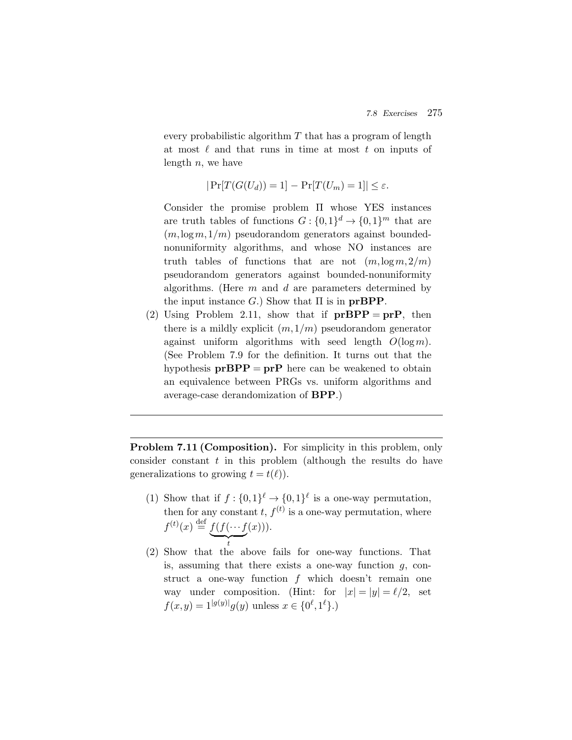every probabilistic algorithm $T$ that has a program of length at most $\ell$ and that runs in time at most $t$ on inputs of length $n$, we have

$$|\Pr[T(G(U_d)) = 1] - \Pr[T(U_m) = 1]| \le \varepsilon.$$

Consider the promise problem $\Pi$ whose YES instances are truth tables of functions $G : \{0,1\}^d \to \{0,1\}^m$ that are $(m, \log m, 1/m)$ pseudorandom generators against bounded-nonuniformity algorithms, and whose NO instances are truth tables of functions that are not $(m, \log m, 2/m)$ pseudorandom generators against bounded-nonuniformity algorithms. (Here $m$ and $d$ are parameters determined by the input instance $G$.) Show that $\Pi$ is in **prBPP**.

(2) Using Problem 2.11, show that if **prBPP** $=$ **prP**, then there is a mildly explicit $(m, 1/m)$ pseudorandom generator against uniform algorithms with seed length $O(\log m)$. (See Problem 7.9 for the definition. It turns out that the hypothesis **prBPP** $=$ **prP** here can be weakened to obtain an equivalence between PRGs vs. uniform algorithms and average-case derandomization of **BPP**.)

---

**Problem 7.11 (Composition).** For simplicity in this problem, only consider constant $t$ in this problem (although the results do have generalizations to growing $t = t(\ell)$).

(1) Show that if $f : \{0,1\}^\ell \to \{0,1\}^\ell$ is a one-way permutation, then for any constant $t$, $f^{(t)}$ is a one-way permutation, where $f^{(t)}(x) \stackrel{\text{def}}{=} \underbrace{f(f(\cdots f}_{t}(x)))$.

(2) Show that the above fails for one-way functions. That is, assuming that there exists a one-way function $g$, construct a one-way function $f$ which doesn't remain one way under composition. (Hint: for $|x| = |y| = \ell/2$, set $f(x, y) = 1^{|g(y)|} g(y)$ unless $x \in \{0^\ell, 1^\ell\}$.)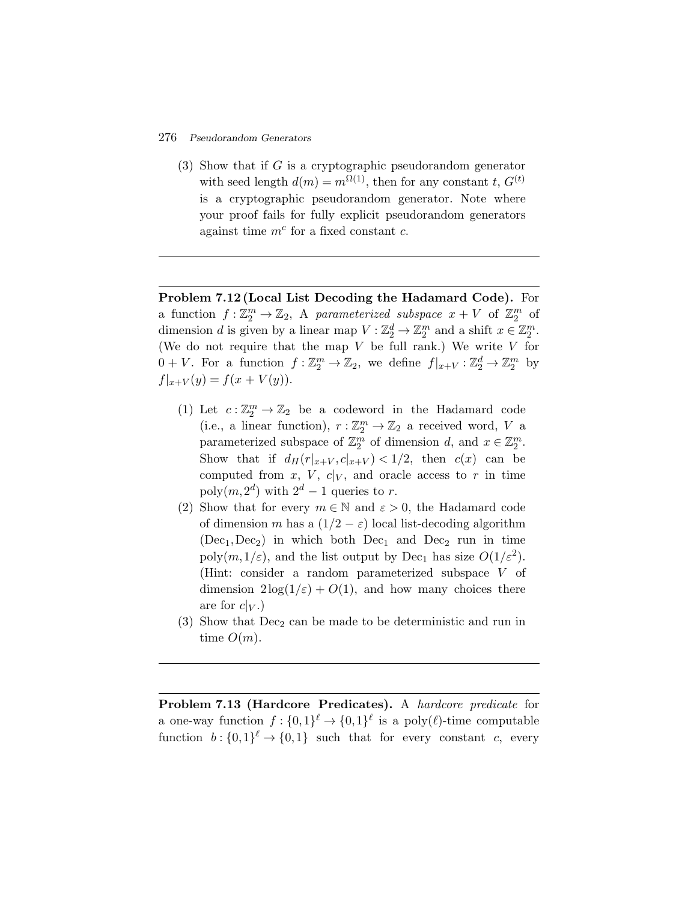(3) Show that if $G$ is a cryptographic pseudorandom generator with seed length $d(m) = m^{\Omega(1)}$, then for any constant $t$, $G^{(t)}$ is a cryptographic pseudorandom generator. Note where your proof fails for fully explicit pseudorandom generators against time $m^c$ for a fixed constant $c$.

---

**Problem 7.12 (Local List Decoding the Hadamard Code).** For a function $f : \mathbb{Z}_2^m \to \mathbb{Z}_2$, A *parameterized subspace* $x + V$ of $\mathbb{Z}_2^m$ of dimension $d$ is given by a linear map $V : \mathbb{Z}_2^d \to \mathbb{Z}_2^m$ and a shift $x \in \mathbb{Z}_2^m$. (We do not require that the map $V$ be full rank.) We write $V$ for $0 + V$. For a function $f : \mathbb{Z}_2^m \to \mathbb{Z}_2$, we define $f|_{x+V} : \mathbb{Z}_2^d \to \mathbb{Z}_2^m$ by $f|_{x+V}(y) = f(x + V(y))$.

(1) Let $c : \mathbb{Z}_2^m \to \mathbb{Z}_2$ be a codeword in the Hadamard code (i.e., a linear function), $r : \mathbb{Z}_2^m \to \mathbb{Z}_2$ a received word, $V$ a parameterized subspace of $\mathbb{Z}_2^m$ of dimension $d$, and $x \in \mathbb{Z}_2^m$. Show that if $d_H(r|_{x+V}, c|_{x+V}) < 1/2$, then $c(x)$ can be computed from $x$, $V$, $c|_V$, and oracle access to $r$ in time $\mathrm{poly}(m, 2^d)$ with $2^d - 1$ queries to $r$.

(2) Show that for every $m \in \mathbb{N}$ and $\varepsilon > 0$, the Hadamard code of dimension $m$ has a $(1/2 - \varepsilon)$ local list-decoding algorithm $(\mathrm{Dec}_1, \mathrm{Dec}_2)$ in which both $\mathrm{Dec}_1$ and $\mathrm{Dec}_2$ run in time $\mathrm{poly}(m, 1/\varepsilon)$, and the list output by $\mathrm{Dec}_1$ has size $O(1/\varepsilon^2)$. (Hint: consider a random parameterized subspace $V$ of dimension $2\log(1/\varepsilon) + O(1)$, and how many choices there are for $c|_V$.)

(3) Show that $\mathrm{Dec}_2$ can be made to be deterministic and run in time $O(m)$.

---

**Problem 7.13 (Hardcore Predicates).** A *hardcore predicate* for a one-way function $f : \{0,1\}^\ell \to \{0,1\}^\ell$ is a $\mathrm{poly}(\ell)$-time computable function $b : \{0,1\}^\ell \to \{0,1\}$ such that for every constant $c$, every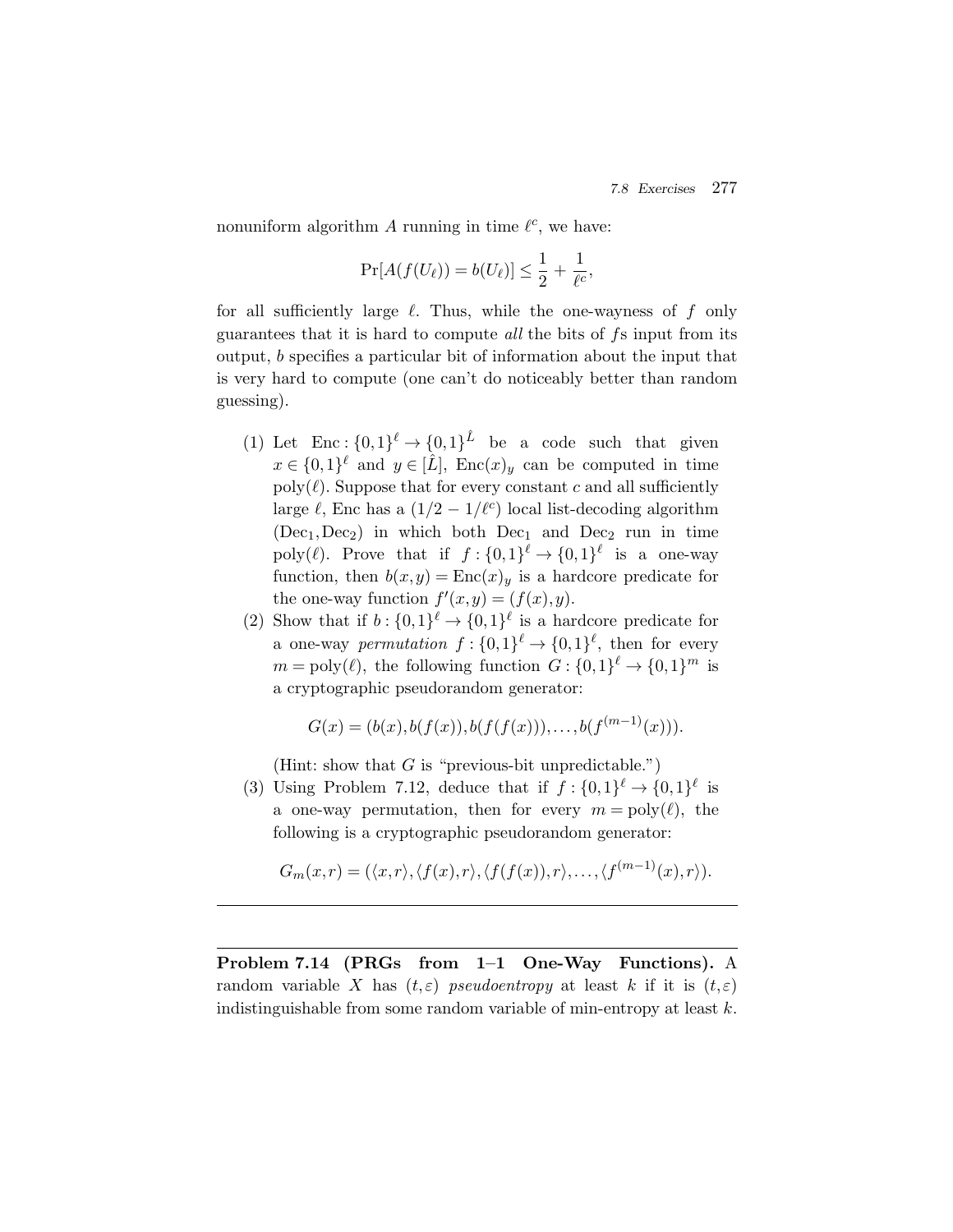nonuniform algorithm $A$ running in time $\ell^c$, we have:

$$\Pr[A(f(U_\ell)) = b(U_\ell)] \leq \frac{1}{2} + \frac{1}{\ell^c},$$

for all sufficiently large $\ell$. Thus, while the one-wayness of $f$ only guarantees that it is hard to compute *all* the bits of $f$s input from its output, $b$ specifies a particular bit of information about the input that is very hard to compute (one can't do noticeably better than random guessing).

(1) Let $\text{Enc} : \{0,1\}^\ell \to \{0,1\}^{\hat{L}}$ be a code such that given $x \in \{0,1\}^\ell$ and $y \in [\hat{L}]$, $\text{Enc}(x)_y$ can be computed in time $\text{poly}(\ell)$. Suppose that for every constant $c$ and all sufficiently large $\ell$, Enc has a $(1/2 - 1/\ell^c)$ local list-decoding algorithm $(\text{Dec}_1, \text{Dec}_2)$ in which both $\text{Dec}_1$ and $\text{Dec}_2$ run in time $\text{poly}(\ell)$. Prove that if $f : \{0,1\}^\ell \to \{0,1\}^\ell$ is a one-way function, then $b(x,y) = \text{Enc}(x)_y$ is a hardcore predicate for the one-way function $f'(x,y) = (f(x), y)$.

(2) Show that if $b : \{0,1\}^\ell \to \{0,1\}^\ell$ is a hardcore predicate for a one-way *permutation* $f : \{0,1\}^\ell \to \{0,1\}^\ell$, then for every $m = \text{poly}(\ell)$, the following function $G : \{0,1\}^\ell \to \{0,1\}^m$ is a cryptographic pseudorandom generator:

$$G(x) = (b(x), b(f(x)), b(f(f(x))), \ldots, b(f^{(m-1)}(x))).$$

(Hint: show that $G$ is "previous-bit unpredictable.")

(3) Using Problem 7.12, deduce that if $f : \{0,1\}^\ell \to \{0,1\}^\ell$ is a one-way permutation, then for every $m = \text{poly}(\ell)$, the following is a cryptographic pseudorandom generator:

$$G_m(x,r) = (\langle x,r\rangle, \langle f(x),r\rangle, \langle f(f(x)),r\rangle, \ldots, \langle f^{(m-1)}(x),r\rangle).$$

---

**Problem 7.14 (PRGs from 1–1 One-Way Functions).** A random variable $X$ has $(t,\varepsilon)$ *pseudoentropy* at least $k$ if it is $(t,\varepsilon)$ indistinguishable from some random variable of min-entropy at least $k$.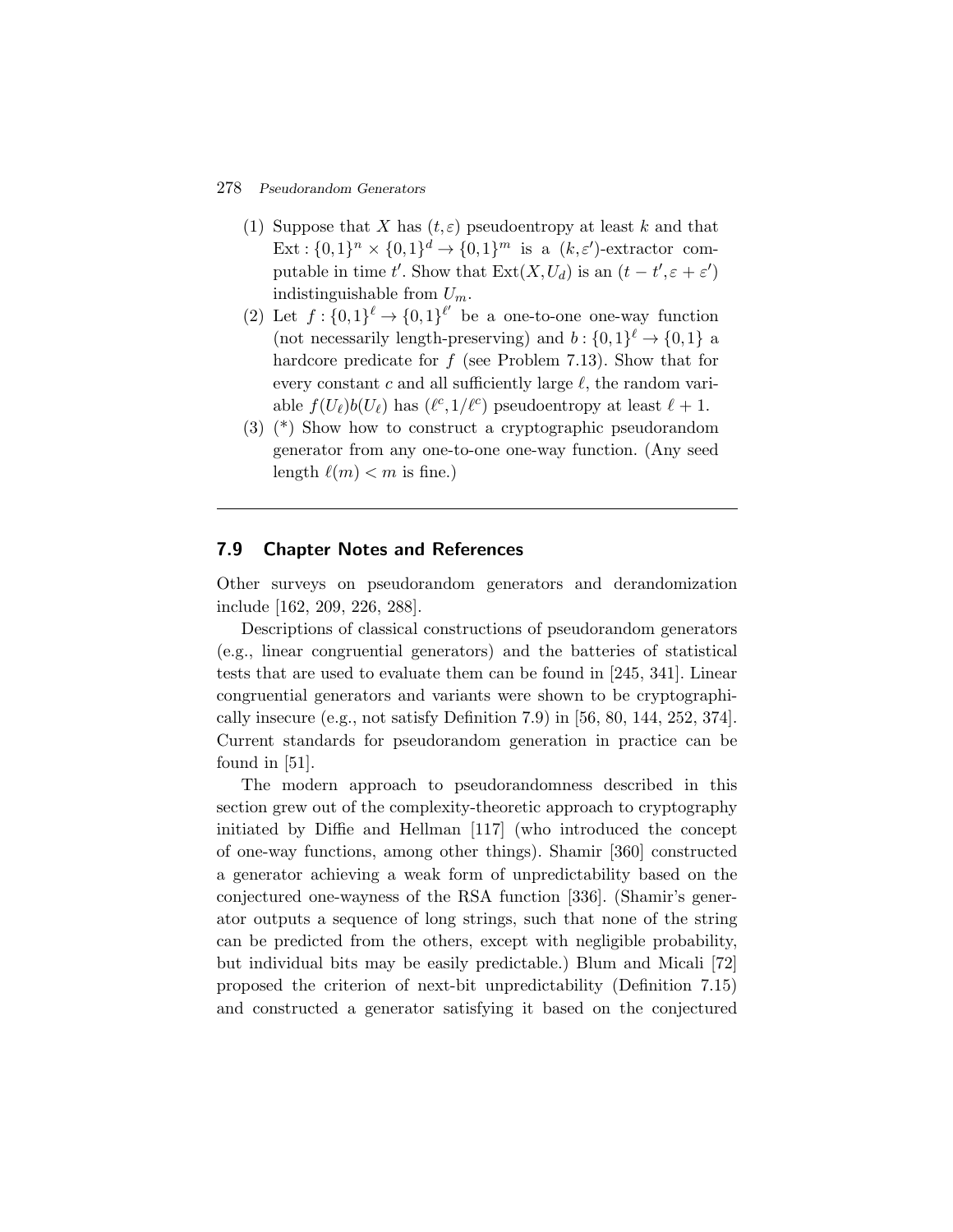(1) Suppose that $X$ has $(t,\varepsilon)$ pseudoentropy at least $k$ and that $\text{Ext} : \{0,1\}^n \times \{0,1\}^d \to \{0,1\}^m$ is a $(k,\varepsilon')$-extractor computable in time $t'$. Show that $\text{Ext}(X,U_d)$ is an $(t-t',\varepsilon+\varepsilon')$ indistinguishable from $U_m$.

(2) Let $f : \{0,1\}^\ell \to \{0,1\}^{\ell'}$ be a one-to-one one-way function (not necessarily length-preserving) and $b : \{0,1\}^\ell \to \{0,1\}$ a hardcore predicate for $f$ (see Problem 7.13). Show that for every constant $c$ and all sufficiently large $\ell$, the random variable $f(U_\ell)b(U_\ell)$ has $(\ell^c, 1/\ell^c)$ pseudoentropy at least $\ell+1$.

(3) (*) Show how to construct a cryptographic pseudorandom generator from any one-to-one one-way function. (Any seed length $\ell(m) < m$ is fine.)

---

## 7.9 Chapter Notes and References

Other surveys on pseudorandom generators and derandomization include [162, 209, 226, 288].

Descriptions of classical constructions of pseudorandom generators (e.g., linear congruential generators) and the batteries of statistical tests that are used to evaluate them can be found in [245, 341]. Linear congruential generators and variants were shown to be cryptographically insecure (e.g., not satisfy Definition 7.9) in [56, 80, 144, 252, 374]. Current standards for pseudorandom generation in practice can be found in [51].

The modern approach to pseudorandomness described in this section grew out of the complexity-theoretic approach to cryptography initiated by Diffie and Hellman [117] (who introduced the concept of one-way functions, among other things). Shamir [360] constructed a generator achieving a weak form of unpredictability based on the conjectured one-wayness of the RSA function [336]. (Shamir's generator outputs a sequence of long strings, such that none of the string can be predicted from the others, except with negligible probability, but individual bits may be easily predictable.) Blum and Micali [72] proposed the criterion of next-bit unpredictability (Definition 7.15) and constructed a generator satisfying it based on the conjectured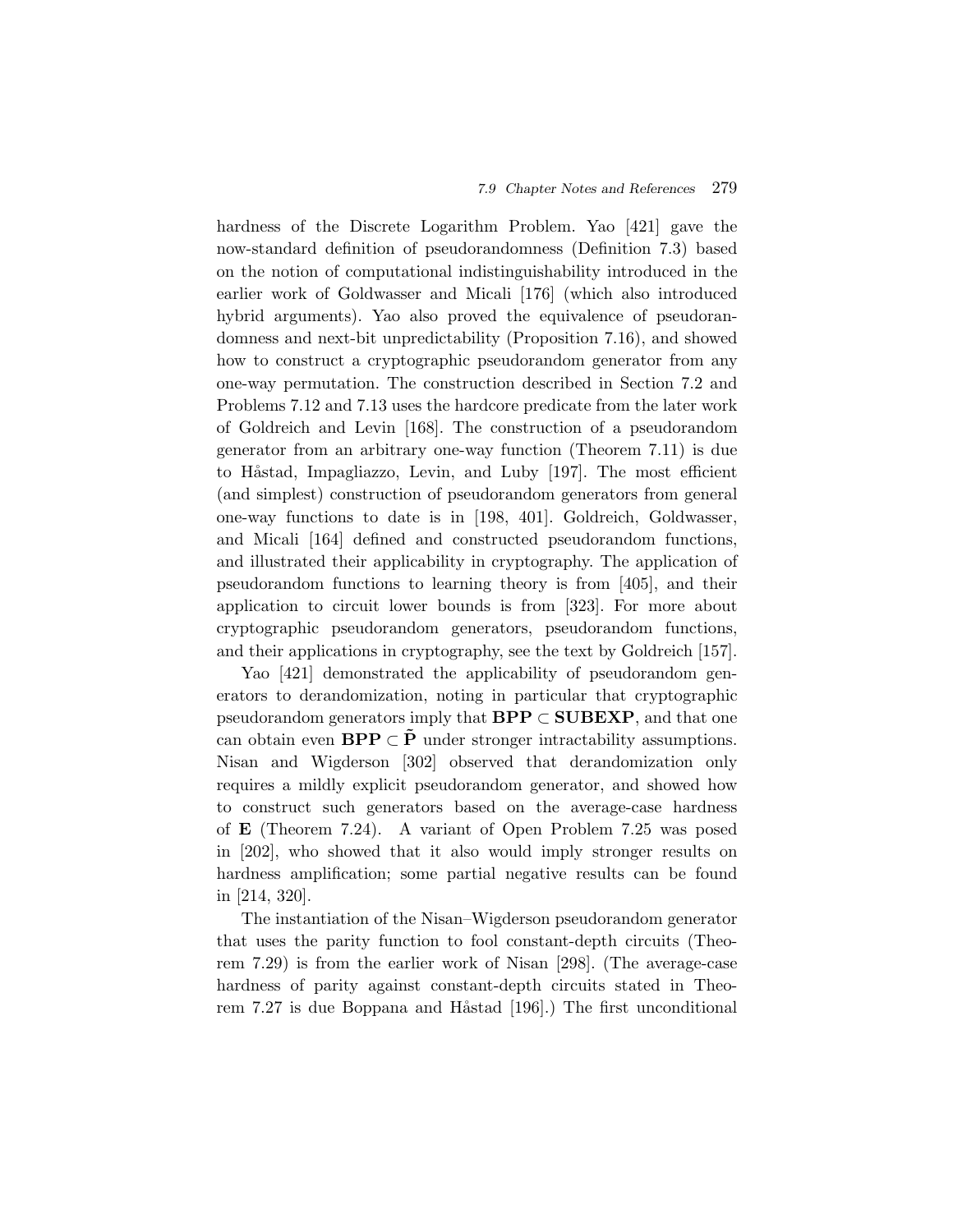hardness of the Discrete Logarithm Problem. Yao [421] gave the now-standard definition of pseudorandomness (Definition 7.3) based on the notion of computational indistinguishability introduced in the earlier work of Goldwasser and Micali [176] (which also introduced hybrid arguments). Yao also proved the equivalence of pseudorandomness and next-bit unpredictability (Proposition 7.16), and showed how to construct a cryptographic pseudorandom generator from any one-way permutation. The construction described in Section 7.2 and Problems 7.12 and 7.13 uses the hardcore predicate from the later work of Goldreich and Levin [168]. The construction of a pseudorandom generator from an arbitrary one-way function (Theorem 7.11) is due to Håstad, Impagliazzo, Levin, and Luby [197]. The most efficient (and simplest) construction of pseudorandom generators from general one-way functions to date is in [198, 401]. Goldreich, Goldwasser, and Micali [164] defined and constructed pseudorandom functions, and illustrated their applicability in cryptography. The application of pseudorandom functions to learning theory is from [405], and their application to circuit lower bounds is from [323]. For more about cryptographic pseudorandom generators, pseudorandom functions, and their applications in cryptography, see the text by Goldreich [157].

Yao [421] demonstrated the applicability of pseudorandom generators to derandomization, noting in particular that cryptographic pseudorandom generators imply that $\mathbf{BPP} \subset \mathbf{SUBEXP}$, and that one can obtain even $\mathbf{BPP} \subset \tilde{\mathbf{P}}$ under stronger intractability assumptions. Nisan and Wigderson [302] observed that derandomization only requires a mildly explicit pseudorandom generator, and showed how to construct such generators based on the average-case hardness of $\mathbf{E}$ (Theorem 7.24). A variant of Open Problem 7.25 was posed in [202], who showed that it also would imply stronger results on hardness amplification; some partial negative results can be found in [214, 320].

The instantiation of the Nisan–Wigderson pseudorandom generator that uses the parity function to fool constant-depth circuits (Theorem 7.29) is from the earlier work of Nisan [298]. (The average-case hardness of parity against constant-depth circuits stated in Theorem 7.27 is due Boppana and Håstad [196].) The first unconditional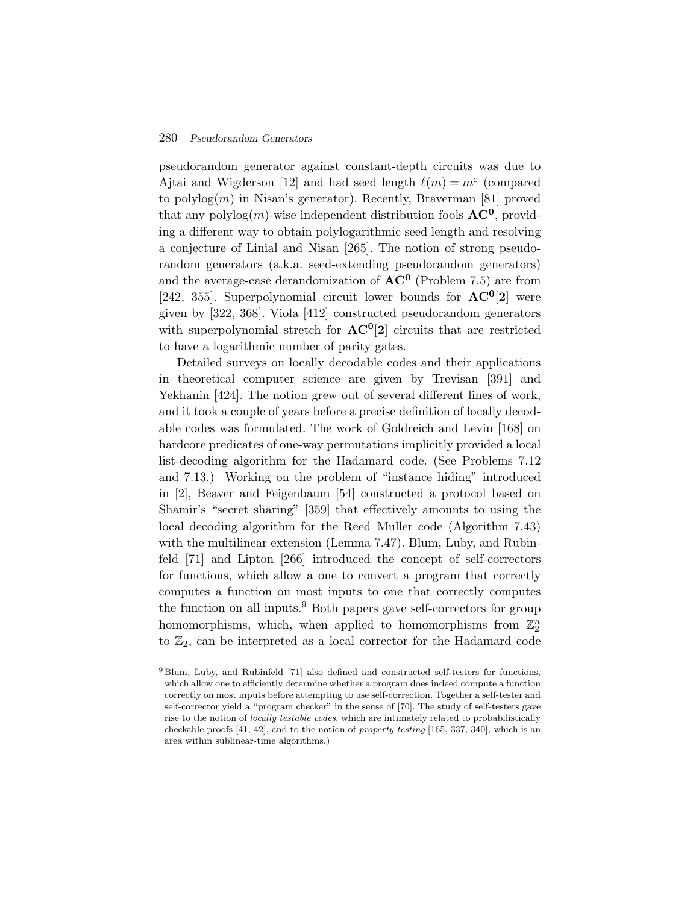pseudorandom generator against constant-depth circuits was due to Ajtai and Wigderson [12] and had seed length $\ell(m) = m^{\varepsilon}$ (compared to polylog$(m)$ in Nisan's generator). Recently, Braverman [81] proved that any polylog$(m)$-wise independent distribution fools $\mathbf{AC^0}$, providing a different way to obtain polylogarithmic seed length and resolving a conjecture of Linial and Nisan [265]. The notion of strong pseudorandom generators (a.k.a. seed-extending pseudorandom generators) and the average-case derandomization of $\mathbf{AC^0}$ (Problem 7.5) are from [242, 355]. Superpolynomial circuit lower bounds for $\mathbf{AC^0[2]}$ were given by [322, 368]. Viola [412] constructed pseudorandom generators with superpolynomial stretch for $\mathbf{AC^0[2]}$ circuits that are restricted to have a logarithmic number of parity gates.

Detailed surveys on locally decodable codes and their applications in theoretical computer science are given by Trevisan [391] and Yekhanin [424]. The notion grew out of several different lines of work, and it took a couple of years before a precise definition of locally decodable codes was formulated. The work of Goldreich and Levin [168] on hardcore predicates of one-way permutations implicitly provided a local list-decoding algorithm for the Hadamard code. (See Problems 7.12 and 7.13.) Working on the problem of "instance hiding" introduced in [2], Beaver and Feigenbaum [54] constructed a protocol based on Shamir's "secret sharing" [359] that effectively amounts to using the local decoding algorithm for the Reed–Muller code (Algorithm 7.43) with the multilinear extension (Lemma 7.47). Blum, Luby, and Rubinfeld [71] and Lipton [266] introduced the concept of self-correctors for functions, which allow a one to convert a program that correctly computes a function on most inputs to one that correctly computes the function on all inputs.[9] Both papers gave self-correctors for group homomorphisms, which, when applied to homomorphisms from $\mathbb{Z}_2^n$ to $\mathbb{Z}_2$, can be interpreted as a local corrector for the Hadamard code

[9] Blum, Luby, and Rubinfeld [71] also defined and constructed self-testers for functions, which allow one to efficiently determine whether a program does indeed compute a function correctly on most inputs before attempting to use self-correction. Together a self-tester and self-corrector yield a "program checker" in the sense of [70]. The study of self-testers gave rise to the notion of *locally testable codes*, which are intimately related to probabilistically checkable proofs [41, 42], and to the notion of *property testing* [165, 337, 340], which is an area within sublinear-time algorithms.)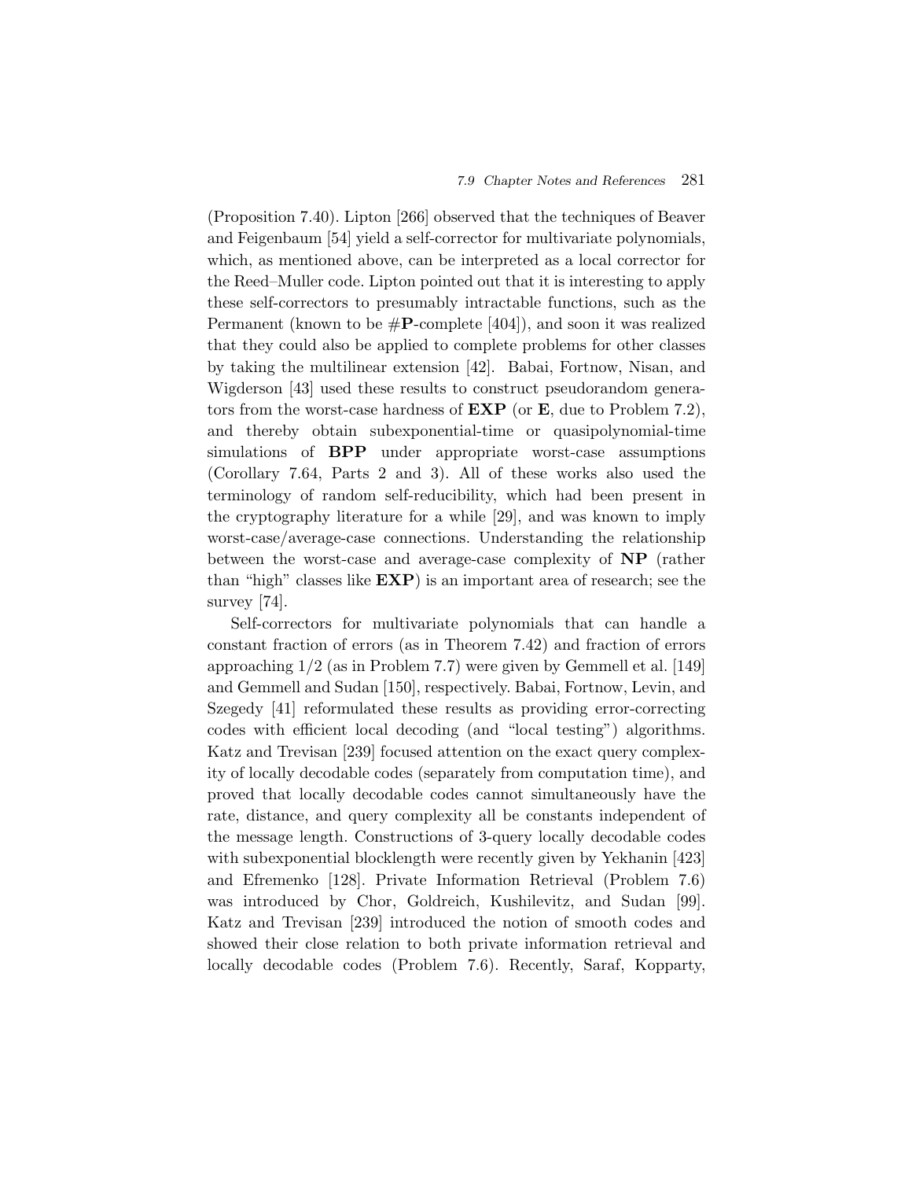(Proposition 7.40). Lipton [266] observed that the techniques of Beaver and Feigenbaum [54] yield a self-corrector for multivariate polynomials, which, as mentioned above, can be interpreted as a local corrector for the Reed–Muller code. Lipton pointed out that it is interesting to apply these self-correctors to presumably intractable functions, such as the Permanent (known to be #**P**-complete [404]), and soon it was realized that they could also be applied to complete problems for other classes by taking the multilinear extension [42]. Babai, Fortnow, Nisan, and Wigderson [43] used these results to construct pseudorandom generators from the worst-case hardness of **EXP** (or **E**, due to Problem 7.2), and thereby obtain subexponential-time or quasipolynomial-time simulations of **BPP** under appropriate worst-case assumptions (Corollary 7.64, Parts 2 and 3). All of these works also used the terminology of random self-reducibility, which had been present in the cryptography literature for a while [29], and was known to imply worst-case/average-case connections. Understanding the relationship between the worst-case and average-case complexity of **NP** (rather than "high" classes like **EXP**) is an important area of research; see the survey [74].

Self-correctors for multivariate polynomials that can handle a constant fraction of errors (as in Theorem 7.42) and fraction of errors approaching $1/2$ (as in Problem 7.7) were given by Gemmell et al. [149] and Gemmell and Sudan [150], respectively. Babai, Fortnow, Levin, and Szegedy [41] reformulated these results as providing error-correcting codes with efficient local decoding (and "local testing") algorithms. Katz and Trevisan [239] focused attention on the exact query complexity of locally decodable codes (separately from computation time), and proved that locally decodable codes cannot simultaneously have the rate, distance, and query complexity all be constants independent of the message length. Constructions of 3-query locally decodable codes with subexponential blocklength were recently given by Yekhanin [423] and Efremenko [128]. Private Information Retrieval (Problem 7.6) was introduced by Chor, Goldreich, Kushilevitz, and Sudan [99]. Katz and Trevisan [239] introduced the notion of smooth codes and showed their close relation to both private information retrieval and locally decodable codes (Problem 7.6). Recently, Saraf, Kopparty,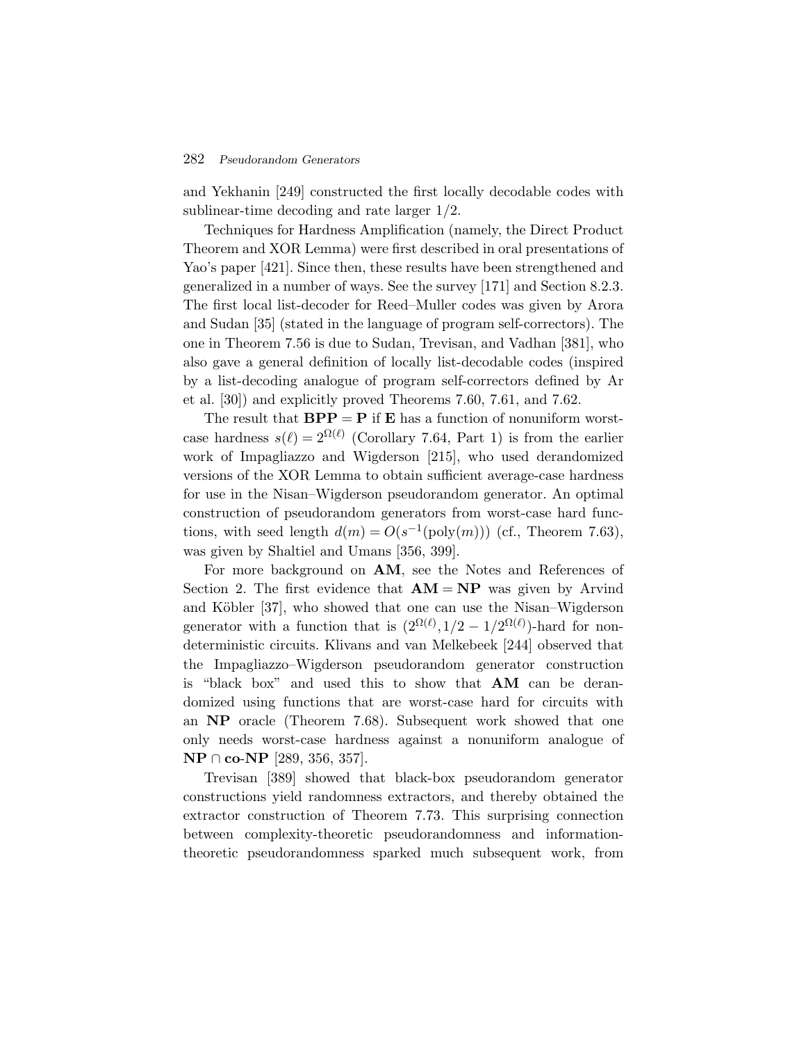and Yekhanin [249] constructed the first locally decodable codes with sublinear-time decoding and rate larger 1/2.

Techniques for Hardness Amplification (namely, the Direct Product Theorem and XOR Lemma) were first described in oral presentations of Yao's paper [421]. Since then, these results have been strengthened and generalized in a number of ways. See the survey [171] and Section 8.2.3. The first local list-decoder for Reed–Muller codes was given by Arora and Sudan [35] (stated in the language of program self-correctors). The one in Theorem 7.56 is due to Sudan, Trevisan, and Vadhan [381], who also gave a general definition of locally list-decodable codes (inspired by a list-decoding analogue of program self-correctors defined by Ar et al. [30]) and explicitly proved Theorems 7.60, 7.61, and 7.62.

The result that $\mathbf{BPP} = \mathbf{P}$ if $\mathbf{E}$ has a function of nonuniform worst-case hardness $s(\ell) = 2^{\Omega(\ell)}$ (Corollary 7.64, Part 1) is from the earlier work of Impagliazzo and Wigderson [215], who used derandomized versions of the XOR Lemma to obtain sufficient average-case hardness for use in the Nisan–Wigderson pseudorandom generator. An optimal construction of pseudorandom generators from worst-case hard functions, with seed length $d(m) = O(s^{-1}(\text{poly}(m)))$ (cf., Theorem 7.63), was given by Shaltiel and Umans [356, 399].

For more background on $\mathbf{AM}$, see the Notes and References of Section 2. The first evidence that $\mathbf{AM} = \mathbf{NP}$ was given by Arvind and Köbler [37], who showed that one can use the Nisan–Wigderson generator with a function that is $(2^{\Omega(\ell)}, 1/2 - 1/2^{\Omega(\ell)})$-hard for nondeterministic circuits. Klivans and van Melkebeek [244] observed that the Impagliazzo–Wigderson pseudorandom generator construction is "black box" and used this to show that $\mathbf{AM}$ can be derandomized using functions that are worst-case hard for circuits with an $\mathbf{NP}$ oracle (Theorem 7.68). Subsequent work showed that one only needs worst-case hardness against a nonuniform analogue of $\mathbf{NP} \cap \mathbf{co}\text{-}\mathbf{NP}$ [289, 356, 357].

Trevisan [389] showed that black-box pseudorandom generator constructions yield randomness extractors, and thereby obtained the extractor construction of Theorem 7.73. This surprising connection between complexity-theoretic pseudorandomness and information-theoretic pseudorandomness sparked much subsequent work, from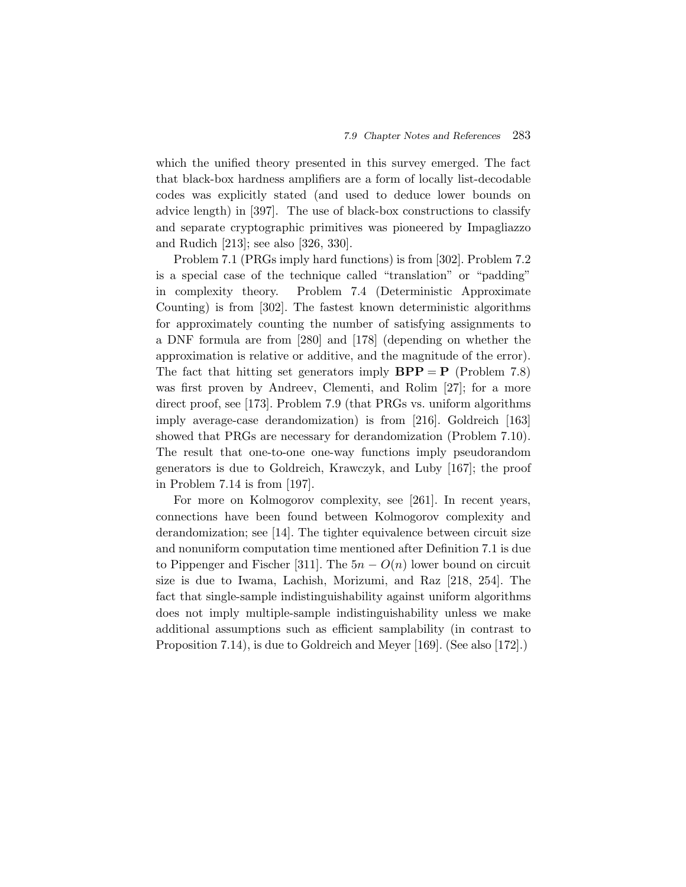which the unified theory presented in this survey emerged. The fact that black-box hardness amplifiers are a form of locally list-decodable codes was explicitly stated (and used to deduce lower bounds on advice length) in [397]. The use of black-box constructions to classify and separate cryptographic primitives was pioneered by Impagliazzo and Rudich [213]; see also [326, 330].

Problem 7.1 (PRGs imply hard functions) is from [302]. Problem 7.2 is a special case of the technique called "translation" or "padding" in complexity theory. Problem 7.4 (Deterministic Approximate Counting) is from [302]. The fastest known deterministic algorithms for approximately counting the number of satisfying assignments to a DNF formula are from [280] and [178] (depending on whether the approximation is relative or additive, and the magnitude of the error). The fact that hitting set generators imply $\mathbf{BPP} = \mathbf{P}$ (Problem 7.8) was first proven by Andreev, Clementi, and Rolim [27]; for a more direct proof, see [173]. Problem 7.9 (that PRGs vs. uniform algorithms imply average-case derandomization) is from [216]. Goldreich [163] showed that PRGs are necessary for derandomization (Problem 7.10). The result that one-to-one one-way functions imply pseudorandom generators is due to Goldreich, Krawczyk, and Luby [167]; the proof in Problem 7.14 is from [197].

For more on Kolmogorov complexity, see [261]. In recent years, connections have been found between Kolmogorov complexity and derandomization; see [14]. The tighter equivalence between circuit size and nonuniform computation time mentioned after Definition 7.1 is due to Pippenger and Fischer [311]. The $5n - O(n)$ lower bound on circuit size is due to Iwama, Lachish, Morizumi, and Raz [218, 254]. The fact that single-sample indistinguishability against uniform algorithms does not imply multiple-sample indistinguishability unless we make additional assumptions such as efficient samplability (in contrast to Proposition 7.14), is due to Goldreich and Meyer [169]. (See also [172].)